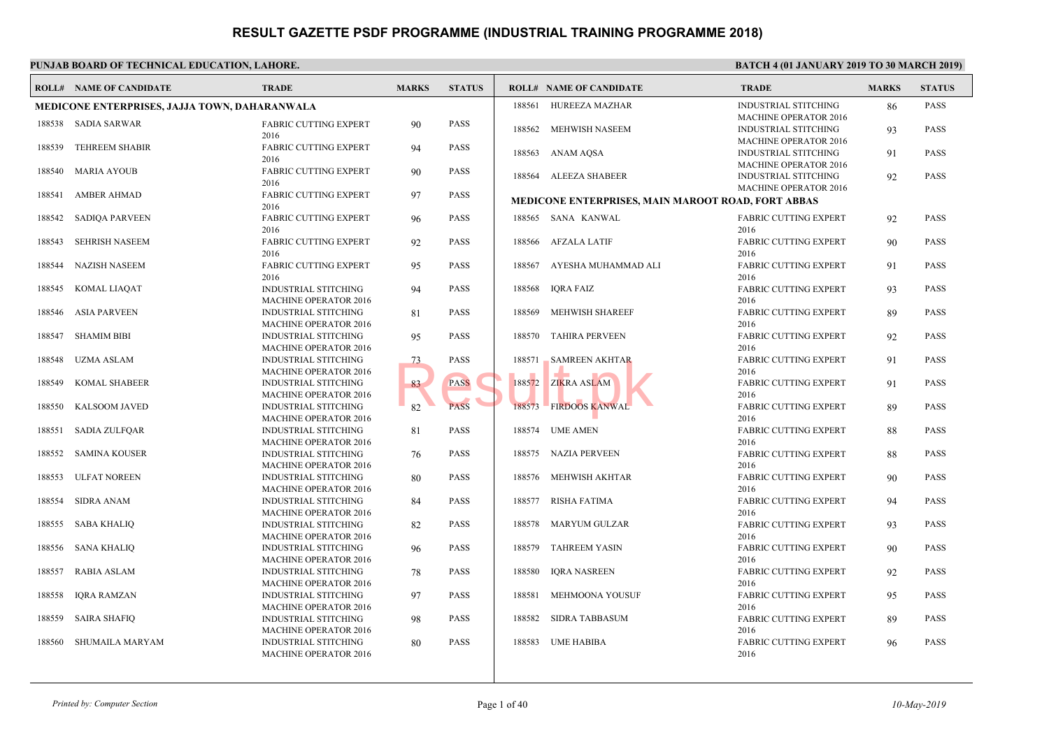# RESULT GAZETTE PSDF PROGRAMME (INDUSTRIAL TRAINING PROGRAMME 2018)

**PUNJAB BOARD OF TECHNICAL EDUCATION, LAHORE.**

**BATCH 4 (01 JANUARY 2019 TO 30 MARCH 2019)**

| ROLL# | NAME OF CANDIDATE | TRADE | MARKS | STATUS |
|---|---|---|---|---|
| **MEDICONE ENTERPRISES, JAJJA TOWN, DAHARANWALA** | | | | |
| 188538 | SADIA SARWAR | FABRIC CUTTING EXPERT 2016 | 90 | PASS |
| 188539 | TEHREEM SHABIR | FABRIC CUTTING EXPERT 2016 | 94 | PASS |
| 188540 | MARIA AYOUB | FABRIC CUTTING EXPERT 2016 | 90 | PASS |
| 188541 | AMBER AHMAD | FABRIC CUTTING EXPERT 2016 | 97 | PASS |
| 188542 | SADIQA PARVEEN | FABRIC CUTTING EXPERT 2016 | 96 | PASS |
| 188543 | SEHRISH NASEEM | FABRIC CUTTING EXPERT 2016 | 92 | PASS |
| 188544 | NAZISH NASEEM | FABRIC CUTTING EXPERT 2016 | 95 | PASS |
| 188545 | KOMAL LIAQAT | INDUSTRIAL STITCHING MACHINE OPERATOR 2016 | 94 | PASS |
| 188546 | ASIA PARVEEN | INDUSTRIAL STITCHING MACHINE OPERATOR 2016 | 81 | PASS |
| 188547 | SHAMIM BIBI | INDUSTRIAL STITCHING MACHINE OPERATOR 2016 | 95 | PASS |
| 188548 | UZMA ASLAM | INDUSTRIAL STITCHING MACHINE OPERATOR 2016 | 73 | PASS |
| 188549 | KOMAL SHABEER | INDUSTRIAL STITCHING MACHINE OPERATOR 2016 | 83 | PASS |
| 188550 | KALSOOM JAVED | INDUSTRIAL STITCHING MACHINE OPERATOR 2016 | 82 | PASS |
| 188551 | SADIA ZULFQAR | INDUSTRIAL STITCHING MACHINE OPERATOR 2016 | 81 | PASS |
| 188552 | SAMINA KOUSER | INDUSTRIAL STITCHING MACHINE OPERATOR 2016 | 76 | PASS |
| 188553 | ULFAT NOREEN | INDUSTRIAL STITCHING MACHINE OPERATOR 2016 | 80 | PASS |
| 188554 | SIDRA ANAM | INDUSTRIAL STITCHING MACHINE OPERATOR 2016 | 84 | PASS |
| 188555 | SABA KHALIQ | INDUSTRIAL STITCHING MACHINE OPERATOR 2016 | 82 | PASS |
| 188556 | SANA KHALIQ | INDUSTRIAL STITCHING MACHINE OPERATOR 2016 | 96 | PASS |
| 188557 | RABIA ASLAM | INDUSTRIAL STITCHING MACHINE OPERATOR 2016 | 78 | PASS |
| 188558 | IQRA RAMZAN | INDUSTRIAL STITCHING MACHINE OPERATOR 2016 | 97 | PASS |
| 188559 | SAIRA SHAFIQ | INDUSTRIAL STITCHING MACHINE OPERATOR 2016 | 98 | PASS |
| 188560 | SHUMAILA MARYAM | INDUSTRIAL STITCHING MACHINE OPERATOR 2016 | 80 | PASS |
| 188561 | HUREEZA MAZHAR | INDUSTRIAL STITCHING MACHINE OPERATOR 2016 | 86 | PASS |
| 188562 | MEHWISH NASEEM | INDUSTRIAL STITCHING MACHINE OPERATOR 2016 | 93 | PASS |
| 188563 | ANAM AQSA | INDUSTRIAL STITCHING MACHINE OPERATOR 2016 | 91 | PASS |
| 188564 | ALEEZA SHABEER | INDUSTRIAL STITCHING MACHINE OPERATOR 2016 | 92 | PASS |
| **MEDICONE ENTERPRISES, MAIN MAROOT ROAD, FORT ABBAS** | | | | |
| 188565 | SANA KANWAL | FABRIC CUTTING EXPERT 2016 | 92 | PASS |
| 188566 | AFZALA LATIF | FABRIC CUTTING EXPERT 2016 | 90 | PASS |
| 188567 | AYESHA MUHAMMAD ALI | FABRIC CUTTING EXPERT 2016 | 91 | PASS |
| 188568 | IQRA FAIZ | FABRIC CUTTING EXPERT 2016 | 93 | PASS |
| 188569 | MEHWISH SHAREEF | FABRIC CUTTING EXPERT 2016 | 89 | PASS |
| 188570 | TAHIRA PERVEEN | FABRIC CUTTING EXPERT 2016 | 92 | PASS |
| 188571 | SAMREEN AKHTAR | FABRIC CUTTING EXPERT 2016 | 91 | PASS |
| 188572 | ZIKRA ASLAM | FABRIC CUTTING EXPERT 2016 | 91 | PASS |
| 188573 | FIRDOOS KANWAL | FABRIC CUTTING EXPERT 2016 | 89 | PASS |
| 188574 | UME AMEN | FABRIC CUTTING EXPERT 2016 | 88 | PASS |
| 188575 | NAZIA PERVEEN | FABRIC CUTTING EXPERT 2016 | 88 | PASS |
| 188576 | MEHWISH AKHTAR | FABRIC CUTTING EXPERT 2016 | 90 | PASS |
| 188577 | RISHA FATIMA | FABRIC CUTTING EXPERT 2016 | 94 | PASS |
| 188578 | MARYUM GULZAR | FABRIC CUTTING EXPERT 2016 | 93 | PASS |
| 188579 | TAHREEM YASIN | FABRIC CUTTING EXPERT 2016 | 90 | PASS |
| 188580 | IQRA NASREEN | FABRIC CUTTING EXPERT 2016 | 92 | PASS |
| 188581 | MEHMOONA YOUSUF | FABRIC CUTTING EXPERT 2016 | 95 | PASS |
| 188582 | SIDRA TABBASUM | FABRIC CUTTING EXPERT 2016 | 89 | PASS |
| 188583 | UME HABIBA | FABRIC CUTTING EXPERT 2016 | 96 | PASS |

*Printed by: Computer Section* — *10-May-2019*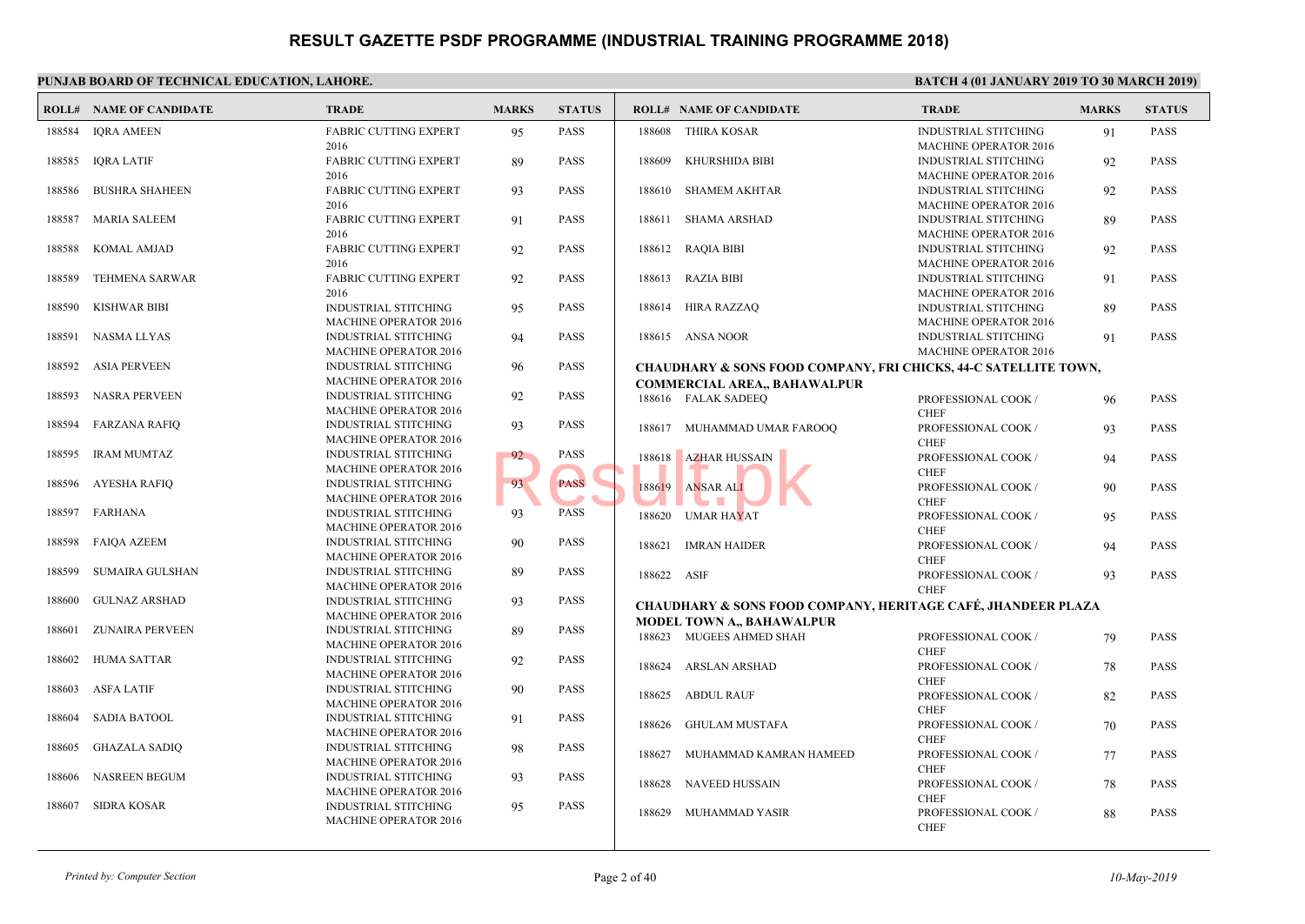# RESULT GAZETTE PSDF PROGRAMME (INDUSTRIAL TRAINING PROGRAMME 2018)

**PUNJAB BOARD OF TECHNICAL EDUCATION, LAHORE.**

**BATCH 4 (01 JANUARY 2019 TO 30 MARCH 2019)**

| ROLL# | NAME OF CANDIDATE | TRADE | MARKS | STATUS |
|---|---|---|---|---|
| 188584 | IQRA AMEEN | FABRIC CUTTING EXPERT 2016 | 95 | PASS |
| 188585 | IQRA LATIF | FABRIC CUTTING EXPERT 2016 | 89 | PASS |
| 188586 | BUSHRA SHAHEEN | FABRIC CUTTING EXPERT 2016 | 93 | PASS |
| 188587 | MARIA SALEEM | FABRIC CUTTING EXPERT 2016 | 91 | PASS |
| 188588 | KOMAL AMJAD | FABRIC CUTTING EXPERT 2016 | 92 | PASS |
| 188589 | TEHMENA SARWAR | FABRIC CUTTING EXPERT 2016 | 92 | PASS |
| 188590 | KISHWAR BIBI | INDUSTRIAL STITCHING MACHINE OPERATOR 2016 | 95 | PASS |
| 188591 | NASMA LLYAS | INDUSTRIAL STITCHING MACHINE OPERATOR 2016 | 94 | PASS |
| 188592 | ASIA PERVEEN | INDUSTRIAL STITCHING MACHINE OPERATOR 2016 | 96 | PASS |
| 188593 | NASRA PERVEEN | INDUSTRIAL STITCHING MACHINE OPERATOR 2016 | 92 | PASS |
| 188594 | FARZANA RAFIQ | INDUSTRIAL STITCHING MACHINE OPERATOR 2016 | 93 | PASS |
| 188595 | IRAM MUMTAZ | INDUSTRIAL STITCHING MACHINE OPERATOR 2016 | 92 | PASS |
| 188596 | AYESHA RAFIQ | INDUSTRIAL STITCHING MACHINE OPERATOR 2016 | 93 | PASS |
| 188597 | FARHANA | INDUSTRIAL STITCHING MACHINE OPERATOR 2016 | 93 | PASS |
| 188598 | FAIQA AZEEM | INDUSTRIAL STITCHING MACHINE OPERATOR 2016 | 90 | PASS |
| 188599 | SUMAIRA GULSHAN | INDUSTRIAL STITCHING MACHINE OPERATOR 2016 | 89 | PASS |
| 188600 | GULNAZ ARSHAD | INDUSTRIAL STITCHING MACHINE OPERATOR 2016 | 93 | PASS |
| 188601 | ZUNAIRA PERVEEN | INDUSTRIAL STITCHING MACHINE OPERATOR 2016 | 89 | PASS |
| 188602 | HUMA SATTAR | INDUSTRIAL STITCHING MACHINE OPERATOR 2016 | 92 | PASS |
| 188603 | ASFA LATIF | INDUSTRIAL STITCHING MACHINE OPERATOR 2016 | 90 | PASS |
| 188604 | SADIA BATOOL | INDUSTRIAL STITCHING MACHINE OPERATOR 2016 | 91 | PASS |
| 188605 | GHAZALA SADIQ | INDUSTRIAL STITCHING MACHINE OPERATOR 2016 | 98 | PASS |
| 188606 | NASREEN BEGUM | INDUSTRIAL STITCHING MACHINE OPERATOR 2016 | 93 | PASS |
| 188607 | SIDRA KOSAR | INDUSTRIAL STITCHING MACHINE OPERATOR 2016 | 95 | PASS |
| 188608 | THIRA KOSAR | INDUSTRIAL STITCHING MACHINE OPERATOR 2016 | 91 | PASS |
| 188609 | KHURSHIDA BIBI | INDUSTRIAL STITCHING MACHINE OPERATOR 2016 | 92 | PASS |
| 188610 | SHAMEM AKHTAR | INDUSTRIAL STITCHING MACHINE OPERATOR 2016 | 92 | PASS |
| 188611 | SHAMA ARSHAD | INDUSTRIAL STITCHING MACHINE OPERATOR 2016 | 89 | PASS |
| 188612 | RAQIA BIBI | INDUSTRIAL STITCHING MACHINE OPERATOR 2016 | 92 | PASS |
| 188613 | RAZIA BIBI | INDUSTRIAL STITCHING MACHINE OPERATOR 2016 | 91 | PASS |
| 188614 | HIRA RAZZAQ | INDUSTRIAL STITCHING MACHINE OPERATOR 2016 | 89 | PASS |
| 188615 | ANSA NOOR | INDUSTRIAL STITCHING MACHINE OPERATOR 2016 | 91 | PASS |

**CHAUDHARY & SONS FOOD COMPANY, FRI CHICKS, 44-C SATELLITE TOWN, COMMERCIAL AREA,, BAHAWALPUR**

| ROLL# | NAME OF CANDIDATE | TRADE | MARKS | STATUS |
|---|---|---|---|---|
| 188616 | FALAK SADEEQ | PROFESSIONAL COOK / CHEF | 96 | PASS |
| 188617 | MUHAMMAD UMAR FAROOQ | PROFESSIONAL COOK / CHEF | 93 | PASS |
| 188618 | AZHAR HUSSAIN | PROFESSIONAL COOK / CHEF | 94 | PASS |
| 188619 | ANSAR ALI | PROFESSIONAL COOK / CHEF | 90 | PASS |
| 188620 | UMAR HAYAT | PROFESSIONAL COOK / CHEF | 95 | PASS |
| 188621 | IMRAN HAIDER | PROFESSIONAL COOK / CHEF | 94 | PASS |
| 188622 | ASIF | PROFESSIONAL COOK / CHEF | 93 | PASS |

**CHAUDHARY & SONS FOOD COMPANY, HERITAGE CAFÉ, JHANDEER PLAZA MODEL TOWN A,, BAHAWALPUR**

| ROLL# | NAME OF CANDIDATE | TRADE | MARKS | STATUS |
|---|---|---|---|---|
| 188623 | MUGEES AHMED SHAH | PROFESSIONAL COOK / CHEF | 79 | PASS |
| 188624 | ARSLAN ARSHAD | PROFESSIONAL COOK / CHEF | 78 | PASS |
| 188625 | ABDUL RAUF | PROFESSIONAL COOK / CHEF | 82 | PASS |
| 188626 | GHULAM MUSTAFA | PROFESSIONAL COOK / CHEF | 70 | PASS |
| 188627 | MUHAMMAD KAMRAN HAMEED | PROFESSIONAL COOK / CHEF | 77 | PASS |
| 188628 | NAVEED HUSSAIN | PROFESSIONAL COOK / CHEF | 78 | PASS |
| 188629 | MUHAMMAD YASIR | PROFESSIONAL COOK / CHEF | 88 | PASS |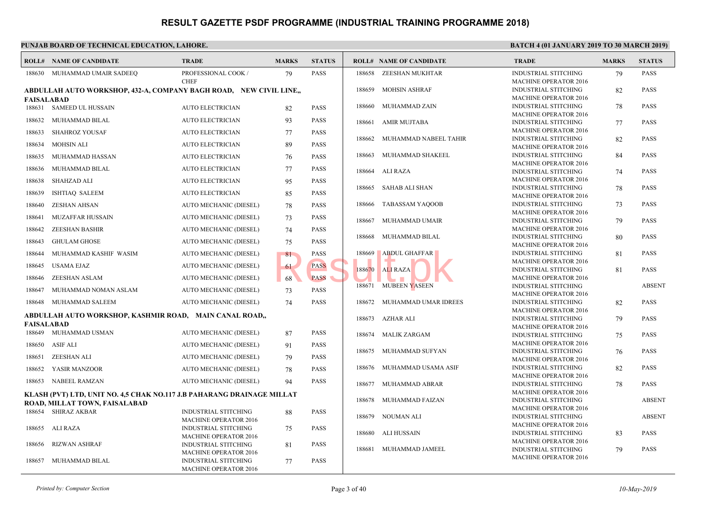# RESULT GAZETTE PSDF PROGRAMME (INDUSTRIAL TRAINING PROGRAMME 2018)

**PUNJAB BOARD OF TECHNICAL EDUCATION, LAHORE.**

**BATCH 4 (01 JANUARY 2019 TO 30 MARCH 2019)**

| ROLL# | NAME OF CANDIDATE | TRADE | MARKS | STATUS |
|---|---|---|---|---|
| 188630 | MUHAMMAD UMAIR SADEEQ | PROFESSIONAL COOK / CHEF | 79 | PASS |

**ABDULLAH AUTO WORKSHOP, 432-A, COMPANY BAGH ROAD, NEW CIVIL LINE,, FAISALABAD**

| ROLL# | NAME OF CANDIDATE | TRADE | MARKS | STATUS |
|---|---|---|---|---|
| 188631 | SAMEED UL HUSSAIN | AUTO ELECTRICIAN | 82 | PASS |
| 188632 | MUHAMMAD BILAL | AUTO ELECTRICIAN | 93 | PASS |
| 188633 | SHAHROZ YOUSAF | AUTO ELECTRICIAN | 77 | PASS |
| 188634 | MOHSIN ALI | AUTO ELECTRICIAN | 89 | PASS |
| 188635 | MUHAMMAD HASSAN | AUTO ELECTRICIAN | 76 | PASS |
| 188636 | MUHAMMAD BILAL | AUTO ELECTRICIAN | 77 | PASS |
| 188638 | SHAHZAD ALI | AUTO ELECTRICIAN | 95 | PASS |
| 188639 | ISHTIAQ SALEEM | AUTO ELECTRICIAN | 85 | PASS |
| 188640 | ZESHAN AHSAN | AUTO MECHANIC (DIESEL) | 78 | PASS |
| 188641 | MUZAFFAR HUSSAIN | AUTO MECHANIC (DIESEL) | 73 | PASS |
| 188642 | ZEESHAN BASHIR | AUTO MECHANIC (DIESEL) | 74 | PASS |
| 188643 | GHULAM GHOSE | AUTO MECHANIC (DIESEL) | 75 | PASS |
| 188644 | MUHAMMAD KASHIF WASIM | AUTO MECHANIC (DIESEL) | 81 | PASS |
| 188645 | USAMA EJAZ | AUTO MECHANIC (DIESEL) | 61 | PASS |
| 188646 | ZEESHAN ASLAM | AUTO MECHANIC (DIESEL) | 68 | PASS |
| 188647 | MUHAMMAD NOMAN ASLAM | AUTO MECHANIC (DIESEL) | 73 | PASS |
| 188648 | MUHAMMAD SALEEM | AUTO MECHANIC (DIESEL) | 74 | PASS |

**ABDULLAH AUTO WORKSHOP, KASHMIR ROAD, MAIN CANAL ROAD,, FAISALABAD**

| ROLL# | NAME OF CANDIDATE | TRADE | MARKS | STATUS |
|---|---|---|---|---|
| 188649 | MUHAMMAD USMAN | AUTO MECHANIC (DIESEL) | 87 | PASS |
| 188650 | ASIF ALI | AUTO MECHANIC (DIESEL) | 91 | PASS |
| 188651 | ZEESHAN ALI | AUTO MECHANIC (DIESEL) | 79 | PASS |
| 188652 | YASIR MANZOOR | AUTO MECHANIC (DIESEL) | 78 | PASS |
| 188653 | NABEEL RAMZAN | AUTO MECHANIC (DIESEL) | 94 | PASS |

**KLASH (PVT) LTD, UNIT NO. 4,5 CHAK NO.117 J.B PAHARANG DRAINAGE MILLAT ROAD, MILLAT TOWN, FAISALABAD**

| ROLL# | NAME OF CANDIDATE | TRADE | MARKS | STATUS |
|---|---|---|---|---|
| 188654 | SHIRAZ AKBAR | INDUSTRIAL STITCHING MACHINE OPERATOR 2016 | 88 | PASS |
| 188655 | ALI RAZA | INDUSTRIAL STITCHING MACHINE OPERATOR 2016 | 75 | PASS |
| 188656 | RIZWAN ASHRAF | INDUSTRIAL STITCHING MACHINE OPERATOR 2016 | 81 | PASS |
| 188657 | MUHAMMAD BILAL | INDUSTRIAL STITCHING MACHINE OPERATOR 2016 | 77 | PASS |
| 188658 | ZEESHAN MUKHTAR | INDUSTRIAL STITCHING MACHINE OPERATOR 2016 | 79 | PASS |
| 188659 | MOHSIN ASHRAF | INDUSTRIAL STITCHING MACHINE OPERATOR 2016 | 82 | PASS |
| 188660 | MUHAMMAD ZAIN | INDUSTRIAL STITCHING MACHINE OPERATOR 2016 | 78 | PASS |
| 188661 | AMIR MUJTABA | INDUSTRIAL STITCHING MACHINE OPERATOR 2016 | 77 | PASS |
| 188662 | MUHAMMAD NABEEL TAHIR | INDUSTRIAL STITCHING MACHINE OPERATOR 2016 | 82 | PASS |
| 188663 | MUHAMMAD SHAKEEL | INDUSTRIAL STITCHING MACHINE OPERATOR 2016 | 84 | PASS |
| 188664 | ALI RAZA | INDUSTRIAL STITCHING MACHINE OPERATOR 2016 | 74 | PASS |
| 188665 | SAHAB ALI SHAN | INDUSTRIAL STITCHING MACHINE OPERATOR 2016 | 78 | PASS |
| 188666 | TABASSAM YAQOOB | INDUSTRIAL STITCHING MACHINE OPERATOR 2016 | 73 | PASS |
| 188667 | MUHAMMAD UMAIR | INDUSTRIAL STITCHING MACHINE OPERATOR 2016 | 79 | PASS |
| 188668 | MUHAMMAD BILAL | INDUSTRIAL STITCHING MACHINE OPERATOR 2016 | 80 | PASS |
| 188669 | ABDUL GHAFFAR | INDUSTRIAL STITCHING MACHINE OPERATOR 2016 | 81 | PASS |
| 188670 | ALI RAZA | INDUSTRIAL STITCHING MACHINE OPERATOR 2016 | 81 | PASS |
| 188671 | MUBEEN YASEEN | INDUSTRIAL STITCHING MACHINE OPERATOR 2016 | | ABSENT |
| 188672 | MUHAMMAD UMAR IDREES | INDUSTRIAL STITCHING MACHINE OPERATOR 2016 | 82 | PASS |
| 188673 | AZHAR ALI | INDUSTRIAL STITCHING MACHINE OPERATOR 2016 | 79 | PASS |
| 188674 | MALIK ZARGAM | INDUSTRIAL STITCHING MACHINE OPERATOR 2016 | 75 | PASS |
| 188675 | MUHAMMAD SUFYAN | INDUSTRIAL STITCHING MACHINE OPERATOR 2016 | 76 | PASS |
| 188676 | MUHAMMAD USAMA ASIF | INDUSTRIAL STITCHING MACHINE OPERATOR 2016 | 82 | PASS |
| 188677 | MUHAMMAD ABRAR | INDUSTRIAL STITCHING MACHINE OPERATOR 2016 | 78 | PASS |
| 188678 | MUHAMMAD FAIZAN | INDUSTRIAL STITCHING MACHINE OPERATOR 2016 | | ABSENT |
| 188679 | NOUMAN ALI | INDUSTRIAL STITCHING MACHINE OPERATOR 2016 | | ABSENT |
| 188680 | ALI HUSSAIN | INDUSTRIAL STITCHING MACHINE OPERATOR 2016 | 83 | PASS |
| 188681 | MUHAMMAD JAMEEL | INDUSTRIAL STITCHING MACHINE OPERATOR 2016 | 79 | PASS |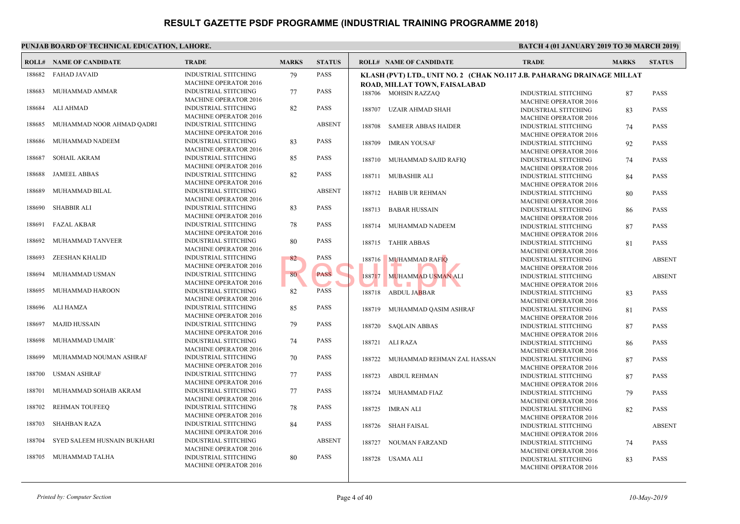# RESULT GAZETTE PSDF PROGRAMME (INDUSTRIAL TRAINING PROGRAMME 2018)

**PUNJAB BOARD OF TECHNICAL EDUCATION, LAHORE.**

**BATCH 4 (01 JANUARY 2019 TO 30 MARCH 2019)**

| ROLL# | NAME OF CANDIDATE | TRADE | MARKS | STATUS |
|---|---|---|---|---|
| 188682 | FAHAD JAVAID | INDUSTRIAL STITCHING MACHINE OPERATOR 2016 | 79 | PASS |
| 188683 | MUHAMMAD AMMAR | INDUSTRIAL STITCHING MACHINE OPERATOR 2016 | 77 | PASS |
| 188684 | ALI AHMAD | INDUSTRIAL STITCHING MACHINE OPERATOR 2016 | 82 | PASS |
| 188685 | MUHAMMAD NOOR AHMAD QADRI | INDUSTRIAL STITCHING MACHINE OPERATOR 2016 | | ABSENT |
| 188686 | MUHAMMAD NADEEM | INDUSTRIAL STITCHING MACHINE OPERATOR 2016 | 83 | PASS |
| 188687 | SOHAIL AKRAM | INDUSTRIAL STITCHING MACHINE OPERATOR 2016 | 85 | PASS |
| 188688 | JAMEEL ABBAS | INDUSTRIAL STITCHING MACHINE OPERATOR 2016 | 82 | PASS |
| 188689 | MUHAMMAD BILAL | INDUSTRIAL STITCHING MACHINE OPERATOR 2016 | | ABSENT |
| 188690 | SHABBIR ALI | INDUSTRIAL STITCHING MACHINE OPERATOR 2016 | 83 | PASS |
| 188691 | FAZAL AKBAR | INDUSTRIAL STITCHING MACHINE OPERATOR 2016 | 78 | PASS |
| 188692 | MUHAMMAD TANVEER | INDUSTRIAL STITCHING MACHINE OPERATOR 2016 | 80 | PASS |
| 188693 | ZEESHAN KHALID | INDUSTRIAL STITCHING MACHINE OPERATOR 2016 | 82 | PASS |
| 188694 | MUHAMMAD USMAN | INDUSTRIAL STITCHING MACHINE OPERATOR 2016 | 80 | PASS |
| 188695 | MUHAMMAD HAROON | INDUSTRIAL STITCHING MACHINE OPERATOR 2016 | 82 | PASS |
| 188696 | ALI HAMZA | INDUSTRIAL STITCHING MACHINE OPERATOR 2016 | 85 | PASS |
| 188697 | MAJID HUSSAIN | INDUSTRIAL STITCHING MACHINE OPERATOR 2016 | 79 | PASS |
| 188698 | MUHAMMAD UMAIR` | INDUSTRIAL STITCHING MACHINE OPERATOR 2016 | 74 | PASS |
| 188699 | MUHAMMAD NOUMAN ASHRAF | INDUSTRIAL STITCHING MACHINE OPERATOR 2016 | 70 | PASS |
| 188700 | USMAN ASHRAF | INDUSTRIAL STITCHING MACHINE OPERATOR 2016 | 77 | PASS |
| 188701 | MUHAMMAD SOHAIB AKRAM | INDUSTRIAL STITCHING MACHINE OPERATOR 2016 | 77 | PASS |
| 188702 | REHMAN TOUFEEQ | INDUSTRIAL STITCHING MACHINE OPERATOR 2016 | 78 | PASS |
| 188703 | SHAHBAN RAZA | INDUSTRIAL STITCHING MACHINE OPERATOR 2016 | 84 | PASS |
| 188704 | SYED SALEEM HUSNAIN BUKHARI | INDUSTRIAL STITCHING MACHINE OPERATOR 2016 | | ABSENT |
| 188705 | MUHAMMAD TALHA | INDUSTRIAL STITCHING MACHINE OPERATOR 2016 | 80 | PASS |

**KLASH (PVT) LTD., UNIT NO. 2 (CHAK NO.117 J.B. PAHARANG DRAINAGE MILLAT ROAD, MILLAT TOWN, FAISALABAD**

| ROLL# | NAME OF CANDIDATE | TRADE | MARKS | STATUS |
|---|---|---|---|---|
| 188706 | MOHSIN RAZZAQ | INDUSTRIAL STITCHING MACHINE OPERATOR 2016 | 87 | PASS |
| 188707 | UZAIR AHMAD SHAH | INDUSTRIAL STITCHING MACHINE OPERATOR 2016 | 83 | PASS |
| 188708 | SAMEER ABBAS HAIDER | INDUSTRIAL STITCHING MACHINE OPERATOR 2016 | 74 | PASS |
| 188709 | IMRAN YOUSAF | INDUSTRIAL STITCHING MACHINE OPERATOR 2016 | 92 | PASS |
| 188710 | MUHAMMAD SAJID RAFIQ | INDUSTRIAL STITCHING MACHINE OPERATOR 2016 | 74 | PASS |
| 188711 | MUBASHIR ALI | INDUSTRIAL STITCHING MACHINE OPERATOR 2016 | 84 | PASS |
| 188712 | HABIB UR REHMAN | INDUSTRIAL STITCHING MACHINE OPERATOR 2016 | 80 | PASS |
| 188713 | BABAR HUSSAIN | INDUSTRIAL STITCHING MACHINE OPERATOR 2016 | 86 | PASS |
| 188714 | MUHAMMAD NADEEM | INDUSTRIAL STITCHING MACHINE OPERATOR 2016 | 87 | PASS |
| 188715 | TAHIR ABBAS | INDUSTRIAL STITCHING MACHINE OPERATOR 2016 | 81 | PASS |
| 188716 | MUHAMMAD RAFIQ | INDUSTRIAL STITCHING MACHINE OPERATOR 2016 | | ABSENT |
| 188717 | MUHAMMAD USMAN ALI | INDUSTRIAL STITCHING MACHINE OPERATOR 2016 | | ABSENT |
| 188718 | ABDUL JABBAR | INDUSTRIAL STITCHING MACHINE OPERATOR 2016 | 83 | PASS |
| 188719 | MUHAMMAD QASIM ASHRAF | INDUSTRIAL STITCHING MACHINE OPERATOR 2016 | 81 | PASS |
| 188720 | SAQLAIN ABBAS | INDUSTRIAL STITCHING MACHINE OPERATOR 2016 | 87 | PASS |
| 188721 | ALI RAZA | INDUSTRIAL STITCHING MACHINE OPERATOR 2016 | 86 | PASS |
| 188722 | MUHAMMAD REHMAN ZAL HASSAN | INDUSTRIAL STITCHING MACHINE OPERATOR 2016 | 87 | PASS |
| 188723 | ABDUL REHMAN | INDUSTRIAL STITCHING MACHINE OPERATOR 2016 | 87 | PASS |
| 188724 | MUHAMMAD FIAZ | INDUSTRIAL STITCHING MACHINE OPERATOR 2016 | 79 | PASS |
| 188725 | IMRAN ALI | INDUSTRIAL STITCHING MACHINE OPERATOR 2016 | 82 | PASS |
| 188726 | SHAH FAISAL | INDUSTRIAL STITCHING MACHINE OPERATOR 2016 | | ABSENT |
| 188727 | NOUMAN FARZAND | INDUSTRIAL STITCHING MACHINE OPERATOR 2016 | 74 | PASS |
| 188728 | USAMA ALI | INDUSTRIAL STITCHING MACHINE OPERATOR 2016 | 83 | PASS |

*Printed by: Computer Section* — *10-May-2019*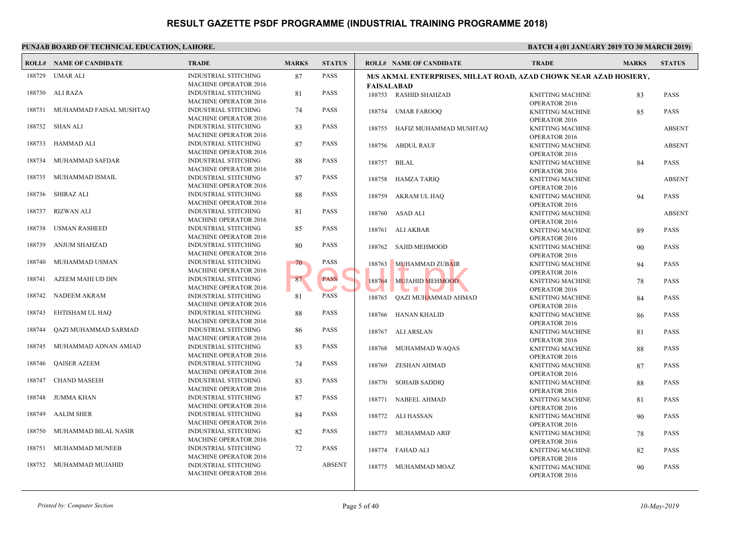# RESULT GAZETTE PSDF PROGRAMME (INDUSTRIAL TRAINING PROGRAMME 2018)

**PUNJAB BOARD OF TECHNICAL EDUCATION, LAHORE.**

**BATCH 4 (01 JANUARY 2019 TO 30 MARCH 2019)**

| ROLL# | NAME OF CANDIDATE | TRADE | MARKS | STATUS |
|---|---|---|---|---|
| 188729 | UMAR ALI | INDUSTRIAL STITCHING MACHINE OPERATOR 2016 | 87 | PASS |
| 188730 | ALI RAZA | INDUSTRIAL STITCHING MACHINE OPERATOR 2016 | 81 | PASS |
| 188731 | MUHAMMAD FAISAL MUSHTAQ | INDUSTRIAL STITCHING MACHINE OPERATOR 2016 | 74 | PASS |
| 188732 | SHAN ALI | INDUSTRIAL STITCHING MACHINE OPERATOR 2016 | 83 | PASS |
| 188733 | HAMMAD ALI | INDUSTRIAL STITCHING MACHINE OPERATOR 2016 | 87 | PASS |
| 188734 | MUHAMMAD SAFDAR | INDUSTRIAL STITCHING MACHINE OPERATOR 2016 | 88 | PASS |
| 188735 | MUHAMMAD ISMAIL | INDUSTRIAL STITCHING MACHINE OPERATOR 2016 | 87 | PASS |
| 188736 | SHIRAZ ALI | INDUSTRIAL STITCHING MACHINE OPERATOR 2016 | 88 | PASS |
| 188737 | RIZWAN ALI | INDUSTRIAL STITCHING MACHINE OPERATOR 2016 | 81 | PASS |
| 188738 | USMAN RASHEED | INDUSTRIAL STITCHING MACHINE OPERATOR 2016 | 85 | PASS |
| 188739 | ANJUM SHAHZAD | INDUSTRIAL STITCHING MACHINE OPERATOR 2016 | 80 | PASS |
| 188740 | MUHAMMAD USMAN | INDUSTRIAL STITCHING MACHINE OPERATOR 2016 | 70 | PASS |
| 188741 | AZEEM MAHI UD DIN | INDUSTRIAL STITCHING MACHINE OPERATOR 2016 | 87 | PASS |
| 188742 | NADEEM AKRAM | INDUSTRIAL STITCHING MACHINE OPERATOR 2016 | 81 | PASS |
| 188743 | EHTISHAM UL HAQ | INDUSTRIAL STITCHING MACHINE OPERATOR 2016 | 88 | PASS |
| 188744 | QAZI MUHAMMAD SARMAD | INDUSTRIAL STITCHING MACHINE OPERATOR 2016 | 86 | PASS |
| 188745 | MUHAMMAD ADNAN AMJAD | INDUSTRIAL STITCHING MACHINE OPERATOR 2016 | 83 | PASS |
| 188746 | QAISER AZEEM | INDUSTRIAL STITCHING MACHINE OPERATOR 2016 | 74 | PASS |
| 188747 | CHAND MASEEH | INDUSTRIAL STITCHING MACHINE OPERATOR 2016 | 83 | PASS |
| 188748 | JUMMA KHAN | INDUSTRIAL STITCHING MACHINE OPERATOR 2016 | 87 | PASS |
| 188749 | AALIM SHER | INDUSTRIAL STITCHING MACHINE OPERATOR 2016 | 84 | PASS |
| 188750 | MUHAMMAD BILAL NASIR | INDUSTRIAL STITCHING MACHINE OPERATOR 2016 | 82 | PASS |
| 188751 | MUHAMMAD MUNEEB | INDUSTRIAL STITCHING MACHINE OPERATOR 2016 | 72 | PASS |
| 188752 | MUHAMMAD MUJAHID | INDUSTRIAL STITCHING MACHINE OPERATOR 2016 | | ABSENT |

**M/S AKMAL ENTERPRISES, MILLAT ROAD, AZAD CHOWK NEAR AZAD HOSIERY, FAISALABAD**

| ROLL# | NAME OF CANDIDATE | TRADE | MARKS | STATUS |
|---|---|---|---|---|
| 188753 | RASHID SHAHZAD | KNITTING MACHINE OPERATOR 2016 | 83 | PASS |
| 188754 | UMAR FAROOQ | KNITTING MACHINE OPERATOR 2016 | 85 | PASS |
| 188755 | HAFIZ MUHAMMAD MUSHTAQ | KNITTING MACHINE OPERATOR 2016 | | ABSENT |
| 188756 | ABDUL RAUF | KNITTING MACHINE OPERATOR 2016 | | ABSENT |
| 188757 | BILAL | KNITTING MACHINE OPERATOR 2016 | 84 | PASS |
| 188758 | HAMZA TARIQ | KNITTING MACHINE OPERATOR 2016 | | ABSENT |
| 188759 | AKRAM UL HAQ | KNITTING MACHINE OPERATOR 2016 | 94 | PASS |
| 188760 | ASAD ALI | KNITTING MACHINE OPERATOR 2016 | | ABSENT |
| 188761 | ALI AKBAR | KNITTING MACHINE OPERATOR 2016 | 89 | PASS |
| 188762 | SAJID MEHMOOD | KNITTING MACHINE OPERATOR 2016 | 90 | PASS |
| 188763 | MUHAMMAD ZUBAIR | KNITTING MACHINE OPERATOR 2016 | 94 | PASS |
| 188764 | MUJAHID MEHMOOD | KNITTING MACHINE OPERATOR 2016 | 78 | PASS |
| 188765 | QAZI MUHAMMAD AHMAD | KNITTING MACHINE OPERATOR 2016 | 84 | PASS |
| 188766 | HANAN KHALID | KNITTING MACHINE OPERATOR 2016 | 86 | PASS |
| 188767 | ALI ARSLAN | KNITTING MACHINE OPERATOR 2016 | 81 | PASS |
| 188768 | MUHAMMAD WAQAS | KNITTING MACHINE OPERATOR 2016 | 88 | PASS |
| 188769 | ZESHAN AHMAD | KNITTING MACHINE OPERATOR 2016 | 87 | PASS |
| 188770 | SOHAIB SADDIQ | KNITTING MACHINE OPERATOR 2016 | 88 | PASS |
| 188771 | NABEEL AHMAD | KNITTING MACHINE OPERATOR 2016 | 81 | PASS |
| 188772 | ALI HASSAN | KNITTING MACHINE OPERATOR 2016 | 90 | PASS |
| 188773 | MUHAMMAD ARIF | KNITTING MACHINE OPERATOR 2016 | 78 | PASS |
| 188774 | FAHAD ALI | KNITTING MACHINE OPERATOR 2016 | 82 | PASS |
| 188775 | MUHAMMAD MOAZ | KNITTING MACHINE OPERATOR 2016 | 90 | PASS |

*Printed by: Computer Section* — *10-May-2019*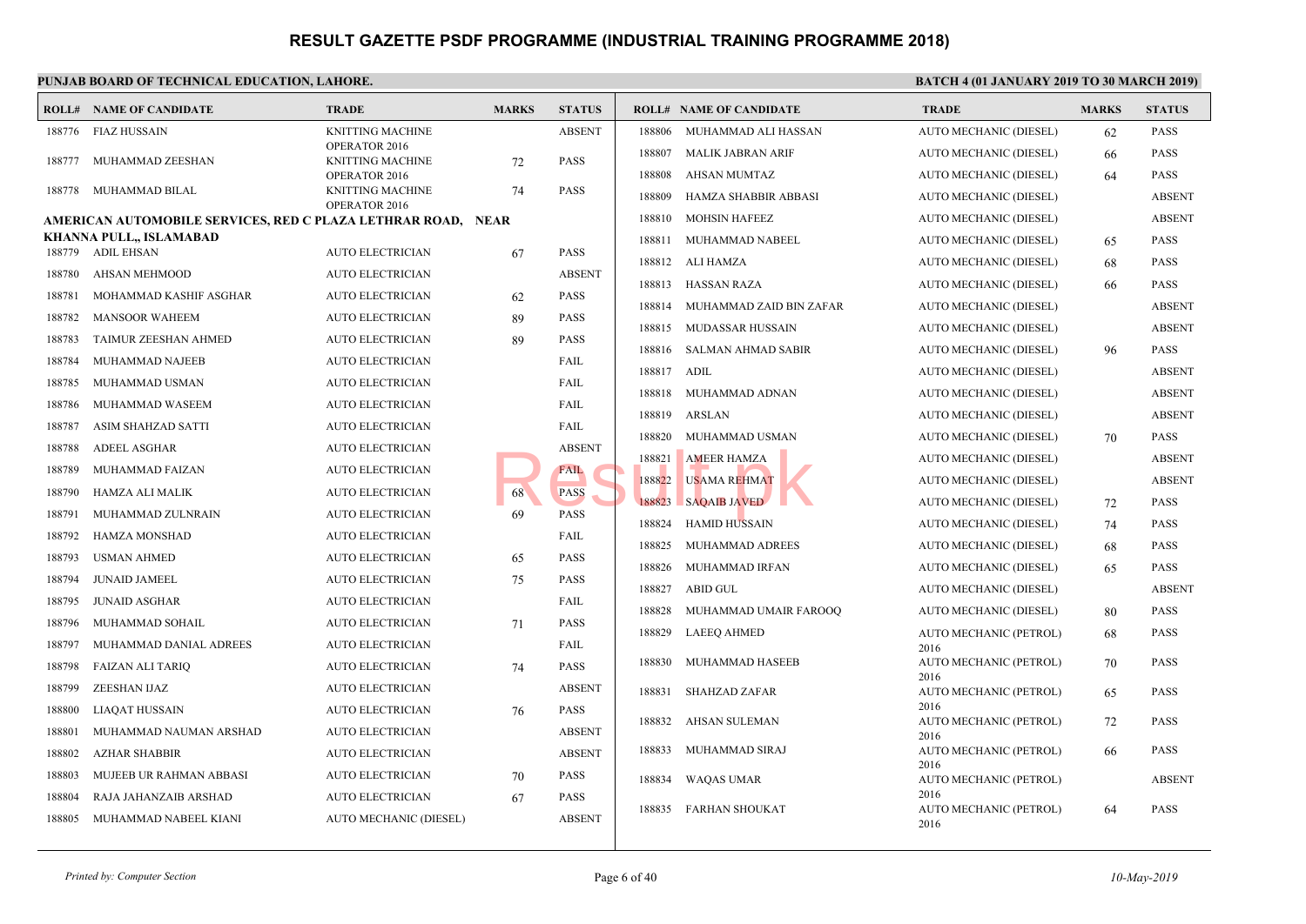# RESULT GAZETTE PSDF PROGRAMME (INDUSTRIAL TRAINING PROGRAMME 2018)

**PUNJAB BOARD OF TECHNICAL EDUCATION, LAHORE.**

**BATCH 4 (01 JANUARY 2019 TO 30 MARCH 2019)**

| ROLL# | NAME OF CANDIDATE | TRADE | MARKS | STATUS |
|---|---|---|---|---|
| 188776 | FIAZ HUSSAIN | KNITTING MACHINE OPERATOR 2016 | | ABSENT |
| 188777 | MUHAMMAD ZEESHAN | KNITTING MACHINE OPERATOR 2016 | 72 | PASS |
| 188778 | MUHAMMAD BILAL | KNITTING MACHINE OPERATOR 2016 | 74 | PASS |

**AMERICAN AUTOMOBILE SERVICES, RED C PLAZA LETHRAR ROAD, NEAR KHANNA PULL,, ISLAMABAD**

| ROLL# | NAME OF CANDIDATE | TRADE | MARKS | STATUS |
|---|---|---|---|---|
| 188779 | ADIL EHSAN | AUTO ELECTRICIAN | 67 | PASS |
| 188780 | AHSAN MEHMOOD | AUTO ELECTRICIAN | | ABSENT |
| 188781 | MOHAMMAD KASHIF ASGHAR | AUTO ELECTRICIAN | 62 | PASS |
| 188782 | MANSOOR WAHEEM | AUTO ELECTRICIAN | 89 | PASS |
| 188783 | TAIMUR ZEESHAN AHMED | AUTO ELECTRICIAN | 89 | PASS |
| 188784 | MUHAMMAD NAJEEB | AUTO ELECTRICIAN | | FAIL |
| 188785 | MUHAMMAD USMAN | AUTO ELECTRICIAN | | FAIL |
| 188786 | MUHAMMAD WASEEM | AUTO ELECTRICIAN | | FAIL |
| 188787 | ASIM SHAHZAD SATTI | AUTO ELECTRICIAN | | FAIL |
| 188788 | ADEEL ASGHAR | AUTO ELECTRICIAN | | ABSENT |
| 188789 | MUHAMMAD FAIZAN | AUTO ELECTRICIAN | | FAIL |
| 188790 | HAMZA ALI MALIK | AUTO ELECTRICIAN | 68 | PASS |
| 188791 | MUHAMMAD ZULNRAIN | AUTO ELECTRICIAN | 69 | PASS |
| 188792 | HAMZA MONSHAD | AUTO ELECTRICIAN | | FAIL |
| 188793 | USMAN AHMED | AUTO ELECTRICIAN | 65 | PASS |
| 188794 | JUNAID JAMEEL | AUTO ELECTRICIAN | 75 | PASS |
| 188795 | JUNAID ASGHAR | AUTO ELECTRICIAN | | FAIL |
| 188796 | MUHAMMAD SOHAIL | AUTO ELECTRICIAN | 71 | PASS |
| 188797 | MUHAMMAD DANIAL ADREES | AUTO ELECTRICIAN | | FAIL |
| 188798 | FAIZAN ALI TARIQ | AUTO ELECTRICIAN | 74 | PASS |
| 188799 | ZEESHAN IJAZ | AUTO ELECTRICIAN | | ABSENT |
| 188800 | LIAQAT HUSSAIN | AUTO ELECTRICIAN | 76 | PASS |
| 188801 | MUHAMMAD NAUMAN ARSHAD | AUTO ELECTRICIAN | | ABSENT |
| 188802 | AZHAR SHABBIR | AUTO ELECTRICIAN | | ABSENT |
| 188803 | MUJEEB UR RAHMAN ABBASI | AUTO ELECTRICIAN | 70 | PASS |
| 188804 | RAJA JAHANZAIB ARSHAD | AUTO ELECTRICIAN | 67 | PASS |
| 188805 | MUHAMMAD NABEEL KIANI | AUTO MECHANIC (DIESEL) | | ABSENT |
| 188806 | MUHAMMAD ALI HASSAN | AUTO MECHANIC (DIESEL) | 62 | PASS |
| 188807 | MALIK JABRAN ARIF | AUTO MECHANIC (DIESEL) | 66 | PASS |
| 188808 | AHSAN MUMTAZ | AUTO MECHANIC (DIESEL) | 64 | PASS |
| 188809 | HAMZA SHABBIR ABBASI | AUTO MECHANIC (DIESEL) | | ABSENT |
| 188810 | MOHSIN HAFEEZ | AUTO MECHANIC (DIESEL) | | ABSENT |
| 188811 | MUHAMMAD NABEEL | AUTO MECHANIC (DIESEL) | 65 | PASS |
| 188812 | ALI HAMZA | AUTO MECHANIC (DIESEL) | 68 | PASS |
| 188813 | HASSAN RAZA | AUTO MECHANIC (DIESEL) | 66 | PASS |
| 188814 | MUHAMMAD ZAID BIN ZAFAR | AUTO MECHANIC (DIESEL) | | ABSENT |
| 188815 | MUDASSAR HUSSAIN | AUTO MECHANIC (DIESEL) | | ABSENT |
| 188816 | SALMAN AHMAD SABIR | AUTO MECHANIC (DIESEL) | 96 | PASS |
| 188817 | ADIL | AUTO MECHANIC (DIESEL) | | ABSENT |
| 188818 | MUHAMMAD ADNAN | AUTO MECHANIC (DIESEL) | | ABSENT |
| 188819 | ARSLAN | AUTO MECHANIC (DIESEL) | | ABSENT |
| 188820 | MUHAMMAD USMAN | AUTO MECHANIC (DIESEL) | 70 | PASS |
| 188821 | AMEER HAMZA | AUTO MECHANIC (DIESEL) | | ABSENT |
| 188822 | USAMA REHMAT | AUTO MECHANIC (DIESEL) | | ABSENT |
| 188823 | SAQAIB JAVED | AUTO MECHANIC (DIESEL) | 72 | PASS |
| 188824 | HAMID HUSSAIN | AUTO MECHANIC (DIESEL) | 74 | PASS |
| 188825 | MUHAMMAD ADREES | AUTO MECHANIC (DIESEL) | 68 | PASS |
| 188826 | MUHAMMAD IRFAN | AUTO MECHANIC (DIESEL) | 65 | PASS |
| 188827 | ABID GUL | AUTO MECHANIC (DIESEL) | | ABSENT |
| 188828 | MUHAMMAD UMAIR FAROOQ | AUTO MECHANIC (DIESEL) | 80 | PASS |
| 188829 | LAEEQ AHMED | AUTO MECHANIC (PETROL) 2016 | 68 | PASS |
| 188830 | MUHAMMAD HASEEB | AUTO MECHANIC (PETROL) 2016 | 70 | PASS |
| 188831 | SHAHZAD ZAFAR | AUTO MECHANIC (PETROL) 2016 | 65 | PASS |
| 188832 | AHSAN SULEMAN | AUTO MECHANIC (PETROL) 2016 | 72 | PASS |
| 188833 | MUHAMMAD SIRAJ | AUTO MECHANIC (PETROL) 2016 | 66 | PASS |
| 188834 | WAQAS UMAR | AUTO MECHANIC (PETROL) 2016 | | ABSENT |
| 188835 | FARHAN SHOUKAT | AUTO MECHANIC (PETROL) 2016 | 64 | PASS |

*Printed by: Computer Section*

*10-May-2019*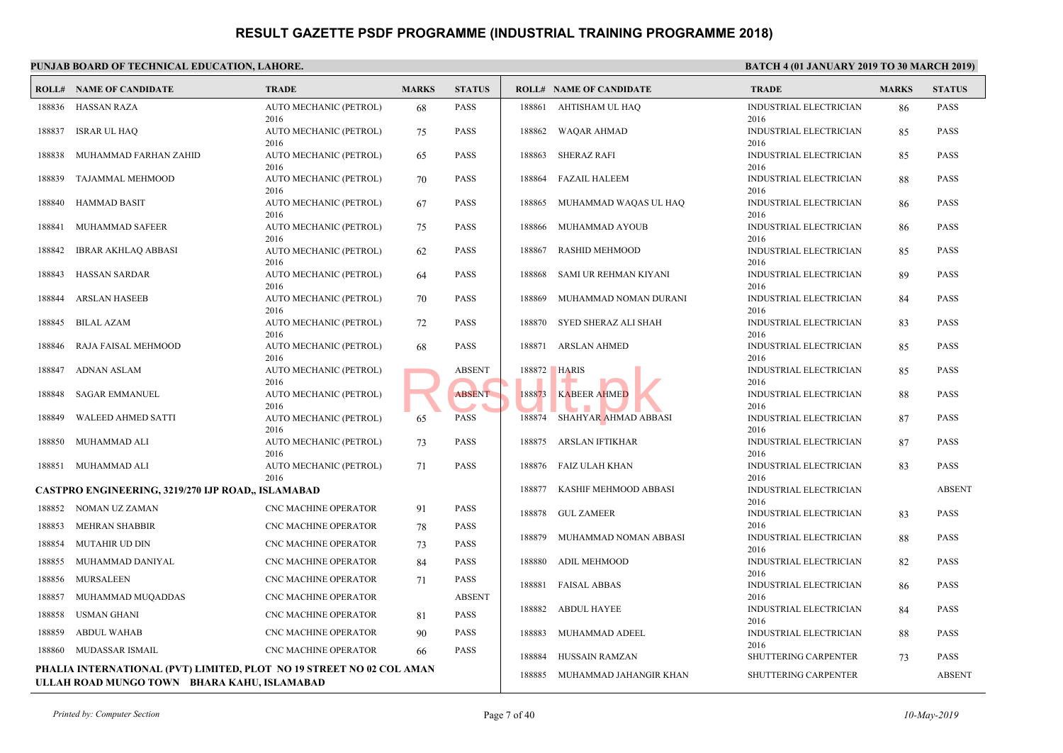# RESULT GAZETTE PSDF PROGRAMME (INDUSTRIAL TRAINING PROGRAMME 2018)

**PUNJAB BOARD OF TECHNICAL EDUCATION, LAHORE.** **BATCH 4 (01 JANUARY 2019 TO 30 MARCH 2019)**

| ROLL# | NAME OF CANDIDATE | TRADE | MARKS | STATUS |
|---|---|---|---|---|
| 188836 | HASSAN RAZA | AUTO MECHANIC (PETROL) 2016 | 68 | PASS |
| 188837 | ISRAR UL HAQ | AUTO MECHANIC (PETROL) 2016 | 75 | PASS |
| 188838 | MUHAMMAD FARHAN ZAHID | AUTO MECHANIC (PETROL) 2016 | 65 | PASS |
| 188839 | TAJAMMAL MEHMOOD | AUTO MECHANIC (PETROL) 2016 | 70 | PASS |
| 188840 | HAMMAD BASIT | AUTO MECHANIC (PETROL) 2016 | 67 | PASS |
| 188841 | MUHAMMAD SAFEER | AUTO MECHANIC (PETROL) 2016 | 75 | PASS |
| 188842 | IBRAR AKHLAQ ABBASI | AUTO MECHANIC (PETROL) 2016 | 62 | PASS |
| 188843 | HASSAN SARDAR | AUTO MECHANIC (PETROL) 2016 | 64 | PASS |
| 188844 | ARSLAN HASEEB | AUTO MECHANIC (PETROL) 2016 | 70 | PASS |
| 188845 | BILAL AZAM | AUTO MECHANIC (PETROL) 2016 | 72 | PASS |
| 188846 | RAJA FAISAL MEHMOOD | AUTO MECHANIC (PETROL) 2016 | 68 | PASS |
| 188847 | ADNAN ASLAM | AUTO MECHANIC (PETROL) 2016 | | ABSENT |
| 188848 | SAGAR EMMANUEL | AUTO MECHANIC (PETROL) 2016 | | ABSENT |
| 188849 | WALEED AHMED SATTI | AUTO MECHANIC (PETROL) 2016 | 65 | PASS |
| 188850 | MUHAMMAD ALI | AUTO MECHANIC (PETROL) 2016 | 73 | PASS |
| 188851 | MUHAMMAD ALI | AUTO MECHANIC (PETROL) 2016 | 71 | PASS |

**CASTPRO ENGINEERING, 3219/270 IJP ROAD,, ISLAMABAD**

| ROLL# | NAME OF CANDIDATE | TRADE | MARKS | STATUS |
|---|---|---|---|---|
| 188852 | NOMAN UZ ZAMAN | CNC MACHINE OPERATOR | 91 | PASS |
| 188853 | MEHRAN SHABBIR | CNC MACHINE OPERATOR | 78 | PASS |
| 188854 | MUTAHIR UD DIN | CNC MACHINE OPERATOR | 73 | PASS |
| 188855 | MUHAMMAD DANIYAL | CNC MACHINE OPERATOR | 84 | PASS |
| 188856 | MURSALEEN | CNC MACHINE OPERATOR | 71 | PASS |
| 188857 | MUHAMMAD MUQADDAS | CNC MACHINE OPERATOR | | ABSENT |
| 188858 | USMAN GHANI | CNC MACHINE OPERATOR | 81 | PASS |
| 188859 | ABDUL WAHAB | CNC MACHINE OPERATOR | 90 | PASS |
| 188860 | MUDASSAR ISMAIL | CNC MACHINE OPERATOR | 66 | PASS |

**PHALIA INTERNATIONAL (PVT) LIMITED, PLOT NO 19 STREET NO 02 COL AMAN ULLAH ROAD MUNGO TOWN BHARA KAHU, ISLAMABAD**

| ROLL# | NAME OF CANDIDATE | TRADE | MARKS | STATUS |
|---|---|---|---|---|
| 188861 | AHTISHAM UL HAQ | INDUSTRIAL ELECTRICIAN 2016 | 86 | PASS |
| 188862 | WAQAR AHMAD | INDUSTRIAL ELECTRICIAN 2016 | 85 | PASS |
| 188863 | SHERAZ RAFI | INDUSTRIAL ELECTRICIAN 2016 | 85 | PASS |
| 188864 | FAZAIL HALEEM | INDUSTRIAL ELECTRICIAN 2016 | 88 | PASS |
| 188865 | MUHAMMAD WAQAS UL HAQ | INDUSTRIAL ELECTRICIAN 2016 | 86 | PASS |
| 188866 | MUHAMMAD AYOUB | INDUSTRIAL ELECTRICIAN 2016 | 86 | PASS |
| 188867 | RASHID MEHMOOD | INDUSTRIAL ELECTRICIAN 2016 | 85 | PASS |
| 188868 | SAMI UR REHMAN KIYANI | INDUSTRIAL ELECTRICIAN 2016 | 89 | PASS |
| 188869 | MUHAMMAD NOMAN DURANI | INDUSTRIAL ELECTRICIAN 2016 | 84 | PASS |
| 188870 | SYED SHERAZ ALI SHAH | INDUSTRIAL ELECTRICIAN 2016 | 83 | PASS |
| 188871 | ARSLAN AHMED | INDUSTRIAL ELECTRICIAN 2016 | 85 | PASS |
| 188872 | HARIS | INDUSTRIAL ELECTRICIAN 2016 | 85 | PASS |
| 188873 | KABEER AHMED | INDUSTRIAL ELECTRICIAN 2016 | 88 | PASS |
| 188874 | SHAHYAR AHMAD ABBASI | INDUSTRIAL ELECTRICIAN 2016 | 87 | PASS |
| 188875 | ARSLAN IFTIKHAR | INDUSTRIAL ELECTRICIAN 2016 | 87 | PASS |
| 188876 | FAIZ ULAH KHAN | INDUSTRIAL ELECTRICIAN 2016 | 83 | PASS |
| 188877 | KASHIF MEHMOOD ABBASI | INDUSTRIAL ELECTRICIAN 2016 | | ABSENT |
| 188878 | GUL ZAMEER | INDUSTRIAL ELECTRICIAN 2016 | 83 | PASS |
| 188879 | MUHAMMAD NOMAN ABBASI | INDUSTRIAL ELECTRICIAN 2016 | 88 | PASS |
| 188880 | ADIL MEHMOOD | INDUSTRIAL ELECTRICIAN 2016 | 82 | PASS |
| 188881 | FAISAL ABBAS | INDUSTRIAL ELECTRICIAN 2016 | 86 | PASS |
| 188882 | ABDUL HAYEE | INDUSTRIAL ELECTRICIAN 2016 | 84 | PASS |
| 188883 | MUHAMMAD ADEEL | INDUSTRIAL ELECTRICIAN 2016 | 88 | PASS |
| 188884 | HUSSAIN RAMZAN | SHUTTERING CARPENTER | 73 | PASS |
| 188885 | MUHAMMAD JAHANGIR KHAN | SHUTTERING CARPENTER | | ABSENT |

*Printed by: Computer Section* 10-May-2019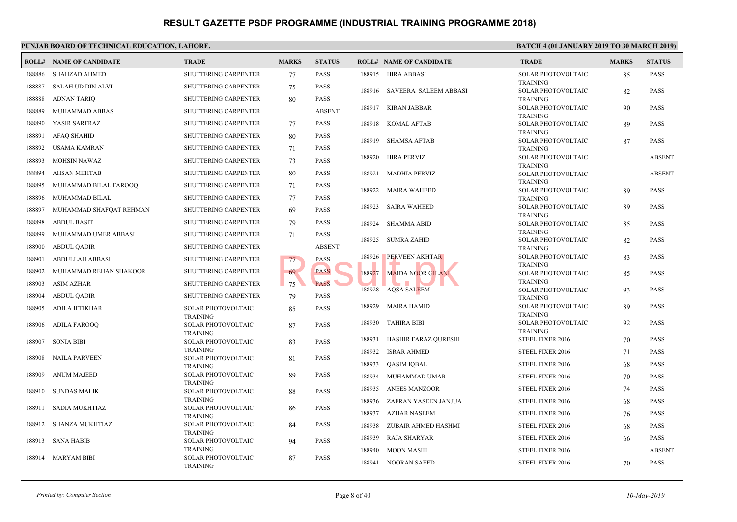# RESULT GAZETTE PSDF PROGRAMME (INDUSTRIAL TRAINING PROGRAMME 2018)

**PUNJAB BOARD OF TECHNICAL EDUCATION, LAHORE.**

**BATCH 4 (01 JANUARY 2019 TO 30 MARCH 2019)**

| ROLL# | NAME OF CANDIDATE | TRADE | MARKS | STATUS |
|---|---|---|---|---|
| 188886 | SHAHZAD AHMED | SHUTTERING CARPENTER | 77 | PASS |
| 188887 | SALAH UD DIN ALVI | SHUTTERING CARPENTER | 75 | PASS |
| 188888 | ADNAN TARIQ | SHUTTERING CARPENTER | 80 | PASS |
| 188889 | MUHAMMAD ABBAS | SHUTTERING CARPENTER | | ABSENT |
| 188890 | YASIR SARFRAZ | SHUTTERING CARPENTER | 77 | PASS |
| 188891 | AFAQ SHAHID | SHUTTERING CARPENTER | 80 | PASS |
| 188892 | USAMA KAMRAN | SHUTTERING CARPENTER | 71 | PASS |
| 188893 | MOHSIN NAWAZ | SHUTTERING CARPENTER | 73 | PASS |
| 188894 | AHSAN MEHTAB | SHUTTERING CARPENTER | 80 | PASS |
| 188895 | MUHAMMAD BILAL FAROOQ | SHUTTERING CARPENTER | 71 | PASS |
| 188896 | MUHAMMAD BILAL | SHUTTERING CARPENTER | 77 | PASS |
| 188897 | MUHAMMAD SHAFQAT REHMAN | SHUTTERING CARPENTER | 69 | PASS |
| 188898 | ABDUL BASIT | SHUTTERING CARPENTER | 79 | PASS |
| 188899 | MUHAMMAD UMER ABBASI | SHUTTERING CARPENTER | 71 | PASS |
| 188900 | ABDUL QADIR | SHUTTERING CARPENTER | | ABSENT |
| 188901 | ABDULLAH ABBASI | SHUTTERING CARPENTER | 77 | PASS |
| 188902 | MUHAMMAD REHAN SHAKOOR | SHUTTERING CARPENTER | 69 | PASS |
| 188903 | ASIM AZHAR | SHUTTERING CARPENTER | 75 | PASS |
| 188904 | ABDUL QADIR | SHUTTERING CARPENTER | 79 | PASS |
| 188905 | ADILA IFTIKHAR | SOLAR PHOTOVOLTAIC TRAINING | 85 | PASS |
| 188906 | ADILA FAROOQ | SOLAR PHOTOVOLTAIC TRAINING | 87 | PASS |
| 188907 | SONIA BIBI | SOLAR PHOTOVOLTAIC TRAINING | 83 | PASS |
| 188908 | NAILA PARVEEN | SOLAR PHOTOVOLTAIC TRAINING | 81 | PASS |
| 188909 | ANUM MAJEED | SOLAR PHOTOVOLTAIC TRAINING | 89 | PASS |
| 188910 | SUNDAS MALIK | SOLAR PHOTOVOLTAIC TRAINING | 88 | PASS |
| 188911 | SADIA MUKHTIAZ | SOLAR PHOTOVOLTAIC TRAINING | 86 | PASS |
| 188912 | SHANZA MUKHTIAZ | SOLAR PHOTOVOLTAIC TRAINING | 84 | PASS |
| 188913 | SANA HABIB | SOLAR PHOTOVOLTAIC TRAINING | 94 | PASS |
| 188914 | MARYAM BIBI | SOLAR PHOTOVOLTAIC TRAINING | 87 | PASS |
| 188915 | HIRA ABBASI | SOLAR PHOTOVOLTAIC TRAINING | 85 | PASS |
| 188916 | SAVEERA SALEEM ABBASI | SOLAR PHOTOVOLTAIC TRAINING | 82 | PASS |
| 188917 | KIRAN JABBAR | SOLAR PHOTOVOLTAIC TRAINING | 90 | PASS |
| 188918 | KOMAL AFTAB | SOLAR PHOTOVOLTAIC TRAINING | 89 | PASS |
| 188919 | SHAMSA AFTAB | SOLAR PHOTOVOLTAIC TRAINING | 87 | PASS |
| 188920 | HIRA PERVIZ | SOLAR PHOTOVOLTAIC TRAINING | | ABSENT |
| 188921 | MADHIA PERVIZ | SOLAR PHOTOVOLTAIC TRAINING | | ABSENT |
| 188922 | MAIRA WAHEED | SOLAR PHOTOVOLTAIC TRAINING | 89 | PASS |
| 188923 | SAIRA WAHEED | SOLAR PHOTOVOLTAIC TRAINING | 89 | PASS |
| 188924 | SHAMMA ABID | SOLAR PHOTOVOLTAIC TRAINING | 85 | PASS |
| 188925 | SUMRA ZAHID | SOLAR PHOTOVOLTAIC TRAINING | 82 | PASS |
| 188926 | PERVEEN AKHTAR | SOLAR PHOTOVOLTAIC TRAINING | 83 | PASS |
| 188927 | MAIDA NOOR GILANI | SOLAR PHOTOVOLTAIC TRAINING | 85 | PASS |
| 188928 | AQSA SALEEM | SOLAR PHOTOVOLTAIC TRAINING | 93 | PASS |
| 188929 | MAIRA HAMID | SOLAR PHOTOVOLTAIC TRAINING | 89 | PASS |
| 188930 | TAHIRA BIBI | SOLAR PHOTOVOLTAIC TRAINING | 92 | PASS |
| 188931 | HASHIR FARAZ QURESHI | STEEL FIXER 2016 | 70 | PASS |
| 188932 | ISRAR AHMED | STEEL FIXER 2016 | 71 | PASS |
| 188933 | QASIM IQBAL | STEEL FIXER 2016 | 68 | PASS |
| 188934 | MUHAMMAD UMAR | STEEL FIXER 2016 | 70 | PASS |
| 188935 | ANEES MANZOOR | STEEL FIXER 2016 | 74 | PASS |
| 188936 | ZAFRAN YASEEN JANJUA | STEEL FIXER 2016 | 68 | PASS |
| 188937 | AZHAR NASEEM | STEEL FIXER 2016 | 76 | PASS |
| 188938 | ZUBAIR AHMED HASHMI | STEEL FIXER 2016 | 68 | PASS |
| 188939 | RAJA SHARYAR | STEEL FIXER 2016 | 66 | PASS |
| 188940 | MOON MASIH | STEEL FIXER 2016 | | ABSENT |
| 188941 | NOORAN SAEED | STEEL FIXER 2016 | 70 | PASS |

*Printed by: Computer Section*

*10-May-2019*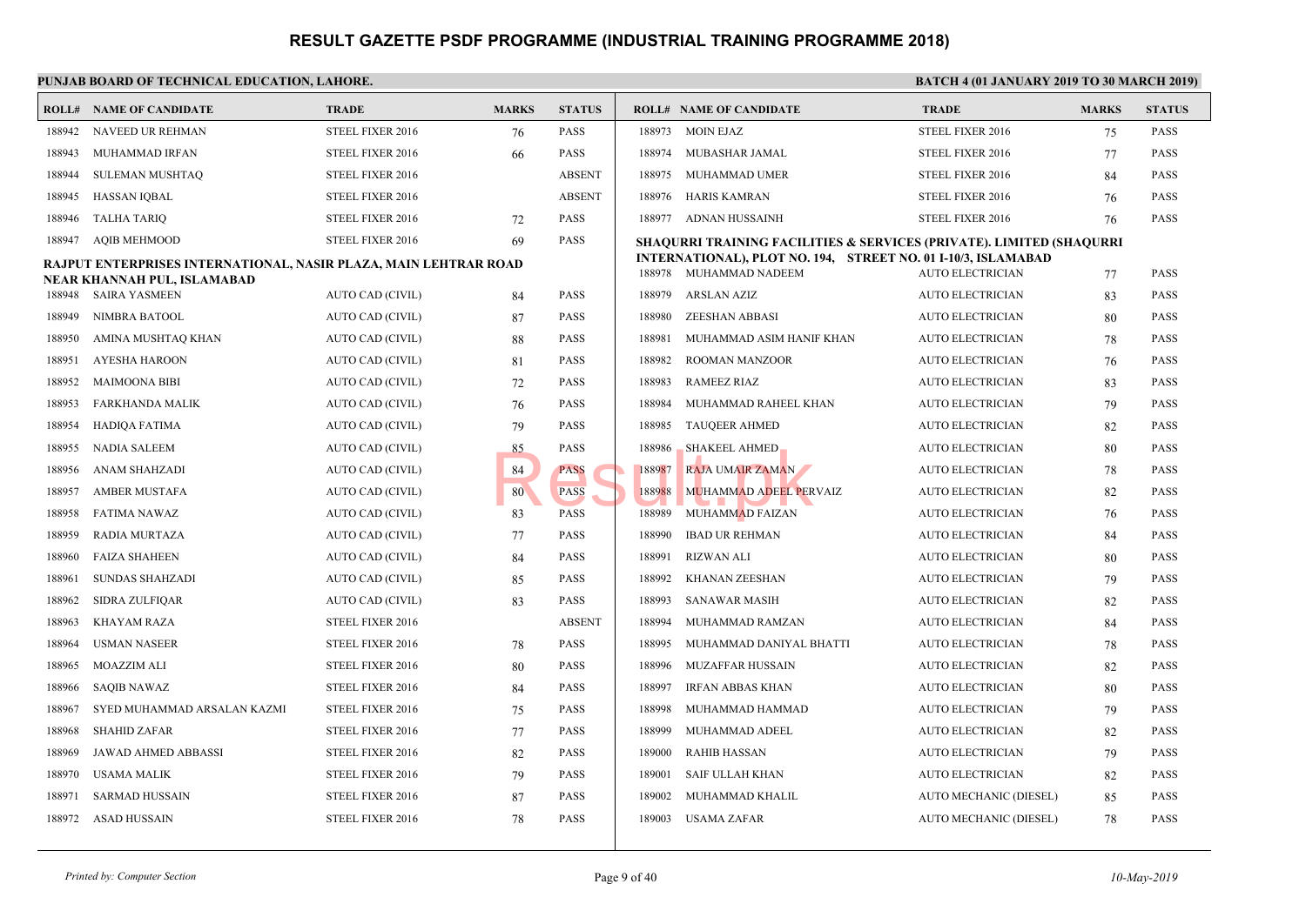# RESULT GAZETTE PSDF PROGRAMME (INDUSTRIAL TRAINING PROGRAMME 2018)

**PUNJAB BOARD OF TECHNICAL EDUCATION, LAHORE.** **BATCH 4 (01 JANUARY 2019 TO 30 MARCH 2019)**

| ROLL# | NAME OF CANDIDATE | TRADE | MARKS | STATUS |
|---|---|---|---|---|
| 188942 | NAVEED UR REHMAN | STEEL FIXER 2016 | 76 | PASS |
| 188943 | MUHAMMAD IRFAN | STEEL FIXER 2016 | 66 | PASS |
| 188944 | SULEMAN MUSHTAQ | STEEL FIXER 2016 | | ABSENT |
| 188945 | HASSAN IQBAL | STEEL FIXER 2016 | | ABSENT |
| 188946 | TALHA TARIQ | STEEL FIXER 2016 | 72 | PASS |
| 188947 | AQIB MEHMOOD | STEEL FIXER 2016 | 69 | PASS |

**RAJPUT ENTERPRISES INTERNATIONAL, NASIR PLAZA, MAIN LEHTRAR ROAD NEAR KHANNAH PUL, ISLAMABAD**

| ROLL# | NAME OF CANDIDATE | TRADE | MARKS | STATUS |
|---|---|---|---|---|
| 188948 | SAIRA YASMEEN | AUTO CAD (CIVIL) | 84 | PASS |
| 188949 | NIMBRA BATOOL | AUTO CAD (CIVIL) | 87 | PASS |
| 188950 | AMINA MUSHTAQ KHAN | AUTO CAD (CIVIL) | 88 | PASS |
| 188951 | AYESHA HAROON | AUTO CAD (CIVIL) | 81 | PASS |
| 188952 | MAIMOONA BIBI | AUTO CAD (CIVIL) | 72 | PASS |
| 188953 | FARKHANDA MALIK | AUTO CAD (CIVIL) | 76 | PASS |
| 188954 | HADIQA FATIMA | AUTO CAD (CIVIL) | 79 | PASS |
| 188955 | NADIA SALEEM | AUTO CAD (CIVIL) | 85 | PASS |
| 188956 | ANAM SHAHZADI | AUTO CAD (CIVIL) | 84 | PASS |
| 188957 | AMBER MUSTAFA | AUTO CAD (CIVIL) | 80 | PASS |
| 188958 | FATIMA NAWAZ | AUTO CAD (CIVIL) | 83 | PASS |
| 188959 | RADIA MURTAZA | AUTO CAD (CIVIL) | 77 | PASS |
| 188960 | FAIZA SHAHEEN | AUTO CAD (CIVIL) | 84 | PASS |
| 188961 | SUNDAS SHAHZADI | AUTO CAD (CIVIL) | 85 | PASS |
| 188962 | SIDRA ZULFIQAR | AUTO CAD (CIVIL) | 83 | PASS |
| 188963 | KHAYAM RAZA | STEEL FIXER 2016 | | ABSENT |
| 188964 | USMAN NASEER | STEEL FIXER 2016 | 78 | PASS |
| 188965 | MOAZZIM ALI | STEEL FIXER 2016 | 80 | PASS |
| 188966 | SAQIB NAWAZ | STEEL FIXER 2016 | 84 | PASS |
| 188967 | SYED MUHAMMAD ARSALAN KAZMI | STEEL FIXER 2016 | 75 | PASS |
| 188968 | SHAHID ZAFAR | STEEL FIXER 2016 | 77 | PASS |
| 188969 | JAWAD AHMED ABBASSI | STEEL FIXER 2016 | 82 | PASS |
| 188970 | USAMA MALIK | STEEL FIXER 2016 | 79 | PASS |
| 188971 | SARMAD HUSSAIN | STEEL FIXER 2016 | 87 | PASS |
| 188972 | ASAD HUSSAIN | STEEL FIXER 2016 | 78 | PASS |
| 188973 | MOIN EJAZ | STEEL FIXER 2016 | 75 | PASS |
| 188974 | MUBASHAR JAMAL | STEEL FIXER 2016 | 77 | PASS |
| 188975 | MUHAMMAD UMER | STEEL FIXER 2016 | 84 | PASS |
| 188976 | HARIS KAMRAN | STEEL FIXER 2016 | 76 | PASS |
| 188977 | ADNAN HUSSAINH | STEEL FIXER 2016 | 76 | PASS |

**SHAQURRI TRAINING FACILITIES & SERVICES (PRIVATE). LIMITED (SHAQURRI INTERNATIONAL), PLOT NO. 194, STREET NO. 01 I-10/3, ISLAMABAD**

| ROLL# | NAME OF CANDIDATE | TRADE | MARKS | STATUS |
|---|---|---|---|---|
| 188978 | MUHAMMAD NADEEM | AUTO ELECTRICIAN | 77 | PASS |
| 188979 | ARSLAN AZIZ | AUTO ELECTRICIAN | 83 | PASS |
| 188980 | ZEESHAN ABBASI | AUTO ELECTRICIAN | 80 | PASS |
| 188981 | MUHAMMAD ASIM HANIF KHAN | AUTO ELECTRICIAN | 78 | PASS |
| 188982 | ROOMAN MANZOOR | AUTO ELECTRICIAN | 76 | PASS |
| 188983 | RAMEEZ RIAZ | AUTO ELECTRICIAN | 83 | PASS |
| 188984 | MUHAMMAD RAHEEL KHAN | AUTO ELECTRICIAN | 79 | PASS |
| 188985 | TAUQEER AHMED | AUTO ELECTRICIAN | 82 | PASS |
| 188986 | SHAKEEL AHMED | AUTO ELECTRICIAN | 80 | PASS |
| 188987 | RAJA UMAIR ZAMAN | AUTO ELECTRICIAN | 78 | PASS |
| 188988 | MUHAMMAD ADEEL PERVAIZ | AUTO ELECTRICIAN | 82 | PASS |
| 188989 | MUHAMMAD FAIZAN | AUTO ELECTRICIAN | 76 | PASS |
| 188990 | IBAD UR REHMAN | AUTO ELECTRICIAN | 84 | PASS |
| 188991 | RIZWAN ALI | AUTO ELECTRICIAN | 80 | PASS |
| 188992 | KHANAN ZEESHAN | AUTO ELECTRICIAN | 79 | PASS |
| 188993 | SANAWAR MASIH | AUTO ELECTRICIAN | 82 | PASS |
| 188994 | MUHAMMAD RAMZAN | AUTO ELECTRICIAN | 84 | PASS |
| 188995 | MUHAMMAD DANIYAL BHATTI | AUTO ELECTRICIAN | 78 | PASS |
| 188996 | MUZAFFAR HUSSAIN | AUTO ELECTRICIAN | 82 | PASS |
| 188997 | IRFAN ABBAS KHAN | AUTO ELECTRICIAN | 80 | PASS |
| 188998 | MUHAMMAD HAMMAD | AUTO ELECTRICIAN | 79 | PASS |
| 188999 | MUHAMMAD ADEEL | AUTO ELECTRICIAN | 82 | PASS |
| 189000 | RAHIB HASSAN | AUTO ELECTRICIAN | 79 | PASS |
| 189001 | SAIF ULLAH KHAN | AUTO ELECTRICIAN | 82 | PASS |
| 189002 | MUHAMMAD KHALIL | AUTO MECHANIC (DIESEL) | 85 | PASS |
| 189003 | USAMA ZAFAR | AUTO MECHANIC (DIESEL) | 78 | PASS |

*Printed by: Computer Section* — *10-May-2019*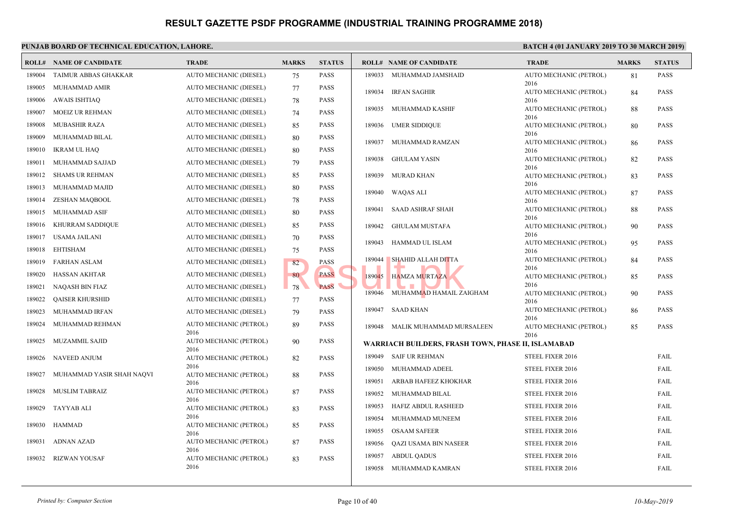# RESULT GAZETTE PSDF PROGRAMME (INDUSTRIAL TRAINING PROGRAMME 2018)

**PUNJAB BOARD OF TECHNICAL EDUCATION, LAHORE.**

**BATCH 4 (01 JANUARY 2019 TO 30 MARCH 2019)**

| ROLL# | NAME OF CANDIDATE | TRADE | MARKS | STATUS |
|---|---|---|---|---|
| 189004 | TAIMUR ABBAS GHAKKAR | AUTO MECHANIC (DIESEL) | 75 | PASS |
| 189005 | MUHAMMAD AMIR | AUTO MECHANIC (DIESEL) | 77 | PASS |
| 189006 | AWAIS ISHTIAQ | AUTO MECHANIC (DIESEL) | 78 | PASS |
| 189007 | MOEIZ UR REHMAN | AUTO MECHANIC (DIESEL) | 74 | PASS |
| 189008 | MUBASHIR RAZA | AUTO MECHANIC (DIESEL) | 85 | PASS |
| 189009 | MUHAMMAD BILAL | AUTO MECHANIC (DIESEL) | 80 | PASS |
| 189010 | IKRAM UL HAQ | AUTO MECHANIC (DIESEL) | 80 | PASS |
| 189011 | MUHAMMAD SAJJAD | AUTO MECHANIC (DIESEL) | 79 | PASS |
| 189012 | SHAMS UR REHMAN | AUTO MECHANIC (DIESEL) | 85 | PASS |
| 189013 | MUHAMMAD MAJID | AUTO MECHANIC (DIESEL) | 80 | PASS |
| 189014 | ZESHAN MAQBOOL | AUTO MECHANIC (DIESEL) | 78 | PASS |
| 189015 | MUHAMMAD ASIF | AUTO MECHANIC (DIESEL) | 80 | PASS |
| 189016 | KHURRAM SADDIQUE | AUTO MECHANIC (DIESEL) | 85 | PASS |
| 189017 | USAMA JAILANI | AUTO MECHANIC (DIESEL) | 70 | PASS |
| 189018 | EHTISHAM | AUTO MECHANIC (DIESEL) | 75 | PASS |
| 189019 | FARHAN ASLAM | AUTO MECHANIC (DIESEL) | 82 | PASS |
| 189020 | HASSAN AKHTAR | AUTO MECHANIC (DIESEL) | 80 | PASS |
| 189021 | NAQASH BIN FIAZ | AUTO MECHANIC (DIESEL) | 78 | PASS |
| 189022 | QAISER KHURSHID | AUTO MECHANIC (DIESEL) | 77 | PASS |
| 189023 | MUHAMMAD IRFAN | AUTO MECHANIC (DIESEL) | 79 | PASS |
| 189024 | MUHAMMAD REHMAN | AUTO MECHANIC (PETROL) 2016 | 89 | PASS |
| 189025 | MUZAMMIL SAJID | AUTO MECHANIC (PETROL) 2016 | 90 | PASS |
| 189026 | NAVEED ANJUM | AUTO MECHANIC (PETROL) 2016 | 82 | PASS |
| 189027 | MUHAMMAD YASIR SHAH NAQVI | AUTO MECHANIC (PETROL) 2016 | 88 | PASS |
| 189028 | MUSLIM TABRAIZ | AUTO MECHANIC (PETROL) 2016 | 87 | PASS |
| 189029 | TAYYAB ALI | AUTO MECHANIC (PETROL) 2016 | 83 | PASS |
| 189030 | HAMMAD | AUTO MECHANIC (PETROL) 2016 | 85 | PASS |
| 189031 | ADNAN AZAD | AUTO MECHANIC (PETROL) 2016 | 87 | PASS |
| 189032 | RIZWAN YOUSAF | AUTO MECHANIC (PETROL) 2016 | 83 | PASS |
| 189033 | MUHAMMAD JAMSHAID | AUTO MECHANIC (PETROL) 2016 | 81 | PASS |
| 189034 | IRFAN SAGHIR | AUTO MECHANIC (PETROL) 2016 | 84 | PASS |
| 189035 | MUHAMMAD KASHIF | AUTO MECHANIC (PETROL) 2016 | 88 | PASS |
| 189036 | UMER SIDDIQUE | AUTO MECHANIC (PETROL) 2016 | 80 | PASS |
| 189037 | MUHAMMAD RAMZAN | AUTO MECHANIC (PETROL) 2016 | 86 | PASS |
| 189038 | GHULAM YASIN | AUTO MECHANIC (PETROL) 2016 | 82 | PASS |
| 189039 | MURAD KHAN | AUTO MECHANIC (PETROL) 2016 | 83 | PASS |
| 189040 | WAQAS ALI | AUTO MECHANIC (PETROL) 2016 | 87 | PASS |
| 189041 | SAAD ASHRAF SHAH | AUTO MECHANIC (PETROL) 2016 | 88 | PASS |
| 189042 | GHULAM MUSTAFA | AUTO MECHANIC (PETROL) 2016 | 90 | PASS |
| 189043 | HAMMAD UL ISLAM | AUTO MECHANIC (PETROL) 2016 | 95 | PASS |
| 189044 | SHAHID ALLAH DITTA | AUTO MECHANIC (PETROL) 2016 | 84 | PASS |
| 189045 | HAMZA MURTAZA | AUTO MECHANIC (PETROL) 2016 | 85 | PASS |
| 189046 | MUHAMMAD HAMAIL ZAIGHAM | AUTO MECHANIC (PETROL) 2016 | 90 | PASS |
| 189047 | SAAD KHAN | AUTO MECHANIC (PETROL) 2016 | 86 | PASS |
| 189048 | MALIK MUHAMMAD MURSALEEN | AUTO MECHANIC (PETROL) 2016 | 85 | PASS |

**WARRIACH BUILDERS, FRASH TOWN, PHASE II, ISLAMABAD**

| ROLL# | NAME OF CANDIDATE | TRADE | MARKS | STATUS |
|---|---|---|---|---|
| 189049 | SAIF UR REHMAN | STEEL FIXER 2016 | | FAIL |
| 189050 | MUHAMMAD ADEEL | STEEL FIXER 2016 | | FAIL |
| 189051 | ARBAB HAFEEZ KHOKHAR | STEEL FIXER 2016 | | FAIL |
| 189052 | MUHAMMAD BILAL | STEEL FIXER 2016 | | FAIL |
| 189053 | HAFIZ ABDUL RASHEED | STEEL FIXER 2016 | | FAIL |
| 189054 | MUHAMMAD MUNEEM | STEEL FIXER 2016 | | FAIL |
| 189055 | OSAAM SAFEER | STEEL FIXER 2016 | | FAIL |
| 189056 | QAZI USAMA BIN NASEER | STEEL FIXER 2016 | | FAIL |
| 189057 | ABDUL QADUS | STEEL FIXER 2016 | | FAIL |
| 189058 | MUHAMMAD KAMRAN | STEEL FIXER 2016 | | FAIL |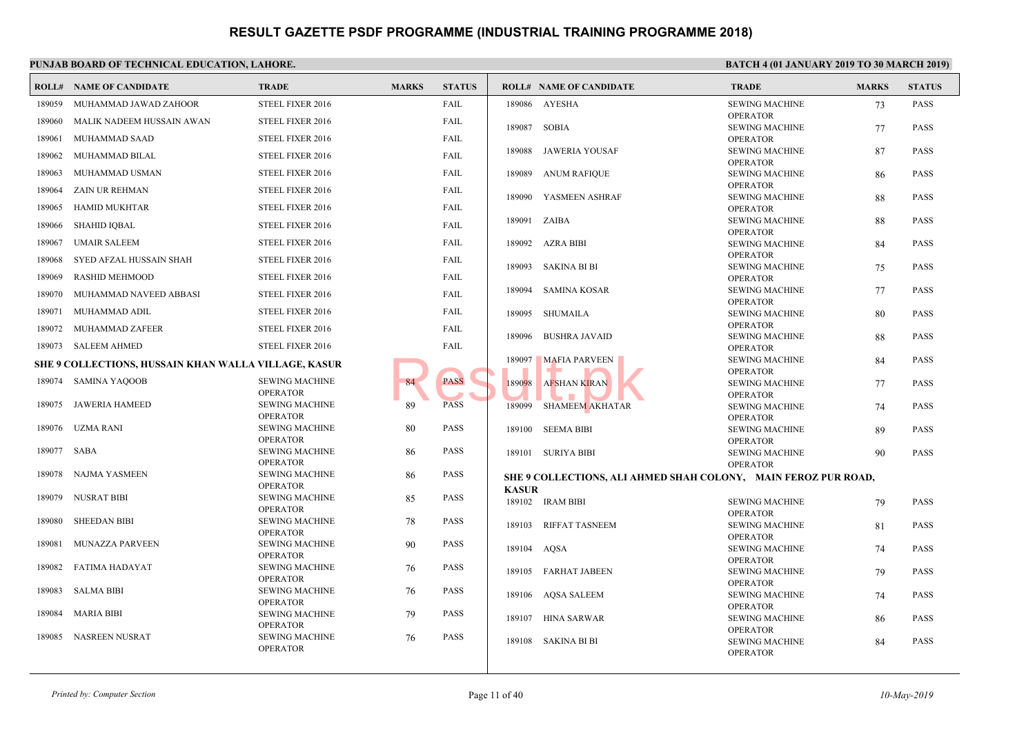# RESULT GAZETTE PSDF PROGRAMME (INDUSTRIAL TRAINING PROGRAMME 2018)

**PUNJAB BOARD OF TECHNICAL EDUCATION, LAHORE.**

**BATCH 4 (01 JANUARY 2019 TO 30 MARCH 2019)**

| ROLL# | NAME OF CANDIDATE | TRADE | MARKS | STATUS |
|---|---|---|---|---|
| 189059 | MUHAMMAD JAWAD ZAHOOR | STEEL FIXER 2016 | | FAIL |
| 189060 | MALIK NADEEM HUSSAIN AWAN | STEEL FIXER 2016 | | FAIL |
| 189061 | MUHAMMAD SAAD | STEEL FIXER 2016 | | FAIL |
| 189062 | MUHAMMAD BILAL | STEEL FIXER 2016 | | FAIL |
| 189063 | MUHAMMAD USMAN | STEEL FIXER 2016 | | FAIL |
| 189064 | ZAIN UR REHMAN | STEEL FIXER 2016 | | FAIL |
| 189065 | HAMID MUKHTAR | STEEL FIXER 2016 | | FAIL |
| 189066 | SHAHID IQBAL | STEEL FIXER 2016 | | FAIL |
| 189067 | UMAIR SALEEM | STEEL FIXER 2016 | | FAIL |
| 189068 | SYED AFZAL HUSSAIN SHAH | STEEL FIXER 2016 | | FAIL |
| 189069 | RASHID MEHMOOD | STEEL FIXER 2016 | | FAIL |
| 189070 | MUHAMMAD NAVEED ABBASI | STEEL FIXER 2016 | | FAIL |
| 189071 | MUHAMMAD ADIL | STEEL FIXER 2016 | | FAIL |
| 189072 | MUHAMMAD ZAFEER | STEEL FIXER 2016 | | FAIL |
| 189073 | SALEEM AHMED | STEEL FIXER 2016 | | FAIL |

**SHE 9 COLLECTIONS, HUSSAIN KHAN WALLA VILLAGE, KASUR**

| ROLL# | NAME OF CANDIDATE | TRADE | MARKS | STATUS |
|---|---|---|---|---|
| 189074 | SAMINA YAQOOB | SEWING MACHINE OPERATOR | 84 | PASS |
| 189075 | JAWERIA HAMEED | SEWING MACHINE OPERATOR | 89 | PASS |
| 189076 | UZMA RANI | SEWING MACHINE OPERATOR | 80 | PASS |
| 189077 | SABA | SEWING MACHINE OPERATOR | 86 | PASS |
| 189078 | NAJMA YASMEEN | SEWING MACHINE OPERATOR | 86 | PASS |
| 189079 | NUSRAT BIBI | SEWING MACHINE OPERATOR | 85 | PASS |
| 189080 | SHEEDAN BIBI | SEWING MACHINE OPERATOR | 78 | PASS |
| 189081 | MUNAZZA PARVEEN | SEWING MACHINE OPERATOR | 90 | PASS |
| 189082 | FATIMA HADAYAT | SEWING MACHINE OPERATOR | 76 | PASS |
| 189083 | SALMA BIBI | SEWING MACHINE OPERATOR | 76 | PASS |
| 189084 | MARIA BIBI | SEWING MACHINE OPERATOR | 79 | PASS |
| 189085 | NASREEN NUSRAT | SEWING MACHINE OPERATOR | 76 | PASS |
| 189086 | AYESHA | SEWING MACHINE OPERATOR | 73 | PASS |
| 189087 | SOBIA | SEWING MACHINE OPERATOR | 77 | PASS |
| 189088 | JAWERIA YOUSAF | SEWING MACHINE OPERATOR | 87 | PASS |
| 189089 | ANUM RAFIQUE | SEWING MACHINE OPERATOR | 86 | PASS |
| 189090 | YASMEEN ASHRAF | SEWING MACHINE OPERATOR | 88 | PASS |
| 189091 | ZAIBA | SEWING MACHINE OPERATOR | 88 | PASS |
| 189092 | AZRA BIBI | SEWING MACHINE OPERATOR | 84 | PASS |
| 189093 | SAKINA BI BI | SEWING MACHINE OPERATOR | 75 | PASS |
| 189094 | SAMINA KOSAR | SEWING MACHINE OPERATOR | 77 | PASS |
| 189095 | SHUMAILA | SEWING MACHINE OPERATOR | 80 | PASS |
| 189096 | BUSHRA JAVAID | SEWING MACHINE OPERATOR | 88 | PASS |
| 189097 | MAFIA PARVEEN | SEWING MACHINE OPERATOR | 84 | PASS |
| 189098 | AFSHAN KIRAN | SEWING MACHINE OPERATOR | 77 | PASS |
| 189099 | SHAMEEM AKHATAR | SEWING MACHINE OPERATOR | 74 | PASS |
| 189100 | SEEMA BIBI | SEWING MACHINE OPERATOR | 89 | PASS |
| 189101 | SURIYA BIBI | SEWING MACHINE OPERATOR | 90 | PASS |

**SHE 9 COLLECTIONS, ALI AHMED SHAH COLONY, MAIN FEROZ PUR ROAD, KASUR**

| ROLL# | NAME OF CANDIDATE | TRADE | MARKS | STATUS |
|---|---|---|---|---|
| 189102 | IRAM BIBI | SEWING MACHINE OPERATOR | 79 | PASS |
| 189103 | RIFFAT TASNEEM | SEWING MACHINE OPERATOR | 81 | PASS |
| 189104 | AQSA | SEWING MACHINE OPERATOR | 74 | PASS |
| 189105 | FARHAT JABEEN | SEWING MACHINE OPERATOR | 79 | PASS |
| 189106 | AQSA SALEEM | SEWING MACHINE OPERATOR | 74 | PASS |
| 189107 | HINA SARWAR | SEWING MACHINE OPERATOR | 86 | PASS |
| 189108 | SAKINA BI BI | SEWING MACHINE OPERATOR | 84 | PASS |

*Printed by: Computer Section*

*10-May-2019*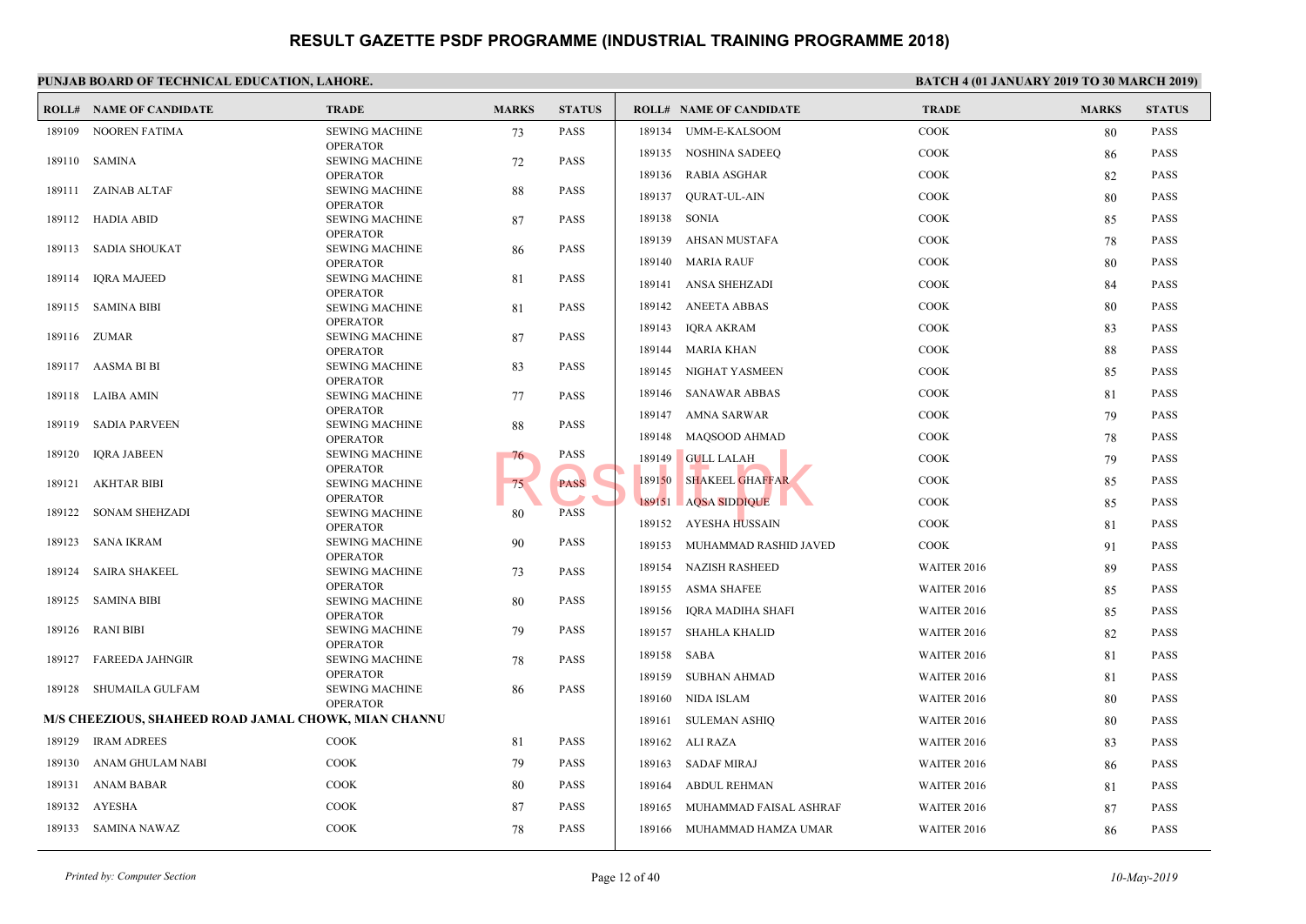# RESULT GAZETTE PSDF PROGRAMME (INDUSTRIAL TRAINING PROGRAMME 2018)

**PUNJAB BOARD OF TECHNICAL EDUCATION, LAHORE.**

**BATCH 4 (01 JANUARY 2019 TO 30 MARCH 2019)**

| ROLL# | NAME OF CANDIDATE | TRADE | MARKS | STATUS |
|---|---|---|---|---|
| 189109 | NOOREN FATIMA | SEWING MACHINE OPERATOR | 73 | PASS |
| 189110 | SAMINA | SEWING MACHINE OPERATOR | 72 | PASS |
| 189111 | ZAINAB ALTAF | SEWING MACHINE OPERATOR | 88 | PASS |
| 189112 | HADIA ABID | SEWING MACHINE OPERATOR | 87 | PASS |
| 189113 | SADIA SHOUKAT | SEWING MACHINE OPERATOR | 86 | PASS |
| 189114 | IQRA MAJEED | SEWING MACHINE OPERATOR | 81 | PASS |
| 189115 | SAMINA BIBI | SEWING MACHINE OPERATOR | 81 | PASS |
| 189116 | ZUMAR | SEWING MACHINE OPERATOR | 87 | PASS |
| 189117 | AASMA BI BI | SEWING MACHINE OPERATOR | 83 | PASS |
| 189118 | LAIBA AMIN | SEWING MACHINE OPERATOR | 77 | PASS |
| 189119 | SADIA PARVEEN | SEWING MACHINE OPERATOR | 88 | PASS |
| 189120 | IQRA JABEEN | SEWING MACHINE OPERATOR | 76 | PASS |
| 189121 | AKHTAR BIBI | SEWING MACHINE OPERATOR | 75 | PASS |
| 189122 | SONAM SHEHZADI | SEWING MACHINE OPERATOR | 80 | PASS |
| 189123 | SANA IKRAM | SEWING MACHINE OPERATOR | 90 | PASS |
| 189124 | SAIRA SHAKEEL | SEWING MACHINE OPERATOR | 73 | PASS |
| 189125 | SAMINA BIBI | SEWING MACHINE OPERATOR | 80 | PASS |
| 189126 | RANI BIBI | SEWING MACHINE OPERATOR | 79 | PASS |
| 189127 | FAREEDA JAHNGIR | SEWING MACHINE OPERATOR | 78 | PASS |
| 189128 | SHUMAILA GULFAM | SEWING MACHINE OPERATOR | 86 | PASS |

**M/S CHEEZIOUS, SHAHEED ROAD JAMAL CHOWK, MIAN CHANNU**

| ROLL# | NAME OF CANDIDATE | TRADE | MARKS | STATUS |
|---|---|---|---|---|
| 189129 | IRAM ADREES | COOK | 81 | PASS |
| 189130 | ANAM GHULAM NABI | COOK | 79 | PASS |
| 189131 | ANAM BABAR | COOK | 80 | PASS |
| 189132 | AYESHA | COOK | 87 | PASS |
| 189133 | SAMINA NAWAZ | COOK | 78 | PASS |
| 189134 | UMM-E-KALSOOM | COOK | 80 | PASS |
| 189135 | NOSHINA SADEEQ | COOK | 86 | PASS |
| 189136 | RABIA ASGHAR | COOK | 82 | PASS |
| 189137 | QURAT-UL-AIN | COOK | 80 | PASS |
| 189138 | SONIA | COOK | 85 | PASS |
| 189139 | AHSAN MUSTAFA | COOK | 78 | PASS |
| 189140 | MARIA RAUF | COOK | 80 | PASS |
| 189141 | ANSA SHEHZADI | COOK | 84 | PASS |
| 189142 | ANEETA ABBAS | COOK | 80 | PASS |
| 189143 | IQRA AKRAM | COOK | 83 | PASS |
| 189144 | MARIA KHAN | COOK | 88 | PASS |
| 189145 | NIGHAT YASMEEN | COOK | 85 | PASS |
| 189146 | SANAWAR ABBAS | COOK | 81 | PASS |
| 189147 | AMNA SARWAR | COOK | 79 | PASS |
| 189148 | MAQSOOD AHMAD | COOK | 78 | PASS |
| 189149 | GULL LALAH | COOK | 79 | PASS |
| 189150 | SHAKEEL GHAFFAR | COOK | 85 | PASS |
| 189151 | AQSA SIDDIQUE | COOK | 85 | PASS |
| 189152 | AYESHA HUSSAIN | COOK | 81 | PASS |
| 189153 | MUHAMMAD RASHID JAVED | COOK | 91 | PASS |
| 189154 | NAZISH RASHEED | WAITER 2016 | 89 | PASS |
| 189155 | ASMA SHAFEE | WAITER 2016 | 85 | PASS |
| 189156 | IQRA MADIHA SHAFI | WAITER 2016 | 85 | PASS |
| 189157 | SHAHLA KHALID | WAITER 2016 | 82 | PASS |
| 189158 | SABA | WAITER 2016 | 81 | PASS |
| 189159 | SUBHAN AHMAD | WAITER 2016 | 81 | PASS |
| 189160 | NIDA ISLAM | WAITER 2016 | 80 | PASS |
| 189161 | SULEMAN ASHIQ | WAITER 2016 | 80 | PASS |
| 189162 | ALI RAZA | WAITER 2016 | 83 | PASS |
| 189163 | SADAF MIRAJ | WAITER 2016 | 86 | PASS |
| 189164 | ABDUL REHMAN | WAITER 2016 | 81 | PASS |
| 189165 | MUHAMMAD FAISAL ASHRAF | WAITER 2016 | 87 | PASS |
| 189166 | MUHAMMAD HAMZA UMAR | WAITER 2016 | 86 | PASS |

*Printed by: Computer Section*

*10-May-2019*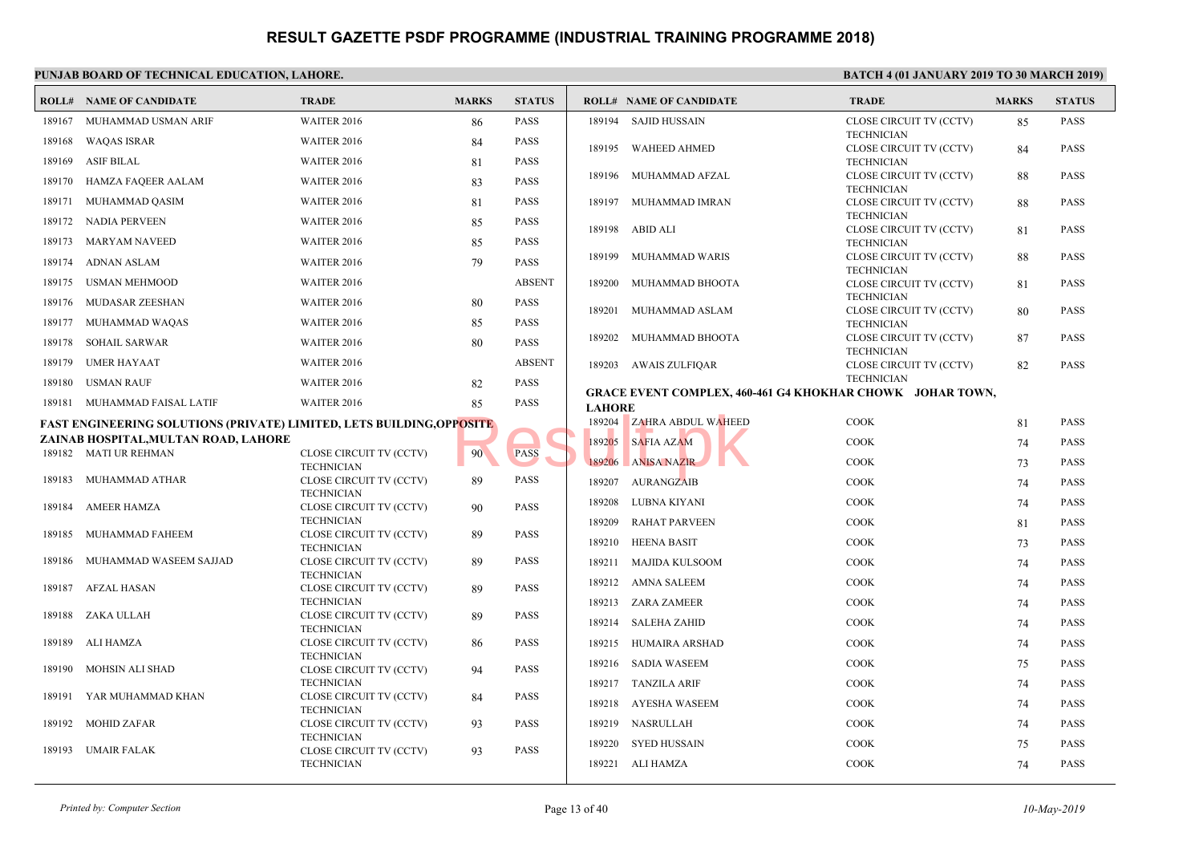# RESULT GAZETTE PSDF PROGRAMME (INDUSTRIAL TRAINING PROGRAMME 2018)

**PUNJAB BOARD OF TECHNICAL EDUCATION, LAHORE.**

**BATCH 4 (01 JANUARY 2019 TO 30 MARCH 2019)**

| ROLL# | NAME OF CANDIDATE | TRADE | MARKS | STATUS |
|---|---|---|---|---|
| 189167 | MUHAMMAD USMAN ARIF | WAITER 2016 | 86 | PASS |
| 189168 | WAQAS ISRAR | WAITER 2016 | 84 | PASS |
| 189169 | ASIF BILAL | WAITER 2016 | 81 | PASS |
| 189170 | HAMZA FAQEER AALAM | WAITER 2016 | 83 | PASS |
| 189171 | MUHAMMAD QASIM | WAITER 2016 | 81 | PASS |
| 189172 | NADIA PERVEEN | WAITER 2016 | 85 | PASS |
| 189173 | MARYAM NAVEED | WAITER 2016 | 85 | PASS |
| 189174 | ADNAN ASLAM | WAITER 2016 | 79 | PASS |
| 189175 | USMAN MEHMOOD | WAITER 2016 | | ABSENT |
| 189176 | MUDASAR ZEESHAN | WAITER 2016 | 80 | PASS |
| 189177 | MUHAMMAD WAQAS | WAITER 2016 | 85 | PASS |
| 189178 | SOHAIL SARWAR | WAITER 2016 | 80 | PASS |
| 189179 | UMER HAYAAT | WAITER 2016 | | ABSENT |
| 189180 | USMAN RAUF | WAITER 2016 | 82 | PASS |
| 189181 | MUHAMMAD FAISAL LATIF | WAITER 2016 | 85 | PASS |

**FAST ENGINEERING SOLUTIONS (PRIVATE) LIMITED, LETS BUILDING,OPPOSITE ZAINAB HOSPITAL,MULTAN ROAD, LAHORE**

| ROLL# | NAME OF CANDIDATE | TRADE | MARKS | STATUS |
|---|---|---|---|---|
| 189182 | MATI UR REHMAN | CLOSE CIRCUIT TV (CCTV) TECHNICIAN | 90 | PASS |
| 189183 | MUHAMMAD ATHAR | CLOSE CIRCUIT TV (CCTV) TECHNICIAN | 89 | PASS |
| 189184 | AMEER HAMZA | CLOSE CIRCUIT TV (CCTV) TECHNICIAN | 90 | PASS |
| 189185 | MUHAMMAD FAHEEM | CLOSE CIRCUIT TV (CCTV) TECHNICIAN | 89 | PASS |
| 189186 | MUHAMMAD WASEEM SAJJAD | CLOSE CIRCUIT TV (CCTV) TECHNICIAN | 89 | PASS |
| 189187 | AFZAL HASAN | CLOSE CIRCUIT TV (CCTV) TECHNICIAN | 89 | PASS |
| 189188 | ZAKA ULLAH | CLOSE CIRCUIT TV (CCTV) TECHNICIAN | 89 | PASS |
| 189189 | ALI HAMZA | CLOSE CIRCUIT TV (CCTV) TECHNICIAN | 86 | PASS |
| 189190 | MOHSIN ALI SHAD | CLOSE CIRCUIT TV (CCTV) TECHNICIAN | 94 | PASS |
| 189191 | YAR MUHAMMAD KHAN | CLOSE CIRCUIT TV (CCTV) TECHNICIAN | 84 | PASS |
| 189192 | MOHID ZAFAR | CLOSE CIRCUIT TV (CCTV) TECHNICIAN | 93 | PASS |
| 189193 | UMAIR FALAK | CLOSE CIRCUIT TV (CCTV) TECHNICIAN | 93 | PASS |
| 189194 | SAJID HUSSAIN | CLOSE CIRCUIT TV (CCTV) TECHNICIAN | 85 | PASS |
| 189195 | WAHEED AHMED | CLOSE CIRCUIT TV (CCTV) TECHNICIAN | 84 | PASS |
| 189196 | MUHAMMAD AFZAL | CLOSE CIRCUIT TV (CCTV) TECHNICIAN | 88 | PASS |
| 189197 | MUHAMMAD IMRAN | CLOSE CIRCUIT TV (CCTV) TECHNICIAN | 88 | PASS |
| 189198 | ABID ALI | CLOSE CIRCUIT TV (CCTV) TECHNICIAN | 81 | PASS |
| 189199 | MUHAMMAD WARIS | CLOSE CIRCUIT TV (CCTV) TECHNICIAN | 88 | PASS |
| 189200 | MUHAMMAD BHOOTA | CLOSE CIRCUIT TV (CCTV) TECHNICIAN | 81 | PASS |
| 189201 | MUHAMMAD ASLAM | CLOSE CIRCUIT TV (CCTV) TECHNICIAN | 80 | PASS |
| 189202 | MUHAMMAD BHOOTA | CLOSE CIRCUIT TV (CCTV) TECHNICIAN | 87 | PASS |
| 189203 | AWAIS ZULFIQAR | CLOSE CIRCUIT TV (CCTV) TECHNICIAN | 82 | PASS |

**GRACE EVENT COMPLEX, 460-461 G4 KHOKHAR CHOWK JOHAR TOWN, LAHORE**

| ROLL# | NAME OF CANDIDATE | TRADE | MARKS | STATUS |
|---|---|---|---|---|
| 189204 | ZAHRA ABDUL WAHEED | COOK | 81 | PASS |
| 189205 | SAFIA AZAM | COOK | 74 | PASS |
| 189206 | ANISA NAZIR | COOK | 73 | PASS |
| 189207 | AURANGZAIB | COOK | 74 | PASS |
| 189208 | LUBNA KIYANI | COOK | 74 | PASS |
| 189209 | RAHAT PARVEEN | COOK | 81 | PASS |
| 189210 | HEENA BASIT | COOK | 73 | PASS |
| 189211 | MAJIDA KULSOOM | COOK | 74 | PASS |
| 189212 | AMNA SALEEM | COOK | 74 | PASS |
| 189213 | ZARA ZAMEER | COOK | 74 | PASS |
| 189214 | SALEHA ZAHID | COOK | 74 | PASS |
| 189215 | HUMAIRA ARSHAD | COOK | 74 | PASS |
| 189216 | SADIA WASEEM | COOK | 75 | PASS |
| 189217 | TANZILA ARIF | COOK | 74 | PASS |
| 189218 | AYESHA WASEEM | COOK | 74 | PASS |
| 189219 | NASRULLAH | COOK | 74 | PASS |
| 189220 | SYED HUSSAIN | COOK | 75 | PASS |
| 189221 | ALI HAMZA | COOK | 74 | PASS |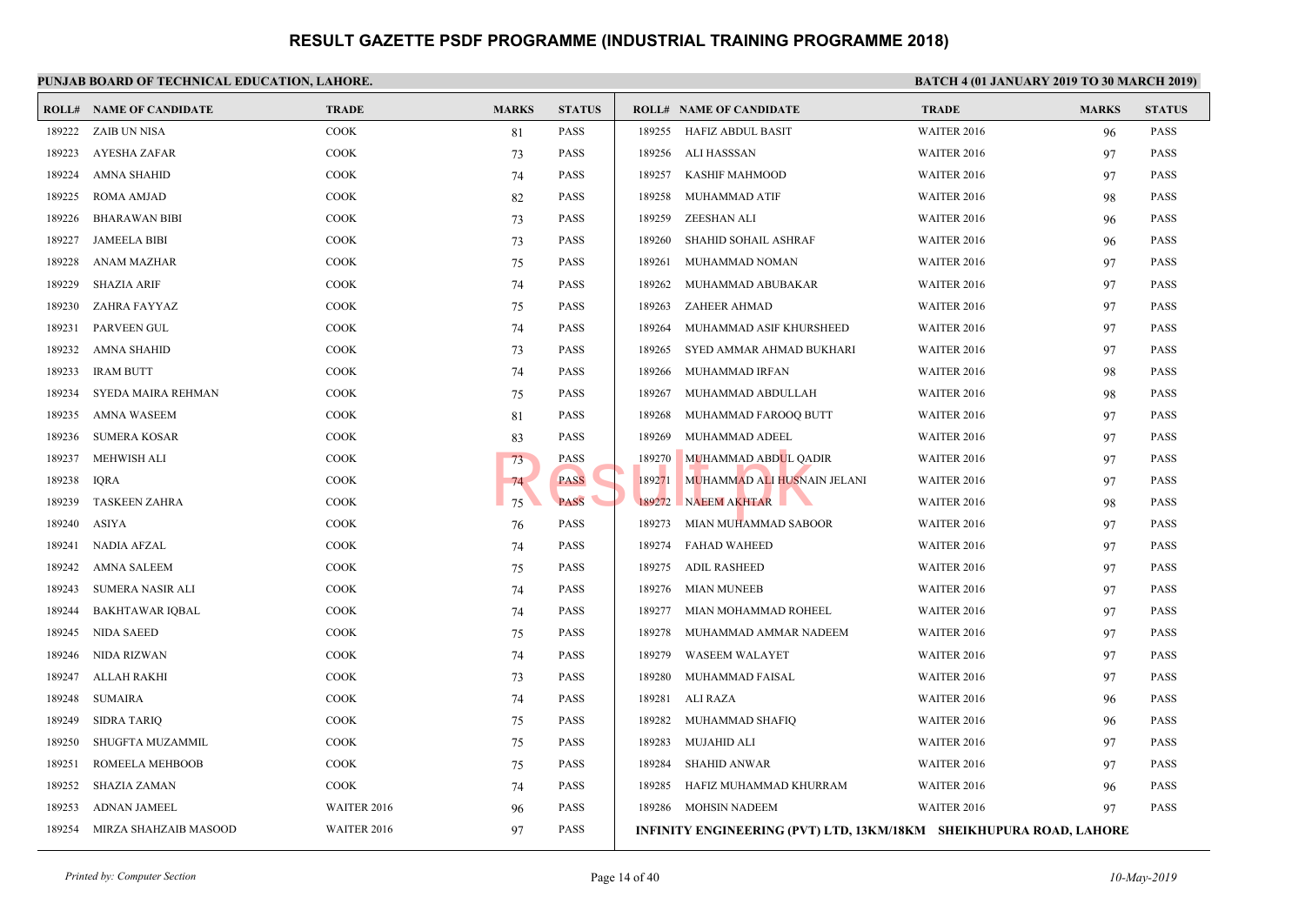# RESULT GAZETTE PSDF PROGRAMME (INDUSTRIAL TRAINING PROGRAMME 2018)

**PUNJAB BOARD OF TECHNICAL EDUCATION, LAHORE.**

**BATCH 4 (01 JANUARY 2019 TO 30 MARCH 2019)**

| ROLL# | NAME OF CANDIDATE | TRADE | MARKS | STATUS |
|---|---|---|---|---|
| 189222 | ZAIB UN NISA | COOK | 81 | PASS |
| 189223 | AYESHA ZAFAR | COOK | 73 | PASS |
| 189224 | AMNA SHAHID | COOK | 74 | PASS |
| 189225 | ROMA AMJAD | COOK | 82 | PASS |
| 189226 | BHARAWAN BIBI | COOK | 73 | PASS |
| 189227 | JAMEELA BIBI | COOK | 73 | PASS |
| 189228 | ANAM MAZHAR | COOK | 75 | PASS |
| 189229 | SHAZIA ARIF | COOK | 74 | PASS |
| 189230 | ZAHRA FAYYAZ | COOK | 75 | PASS |
| 189231 | PARVEEN GUL | COOK | 74 | PASS |
| 189232 | AMNA SHAHID | COOK | 73 | PASS |
| 189233 | IRAM BUTT | COOK | 74 | PASS |
| 189234 | SYEDA MAIRA REHMAN | COOK | 75 | PASS |
| 189235 | AMNA WASEEM | COOK | 81 | PASS |
| 189236 | SUMERA KOSAR | COOK | 83 | PASS |
| 189237 | MEHWISH ALI | COOK | 73 | PASS |
| 189238 | IQRA | COOK | 74 | PASS |
| 189239 | TASKEEN ZAHRA | COOK | 75 | PASS |
| 189240 | ASIYA | COOK | 76 | PASS |
| 189241 | NADIA AFZAL | COOK | 74 | PASS |
| 189242 | AMNA SALEEM | COOK | 75 | PASS |
| 189243 | SUMERA NASIR ALI | COOK | 74 | PASS |
| 189244 | BAKHTAWAR IQBAL | COOK | 74 | PASS |
| 189245 | NIDA SAEED | COOK | 75 | PASS |
| 189246 | NIDA RIZWAN | COOK | 74 | PASS |
| 189247 | ALLAH RAKHI | COOK | 73 | PASS |
| 189248 | SUMAIRA | COOK | 74 | PASS |
| 189249 | SIDRA TARIQ | COOK | 75 | PASS |
| 189250 | SHUGFTA MUZAMMIL | COOK | 75 | PASS |
| 189251 | ROMEELA MEHBOOB | COOK | 75 | PASS |
| 189252 | SHAZIA ZAMAN | COOK | 74 | PASS |
| 189253 | ADNAN JAMEEL | WAITER 2016 | 96 | PASS |
| 189254 | MIRZA SHAHZAIB MASOOD | WAITER 2016 | 97 | PASS |
| 189255 | HAFIZ ABDUL BASIT | WAITER 2016 | 96 | PASS |
| 189256 | ALI HASSSAN | WAITER 2016 | 97 | PASS |
| 189257 | KASHIF MAHMOOD | WAITER 2016 | 97 | PASS |
| 189258 | MUHAMMAD ATIF | WAITER 2016 | 98 | PASS |
| 189259 | ZEESHAN ALI | WAITER 2016 | 96 | PASS |
| 189260 | SHAHID SOHAIL ASHRAF | WAITER 2016 | 96 | PASS |
| 189261 | MUHAMMAD NOMAN | WAITER 2016 | 97 | PASS |
| 189262 | MUHAMMAD ABUBAKAR | WAITER 2016 | 97 | PASS |
| 189263 | ZAHEER AHMAD | WAITER 2016 | 97 | PASS |
| 189264 | MUHAMMAD ASIF KHURSHEED | WAITER 2016 | 97 | PASS |
| 189265 | SYED AMMAR AHMAD BUKHARI | WAITER 2016 | 97 | PASS |
| 189266 | MUHAMMAD IRFAN | WAITER 2016 | 98 | PASS |
| 189267 | MUHAMMAD ABDULLAH | WAITER 2016 | 98 | PASS |
| 189268 | MUHAMMAD FAROOQ BUTT | WAITER 2016 | 97 | PASS |
| 189269 | MUHAMMAD ADEEL | WAITER 2016 | 97 | PASS |
| 189270 | MUHAMMAD ABDUL QADIR | WAITER 2016 | 97 | PASS |
| 189271 | MUHAMMAD ALI HUSNAIN JELANI | WAITER 2016 | 97 | PASS |
| 189272 | NAEEM AKHTAR | WAITER 2016 | 98 | PASS |
| 189273 | MIAN MUHAMMAD SABOOR | WAITER 2016 | 97 | PASS |
| 189274 | FAHAD WAHEED | WAITER 2016 | 97 | PASS |
| 189275 | ADIL RASHEED | WAITER 2016 | 97 | PASS |
| 189276 | MIAN MUNEEB | WAITER 2016 | 97 | PASS |
| 189277 | MIAN MOHAMMAD ROHEEL | WAITER 2016 | 97 | PASS |
| 189278 | MUHAMMAD AMMAR NADEEM | WAITER 2016 | 97 | PASS |
| 189279 | WASEEM WALAYET | WAITER 2016 | 97 | PASS |
| 189280 | MUHAMMAD FAISAL | WAITER 2016 | 97 | PASS |
| 189281 | ALI RAZA | WAITER 2016 | 96 | PASS |
| 189282 | MUHAMMAD SHAFIQ | WAITER 2016 | 96 | PASS |
| 189283 | MUJAHID ALI | WAITER 2016 | 97 | PASS |
| 189284 | SHAHID ANWAR | WAITER 2016 | 97 | PASS |
| 189285 | HAFIZ MUHAMMAD KHURRAM | WAITER 2016 | 96 | PASS |
| 189286 | MOHSIN NADEEM | WAITER 2016 | 97 | PASS |

**INFINITY ENGINEERING (PVT) LTD, 13KM/18KM SHEIKHUPURA ROAD, LAHORE**

*Printed by: Computer Section*

*10-May-2019*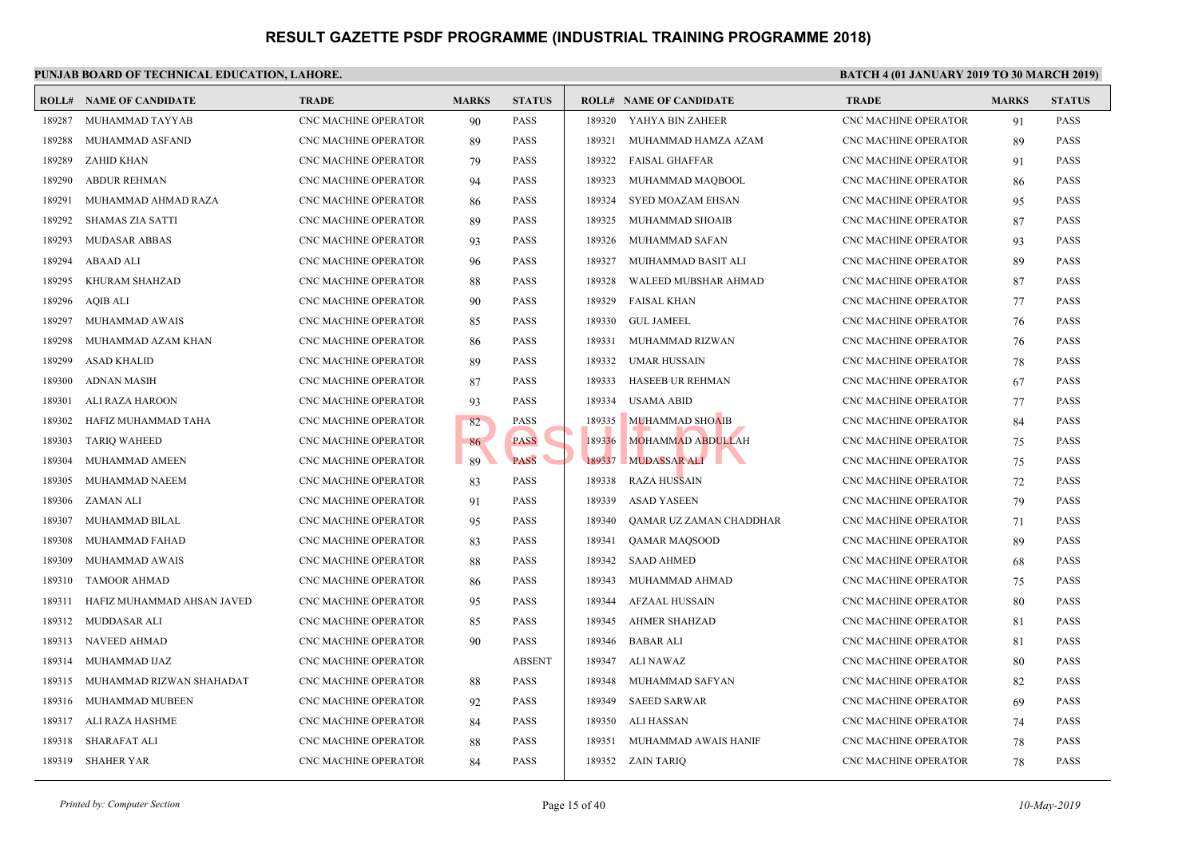# RESULT GAZETTE PSDF PROGRAMME (INDUSTRIAL TRAINING PROGRAMME 2018)

**PUNJAB BOARD OF TECHNICAL EDUCATION, LAHORE.**

**BATCH 4 (01 JANUARY 2019 TO 30 MARCH 2019)**

| ROLL# | NAME OF CANDIDATE | TRADE | MARKS | STATUS |
|---|---|---|---|---|
| 189287 | MUHAMMAD TAYYAB | CNC MACHINE OPERATOR | 90 | PASS |
| 189288 | MUHAMMAD ASFAND | CNC MACHINE OPERATOR | 89 | PASS |
| 189289 | ZAHID KHAN | CNC MACHINE OPERATOR | 79 | PASS |
| 189290 | ABDUR REHMAN | CNC MACHINE OPERATOR | 94 | PASS |
| 189291 | MUHAMMAD AHMAD RAZA | CNC MACHINE OPERATOR | 86 | PASS |
| 189292 | SHAMAS ZIA SATTI | CNC MACHINE OPERATOR | 89 | PASS |
| 189293 | MUDASAR ABBAS | CNC MACHINE OPERATOR | 93 | PASS |
| 189294 | ABAAD ALI | CNC MACHINE OPERATOR | 96 | PASS |
| 189295 | KHURAM SHAHZAD | CNC MACHINE OPERATOR | 88 | PASS |
| 189296 | AQIB ALI | CNC MACHINE OPERATOR | 90 | PASS |
| 189297 | MUHAMMAD AWAIS | CNC MACHINE OPERATOR | 85 | PASS |
| 189298 | MUHAMMAD AZAM KHAN | CNC MACHINE OPERATOR | 86 | PASS |
| 189299 | ASAD KHALID | CNC MACHINE OPERATOR | 89 | PASS |
| 189300 | ADNAN MASIH | CNC MACHINE OPERATOR | 87 | PASS |
| 189301 | ALI RAZA HAROON | CNC MACHINE OPERATOR | 93 | PASS |
| 189302 | HAFIZ MUHAMMAD TAHA | CNC MACHINE OPERATOR | 82 | PASS |
| 189303 | TARIQ WAHEED | CNC MACHINE OPERATOR | 86 | PASS |
| 189304 | MUHAMMAD AMEEN | CNC MACHINE OPERATOR | 89 | PASS |
| 189305 | MUHAMMAD NAEEM | CNC MACHINE OPERATOR | 83 | PASS |
| 189306 | ZAMAN ALI | CNC MACHINE OPERATOR | 91 | PASS |
| 189307 | MUHAMMAD BILAL | CNC MACHINE OPERATOR | 95 | PASS |
| 189308 | MUHAMMAD FAHAD | CNC MACHINE OPERATOR | 83 | PASS |
| 189309 | MUHAMMAD AWAIS | CNC MACHINE OPERATOR | 88 | PASS |
| 189310 | TAMOOR AHMAD | CNC MACHINE OPERATOR | 86 | PASS |
| 189311 | HAFIZ MUHAMMAD AHSAN JAVED | CNC MACHINE OPERATOR | 95 | PASS |
| 189312 | MUDDASAR ALI | CNC MACHINE OPERATOR | 85 | PASS |
| 189313 | NAVEED AHMAD | CNC MACHINE OPERATOR | 90 | PASS |
| 189314 | MUHAMMAD IJAZ | CNC MACHINE OPERATOR | | ABSENT |
| 189315 | MUHAMMAD RIZWAN SHAHADAT | CNC MACHINE OPERATOR | 88 | PASS |
| 189316 | MUHAMMAD MUBEEN | CNC MACHINE OPERATOR | 92 | PASS |
| 189317 | ALI RAZA HASHME | CNC MACHINE OPERATOR | 84 | PASS |
| 189318 | SHARAFAT ALI | CNC MACHINE OPERATOR | 88 | PASS |
| 189319 | SHAHER YAR | CNC MACHINE OPERATOR | 84 | PASS |
| 189320 | YAHYA BIN ZAHEER | CNC MACHINE OPERATOR | 91 | PASS |
| 189321 | MUHAMMAD HAMZA AZAM | CNC MACHINE OPERATOR | 89 | PASS |
| 189322 | FAISAL GHAFFAR | CNC MACHINE OPERATOR | 91 | PASS |
| 189323 | MUHAMMAD MAQBOOL | CNC MACHINE OPERATOR | 86 | PASS |
| 189324 | SYED MOAZAM EHSAN | CNC MACHINE OPERATOR | 95 | PASS |
| 189325 | MUHAMMAD SHOAIB | CNC MACHINE OPERATOR | 87 | PASS |
| 189326 | MUHAMMAD SAFAN | CNC MACHINE OPERATOR | 93 | PASS |
| 189327 | MUIHAMMAD BASIT ALI | CNC MACHINE OPERATOR | 89 | PASS |
| 189328 | WALEED MUBSHAR AHMAD | CNC MACHINE OPERATOR | 87 | PASS |
| 189329 | FAISAL KHAN | CNC MACHINE OPERATOR | 77 | PASS |
| 189330 | GUL JAMEEL | CNC MACHINE OPERATOR | 76 | PASS |
| 189331 | MUHAMMAD RIZWAN | CNC MACHINE OPERATOR | 76 | PASS |
| 189332 | UMAR HUSSAIN | CNC MACHINE OPERATOR | 78 | PASS |
| 189333 | HASEEB UR REHMAN | CNC MACHINE OPERATOR | 67 | PASS |
| 189334 | USAMA ABID | CNC MACHINE OPERATOR | 77 | PASS |
| 189335 | MUHAMMAD SHOAIB | CNC MACHINE OPERATOR | 84 | PASS |
| 189336 | MOHAMMAD ABDULLAH | CNC MACHINE OPERATOR | 75 | PASS |
| 189337 | MUDASSAR ALI | CNC MACHINE OPERATOR | 75 | PASS |
| 189338 | RAZA HUSSAIN | CNC MACHINE OPERATOR | 72 | PASS |
| 189339 | ASAD YASEEN | CNC MACHINE OPERATOR | 79 | PASS |
| 189340 | QAMAR UZ ZAMAN CHADDHAR | CNC MACHINE OPERATOR | 71 | PASS |
| 189341 | QAMAR MAQSOOD | CNC MACHINE OPERATOR | 89 | PASS |
| 189342 | SAAD AHMED | CNC MACHINE OPERATOR | 68 | PASS |
| 189343 | MUHAMMAD AHMAD | CNC MACHINE OPERATOR | 75 | PASS |
| 189344 | AFZAAL HUSSAIN | CNC MACHINE OPERATOR | 80 | PASS |
| 189345 | AHMER SHAHZAD | CNC MACHINE OPERATOR | 81 | PASS |
| 189346 | BABAR ALI | CNC MACHINE OPERATOR | 81 | PASS |
| 189347 | ALI NAWAZ | CNC MACHINE OPERATOR | 80 | PASS |
| 189348 | MUHAMMAD SAFYAN | CNC MACHINE OPERATOR | 82 | PASS |
| 189349 | SAEED SARWAR | CNC MACHINE OPERATOR | 69 | PASS |
| 189350 | ALI HASSAN | CNC MACHINE OPERATOR | 74 | PASS |
| 189351 | MUHAMMAD AWAIS HANIF | CNC MACHINE OPERATOR | 78 | PASS |
| 189352 | ZAIN TARIQ | CNC MACHINE OPERATOR | 78 | PASS |

*Printed by: Computer Section*

*10-May-2019*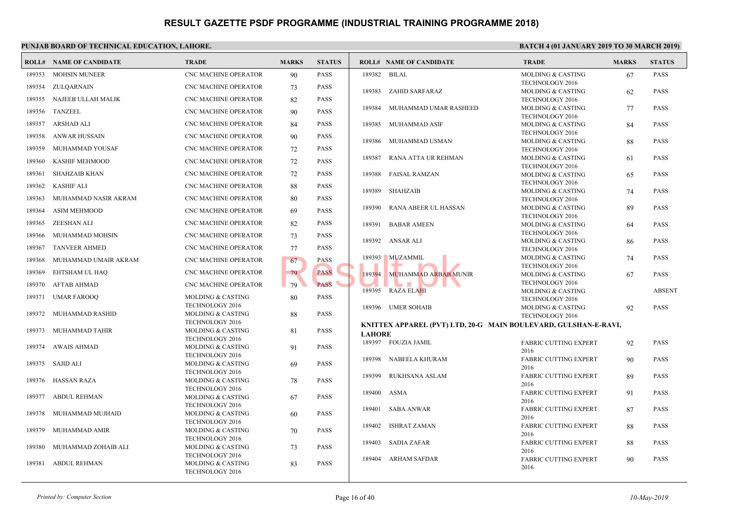# RESULT GAZETTE PSDF PROGRAMME (INDUSTRIAL TRAINING PROGRAMME 2018)

**PUNJAB BOARD OF TECHNICAL EDUCATION, LAHORE.**

**BATCH 4 (01 JANUARY 2019 TO 30 MARCH 2019)**

| ROLL# | NAME OF CANDIDATE | TRADE | MARKS | STATUS |
|---|---|---|---|---|
| 189353 | MOHSIN MUNEER | CNC MACHINE OPERATOR | 90 | PASS |
| 189354 | ZULQARNAIN | CNC MACHINE OPERATOR | 73 | PASS |
| 189355 | NAJEEB ULLAH MALIK | CNC MACHINE OPERATOR | 82 | PASS |
| 189356 | TANZEEL | CNC MACHINE OPERATOR | 90 | PASS |
| 189357 | ARSHAD ALI | CNC MACHINE OPERATOR | 84 | PASS |
| 189358 | ANWAR HUSSAIN | CNC MACHINE OPERATOR | 90 | PASS |
| 189359 | MUHAMMAD YOUSAF | CNC MACHINE OPERATOR | 72 | PASS |
| 189360 | KASHIF MEHMOOD | CNC MACHINE OPERATOR | 72 | PASS |
| 189361 | SHAHZAIB KHAN | CNC MACHINE OPERATOR | 72 | PASS |
| 189362 | KASHIF ALI | CNC MACHINE OPERATOR | 88 | PASS |
| 189363 | MUHAMMAD NASIR AKRAM | CNC MACHINE OPERATOR | 80 | PASS |
| 189364 | ASIM MEHMOOD | CNC MACHINE OPERATOR | 69 | PASS |
| 189365 | ZEESHAN ALI | CNC MACHINE OPERATOR | 82 | PASS |
| 189366 | MUHAMMAD MOHSIN | CNC MACHINE OPERATOR | 73 | PASS |
| 189367 | TANVEER AHMED | CNC MACHINE OPERATOR | 77 | PASS |
| 189368 | MUHAMMAD UMAIR AKRAM | CNC MACHINE OPERATOR | 67 | PASS |
| 189369 | EHTSHAM UL HAQ | CNC MACHINE OPERATOR | 79 | PASS |
| 189370 | AFTAB AHMAD | CNC MACHINE OPERATOR | 79 | PASS |
| 189371 | UMAR FAROOQ | MOLDING & CASTING TECHNOLOGY 2016 | 80 | PASS |
| 189372 | MUHAMMAD RASHID | MOLDING & CASTING TECHNOLOGY 2016 | 88 | PASS |
| 189373 | MUHAMMAD TAHIR | MOLDING & CASTING TECHNOLOGY 2016 | 81 | PASS |
| 189374 | AWAIS AHMAD | MOLDING & CASTING TECHNOLOGY 2016 | 91 | PASS |
| 189375 | SAJID ALI | MOLDING & CASTING TECHNOLOGY 2016 | 69 | PASS |
| 189376 | HASSAN RAZA | MOLDING & CASTING TECHNOLOGY 2016 | 78 | PASS |
| 189377 | ABDUL REHMAN | MOLDING & CASTING TECHNOLOGY 2016 | 67 | PASS |
| 189378 | MUHAMMAD MUJHAID | MOLDING & CASTING TECHNOLOGY 2016 | 60 | PASS |
| 189379 | MUHAMMAD AMIR | MOLDING & CASTING TECHNOLOGY 2016 | 70 | PASS |
| 189380 | MUHAMMAD ZOHAIB ALI | MOLDING & CASTING TECHNOLOGY 2016 | 73 | PASS |
| 189381 | ABDUL REHMAN | MOLDING & CASTING TECHNOLOGY 2016 | 83 | PASS |
| 189382 | BILAL | MOLDING & CASTING TECHNOLOGY 2016 | 67 | PASS |
| 189383 | ZAHID SARFARAZ | MOLDING & CASTING TECHNOLOGY 2016 | 62 | PASS |
| 189384 | MUHAMMAD UMAR RASHEED | MOLDING & CASTING TECHNOLOGY 2016 | 77 | PASS |
| 189385 | MUHAMMAD ASIF | MOLDING & CASTING TECHNOLOGY 2016 | 84 | PASS |
| 189386 | MUHAMMAD USMAN | MOLDING & CASTING TECHNOLOGY 2016 | 88 | PASS |
| 189387 | RANA ATTA UR REHMAN | MOLDING & CASTING TECHNOLOGY 2016 | 61 | PASS |
| 189388 | FAISAL RAMZAN | MOLDING & CASTING TECHNOLOGY 2016 | 65 | PASS |
| 189389 | SHAHZAIB | MOLDING & CASTING TECHNOLOGY 2016 | 74 | PASS |
| 189390 | RANA ABEER UL HASSAN | MOLDING & CASTING TECHNOLOGY 2016 | 89 | PASS |
| 189391 | BABAR AMEEN | MOLDING & CASTING TECHNOLOGY 2016 | 64 | PASS |
| 189392 | ANSAR ALI | MOLDING & CASTING TECHNOLOGY 2016 | 86 | PASS |
| 189393 | MUZAMMIL | MOLDING & CASTING TECHNOLOGY 2016 | 74 | PASS |
| 189394 | MUHAMMAD ARBAB MUNIR | MOLDING & CASTING TECHNOLOGY 2016 | 67 | PASS |
| 189395 | RAZA ELAHI | MOLDING & CASTING TECHNOLOGY 2016 | | ABSENT |
| 189396 | UMER SOHAIB | MOLDING & CASTING TECHNOLOGY 2016 | 92 | PASS |

**KNITTEX APPAREL (PVT) LTD, 20-G MAIN BOULEVARD, GULSHAN-E-RAVI, LAHORE**

| ROLL# | NAME OF CANDIDATE | TRADE | MARKS | STATUS |
|---|---|---|---|---|
| 189397 | FOUZIA JAMIL | FABRIC CUTTING EXPERT 2016 | 92 | PASS |
| 189398 | NABEELA KHURAM | FABRIC CUTTING EXPERT 2016 | 90 | PASS |
| 189399 | RUKHSANA ASLAM | FABRIC CUTTING EXPERT 2016 | 89 | PASS |
| 189400 | ASMA | FABRIC CUTTING EXPERT 2016 | 91 | PASS |
| 189401 | SABA ANWAR | FABRIC CUTTING EXPERT 2016 | 87 | PASS |
| 189402 | ISHRAT ZAMAN | FABRIC CUTTING EXPERT 2016 | 88 | PASS |
| 189403 | SADIA ZAFAR | FABRIC CUTTING EXPERT 2016 | 88 | PASS |
| 189404 | ARHAM SAFDAR | FABRIC CUTTING EXPERT 2016 | 90 | PASS |

*Printed by: Computer Section* — *10-May-2019*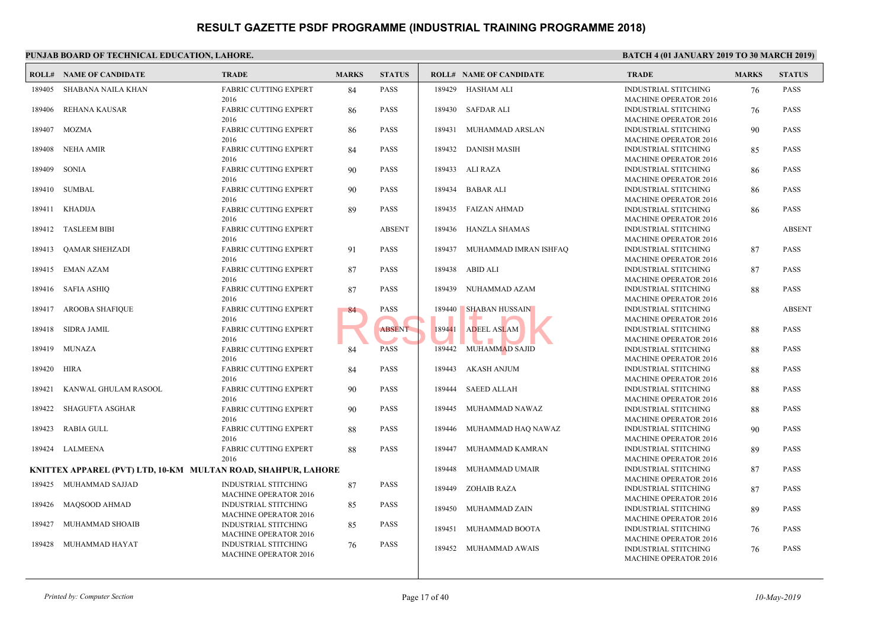# RESULT GAZETTE PSDF PROGRAMME (INDUSTRIAL TRAINING PROGRAMME 2018)

**PUNJAB BOARD OF TECHNICAL EDUCATION, LAHORE.**

**BATCH 4 (01 JANUARY 2019 TO 30 MARCH 2019)**

| ROLL# | NAME OF CANDIDATE | TRADE | MARKS | STATUS |
|---|---|---|---|---|
| 189405 | SHABANA NAILA KHAN | FABRIC CUTTING EXPERT 2016 | 84 | PASS |
| 189406 | REHANA KAUSAR | FABRIC CUTTING EXPERT 2016 | 86 | PASS |
| 189407 | MOZMA | FABRIC CUTTING EXPERT 2016 | 86 | PASS |
| 189408 | NEHA AMIR | FABRIC CUTTING EXPERT 2016 | 84 | PASS |
| 189409 | SONIA | FABRIC CUTTING EXPERT 2016 | 90 | PASS |
| 189410 | SUMBAL | FABRIC CUTTING EXPERT 2016 | 90 | PASS |
| 189411 | KHADIJA | FABRIC CUTTING EXPERT 2016 | 89 | PASS |
| 189412 | TASLEEM BIBI | FABRIC CUTTING EXPERT 2016 | | ABSENT |
| 189413 | QAMAR SHEHZADI | FABRIC CUTTING EXPERT 2016 | 91 | PASS |
| 189415 | EMAN AZAM | FABRIC CUTTING EXPERT 2016 | 87 | PASS |
| 189416 | SAFIA ASHIQ | FABRIC CUTTING EXPERT 2016 | 87 | PASS |
| 189417 | AROOBA SHAFIQUE | FABRIC CUTTING EXPERT 2016 | 84 | PASS |
| 189418 | SIDRA JAMIL | FABRIC CUTTING EXPERT 2016 | | ABSENT |
| 189419 | MUNAZA | FABRIC CUTTING EXPERT 2016 | 84 | PASS |
| 189420 | HIRA | FABRIC CUTTING EXPERT 2016 | 84 | PASS |
| 189421 | KANWAL GHULAM RASOOL | FABRIC CUTTING EXPERT 2016 | 90 | PASS |
| 189422 | SHAGUFTA ASGHAR | FABRIC CUTTING EXPERT 2016 | 90 | PASS |
| 189423 | RABIA GULL | FABRIC CUTTING EXPERT 2016 | 88 | PASS |
| 189424 | LALMEENA | FABRIC CUTTING EXPERT 2016 | 88 | PASS |

**KNITTEX APPAREL (PVT) LTD, 10-KM MULTAN ROAD, SHAHPUR, LAHORE**

| ROLL# | NAME OF CANDIDATE | TRADE | MARKS | STATUS |
|---|---|---|---|---|
| 189425 | MUHAMMAD SAJJAD | INDUSTRIAL STITCHING MACHINE OPERATOR 2016 | 87 | PASS |
| 189426 | MAQSOOD AHMAD | INDUSTRIAL STITCHING MACHINE OPERATOR 2016 | 85 | PASS |
| 189427 | MUHAMMAD SHOAIB | INDUSTRIAL STITCHING MACHINE OPERATOR 2016 | 85 | PASS |
| 189428 | MUHAMMAD HAYAT | INDUSTRIAL STITCHING MACHINE OPERATOR 2016 | 76 | PASS |
| 189429 | HASHAM ALI | INDUSTRIAL STITCHING MACHINE OPERATOR 2016 | 76 | PASS |
| 189430 | SAFDAR ALI | INDUSTRIAL STITCHING MACHINE OPERATOR 2016 | 76 | PASS |
| 189431 | MUHAMMAD ARSLAN | INDUSTRIAL STITCHING MACHINE OPERATOR 2016 | 90 | PASS |
| 189432 | DANISH MASIH | INDUSTRIAL STITCHING MACHINE OPERATOR 2016 | 85 | PASS |
| 189433 | ALI RAZA | INDUSTRIAL STITCHING MACHINE OPERATOR 2016 | 86 | PASS |
| 189434 | BABAR ALI | INDUSTRIAL STITCHING MACHINE OPERATOR 2016 | 86 | PASS |
| 189435 | FAIZAN AHMAD | INDUSTRIAL STITCHING MACHINE OPERATOR 2016 | 86 | PASS |
| 189436 | HANZLA SHAMAS | INDUSTRIAL STITCHING MACHINE OPERATOR 2016 | | ABSENT |
| 189437 | MUHAMMAD IMRAN ISHFAQ | INDUSTRIAL STITCHING MACHINE OPERATOR 2016 | 87 | PASS |
| 189438 | ABID ALI | INDUSTRIAL STITCHING MACHINE OPERATOR 2016 | 87 | PASS |
| 189439 | NUHAMMAD AZAM | INDUSTRIAL STITCHING MACHINE OPERATOR 2016 | 88 | PASS |
| 189440 | SHABAN HUSSAIN | INDUSTRIAL STITCHING MACHINE OPERATOR 2016 | | ABSENT |
| 189441 | ADEEL ASLAM | INDUSTRIAL STITCHING MACHINE OPERATOR 2016 | 88 | PASS |
| 189442 | MUHAMMAD SAJID | INDUSTRIAL STITCHING MACHINE OPERATOR 2016 | 88 | PASS |
| 189443 | AKASH ANJUM | INDUSTRIAL STITCHING MACHINE OPERATOR 2016 | 88 | PASS |
| 189444 | SAEED ALLAH | INDUSTRIAL STITCHING MACHINE OPERATOR 2016 | 88 | PASS |
| 189445 | MUHAMMAD NAWAZ | INDUSTRIAL STITCHING MACHINE OPERATOR 2016 | 88 | PASS |
| 189446 | MUHAMMAD HAQ NAWAZ | INDUSTRIAL STITCHING MACHINE OPERATOR 2016 | 90 | PASS |
| 189447 | MUHAMMAD KAMRAN | INDUSTRIAL STITCHING MACHINE OPERATOR 2016 | 89 | PASS |
| 189448 | MUHAMMAD UMAIR | INDUSTRIAL STITCHING MACHINE OPERATOR 2016 | 87 | PASS |
| 189449 | ZOHAIB RAZA | INDUSTRIAL STITCHING MACHINE OPERATOR 2016 | 87 | PASS |
| 189450 | MUHAMMAD ZAIN | INDUSTRIAL STITCHING MACHINE OPERATOR 2016 | 89 | PASS |
| 189451 | MUHAMMAD BOOTA | INDUSTRIAL STITCHING MACHINE OPERATOR 2016 | 76 | PASS |
| 189452 | MUHAMMAD AWAIS | INDUSTRIAL STITCHING MACHINE OPERATOR 2016 | 76 | PASS |

*Printed by: Computer Section*

*10-May-2019*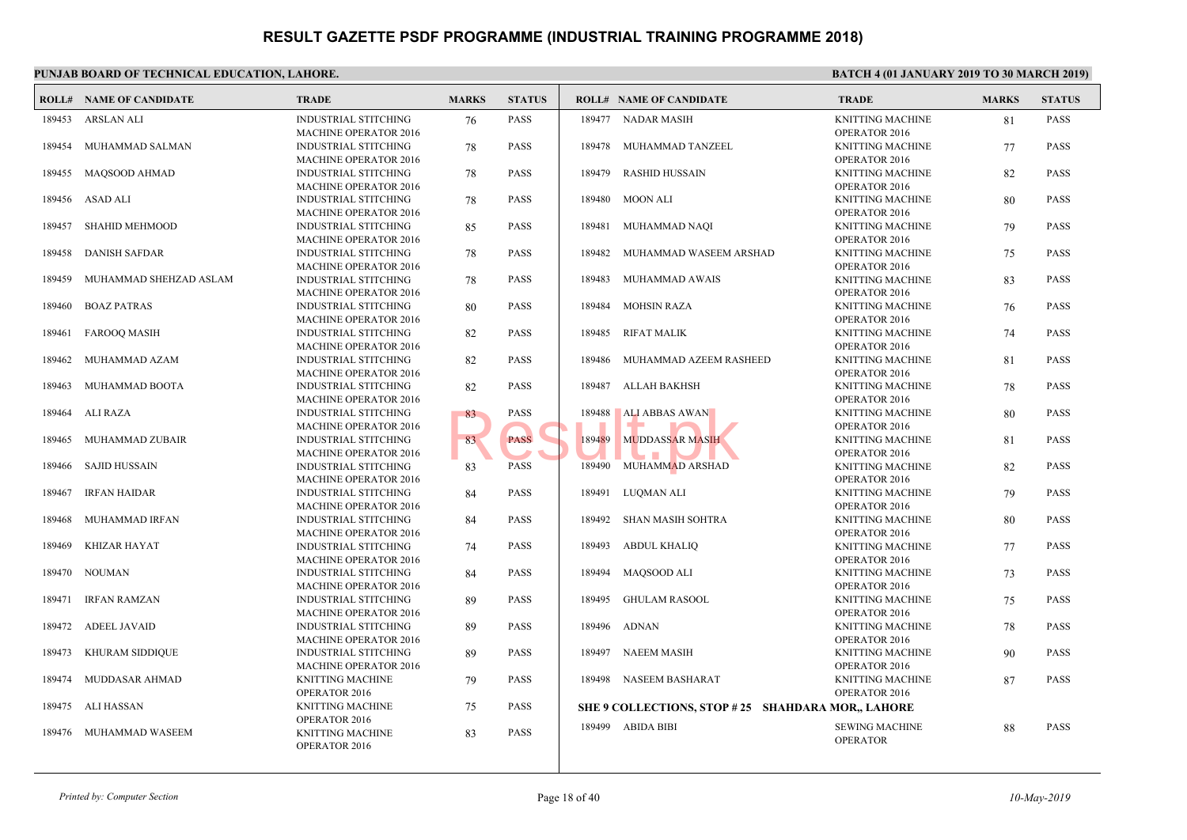# RESULT GAZETTE PSDF PROGRAMME (INDUSTRIAL TRAINING PROGRAMME 2018)

**PUNJAB BOARD OF TECHNICAL EDUCATION, LAHORE.**

**BATCH 4 (01 JANUARY 2019 TO 30 MARCH 2019)**

| ROLL# | NAME OF CANDIDATE | TRADE | MARKS | STATUS |
|---|---|---|---|---|
| 189453 | ARSLAN ALI | INDUSTRIAL STITCHING MACHINE OPERATOR 2016 | 76 | PASS |
| 189454 | MUHAMMAD SALMAN | INDUSTRIAL STITCHING MACHINE OPERATOR 2016 | 78 | PASS |
| 189455 | MAQSOOD AHMAD | INDUSTRIAL STITCHING MACHINE OPERATOR 2016 | 78 | PASS |
| 189456 | ASAD ALI | INDUSTRIAL STITCHING MACHINE OPERATOR 2016 | 78 | PASS |
| 189457 | SHAHID MEHMOOD | INDUSTRIAL STITCHING MACHINE OPERATOR 2016 | 85 | PASS |
| 189458 | DANISH SAFDAR | INDUSTRIAL STITCHING MACHINE OPERATOR 2016 | 78 | PASS |
| 189459 | MUHAMMAD SHEHZAD ASLAM | INDUSTRIAL STITCHING MACHINE OPERATOR 2016 | 78 | PASS |
| 189460 | BOAZ PATRAS | INDUSTRIAL STITCHING MACHINE OPERATOR 2016 | 80 | PASS |
| 189461 | FAROOQ MASIH | INDUSTRIAL STITCHING MACHINE OPERATOR 2016 | 82 | PASS |
| 189462 | MUHAMMAD AZAM | INDUSTRIAL STITCHING MACHINE OPERATOR 2016 | 82 | PASS |
| 189463 | MUHAMMAD BOOTA | INDUSTRIAL STITCHING MACHINE OPERATOR 2016 | 82 | PASS |
| 189464 | ALI RAZA | INDUSTRIAL STITCHING MACHINE OPERATOR 2016 | 83 | PASS |
| 189465 | MUHAMMAD ZUBAIR | INDUSTRIAL STITCHING MACHINE OPERATOR 2016 | 83 | PASS |
| 189466 | SAJID HUSSAIN | INDUSTRIAL STITCHING MACHINE OPERATOR 2016 | 83 | PASS |
| 189467 | IRFAN HAIDAR | INDUSTRIAL STITCHING MACHINE OPERATOR 2016 | 84 | PASS |
| 189468 | MUHAMMAD IRFAN | INDUSTRIAL STITCHING MACHINE OPERATOR 2016 | 84 | PASS |
| 189469 | KHIZAR HAYAT | INDUSTRIAL STITCHING MACHINE OPERATOR 2016 | 74 | PASS |
| 189470 | NOUMAN | INDUSTRIAL STITCHING MACHINE OPERATOR 2016 | 84 | PASS |
| 189471 | IRFAN RAMZAN | INDUSTRIAL STITCHING MACHINE OPERATOR 2016 | 89 | PASS |
| 189472 | ADEEL JAVAID | INDUSTRIAL STITCHING MACHINE OPERATOR 2016 | 89 | PASS |
| 189473 | KHURAM SIDDIQUE | INDUSTRIAL STITCHING MACHINE OPERATOR 2016 | 89 | PASS |
| 189474 | MUDDASAR AHMAD | KNITTING MACHINE OPERATOR 2016 | 79 | PASS |
| 189475 | ALI HASSAN | KNITTING MACHINE OPERATOR 2016 | 75 | PASS |
| 189476 | MUHAMMAD WASEEM | KNITTING MACHINE OPERATOR 2016 | 83 | PASS |
| 189477 | NADAR MASIH | KNITTING MACHINE OPERATOR 2016 | 81 | PASS |
| 189478 | MUHAMMAD TANZEEL | KNITTING MACHINE OPERATOR 2016 | 77 | PASS |
| 189479 | RASHID HUSSAIN | KNITTING MACHINE OPERATOR 2016 | 82 | PASS |
| 189480 | MOON ALI | KNITTING MACHINE OPERATOR 2016 | 80 | PASS |
| 189481 | MUHAMMAD NAQI | KNITTING MACHINE OPERATOR 2016 | 79 | PASS |
| 189482 | MUHAMMAD WASEEM ARSHAD | KNITTING MACHINE OPERATOR 2016 | 75 | PASS |
| 189483 | MUHAMMAD AWAIS | KNITTING MACHINE OPERATOR 2016 | 83 | PASS |
| 189484 | MOHSIN RAZA | KNITTING MACHINE OPERATOR 2016 | 76 | PASS |
| 189485 | RIFAT MALIK | KNITTING MACHINE OPERATOR 2016 | 74 | PASS |
| 189486 | MUHAMMAD AZEEM RASHEED | KNITTING MACHINE OPERATOR 2016 | 81 | PASS |
| 189487 | ALLAH BAKHSH | KNITTING MACHINE OPERATOR 2016 | 78 | PASS |
| 189488 | ALI ABBAS AWAN | KNITTING MACHINE OPERATOR 2016 | 80 | PASS |
| 189489 | MUDDASSAR MASIH | KNITTING MACHINE OPERATOR 2016 | 81 | PASS |
| 189490 | MUHAMMAD ARSHAD | KNITTING MACHINE OPERATOR 2016 | 82 | PASS |
| 189491 | LUQMAN ALI | KNITTING MACHINE OPERATOR 2016 | 79 | PASS |
| 189492 | SHAN MASIH SOHTRA | KNITTING MACHINE OPERATOR 2016 | 80 | PASS |
| 189493 | ABDUL KHALIQ | KNITTING MACHINE OPERATOR 2016 | 77 | PASS |
| 189494 | MAQSOOD ALI | KNITTING MACHINE OPERATOR 2016 | 73 | PASS |
| 189495 | GHULAM RASOOL | KNITTING MACHINE OPERATOR 2016 | 75 | PASS |
| 189496 | ADNAN | KNITTING MACHINE OPERATOR 2016 | 78 | PASS |
| 189497 | NAEEM MASIH | KNITTING MACHINE OPERATOR 2016 | 90 | PASS |
| 189498 | NASEEM BASHARAT | KNITTING MACHINE OPERATOR 2016 | 87 | PASS |

**SHE 9 COLLECTIONS, STOP # 25 SHAHDARA MOR,, LAHORE**

| ROLL# | NAME OF CANDIDATE | TRADE | MARKS | STATUS |
|---|---|---|---|---|
| 189499 | ABIDA BIBI | SEWING MACHINE OPERATOR | 88 | PASS |

*Printed by: Computer Section* | *10-May-2019*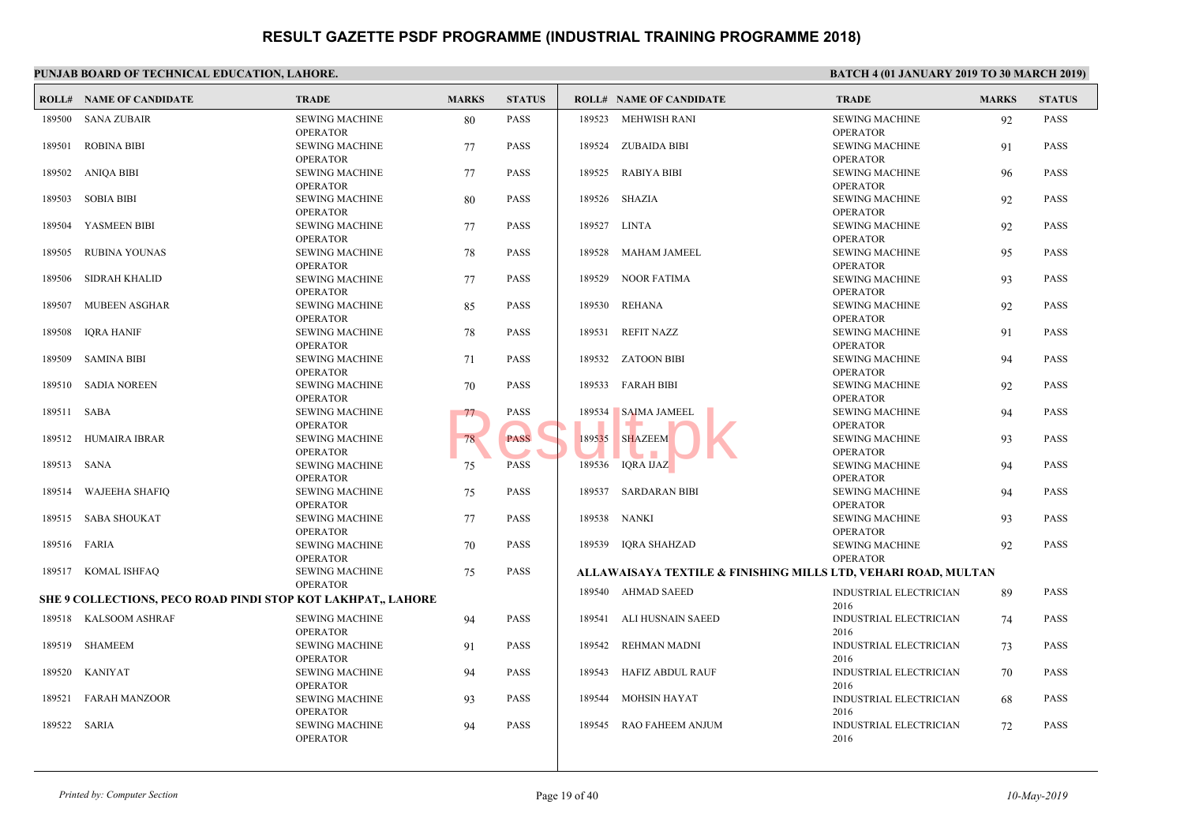# RESULT GAZETTE PSDF PROGRAMME (INDUSTRIAL TRAINING PROGRAMME 2018)

**PUNJAB BOARD OF TECHNICAL EDUCATION, LAHORE.**

**BATCH 4 (01 JANUARY 2019 TO 30 MARCH 2019)**

| ROLL# | NAME OF CANDIDATE | TRADE | MARKS | STATUS |
|---|---|---|---|---|
| 189500 | SANA ZUBAIR | SEWING MACHINE OPERATOR | 80 | PASS |
| 189501 | ROBINA BIBI | SEWING MACHINE OPERATOR | 77 | PASS |
| 189502 | ANIQA BIBI | SEWING MACHINE OPERATOR | 77 | PASS |
| 189503 | SOBIA BIBI | SEWING MACHINE OPERATOR | 80 | PASS |
| 189504 | YASMEEN BIBI | SEWING MACHINE OPERATOR | 77 | PASS |
| 189505 | RUBINA YOUNAS | SEWING MACHINE OPERATOR | 78 | PASS |
| 189506 | SIDRAH KHALID | SEWING MACHINE OPERATOR | 77 | PASS |
| 189507 | MUBEEN ASGHAR | SEWING MACHINE OPERATOR | 85 | PASS |
| 189508 | IQRA HANIF | SEWING MACHINE OPERATOR | 78 | PASS |
| 189509 | SAMINA BIBI | SEWING MACHINE OPERATOR | 71 | PASS |
| 189510 | SADIA NOREEN | SEWING MACHINE OPERATOR | 70 | PASS |
| 189511 | SABA | SEWING MACHINE OPERATOR | 77 | PASS |
| 189512 | HUMAIRA IBRAR | SEWING MACHINE OPERATOR | 78 | PASS |
| 189513 | SANA | SEWING MACHINE OPERATOR | 75 | PASS |
| 189514 | WAJEEHA SHAFIQ | SEWING MACHINE OPERATOR | 75 | PASS |
| 189515 | SABA SHOUKAT | SEWING MACHINE OPERATOR | 77 | PASS |
| 189516 | FARIA | SEWING MACHINE OPERATOR | 70 | PASS |
| 189517 | KOMAL ISHFAQ | SEWING MACHINE OPERATOR | 75 | PASS |

**SHE 9 COLLECTIONS, PECO ROAD PINDI STOP KOT LAKHPAT,, LAHORE**

| ROLL# | NAME OF CANDIDATE | TRADE | MARKS | STATUS |
|---|---|---|---|---|
| 189518 | KALSOOM ASHRAF | SEWING MACHINE OPERATOR | 94 | PASS |
| 189519 | SHAMEEM | SEWING MACHINE OPERATOR | 91 | PASS |
| 189520 | KANIYAT | SEWING MACHINE OPERATOR | 94 | PASS |
| 189521 | FARAH MANZOOR | SEWING MACHINE OPERATOR | 93 | PASS |
| 189522 | SARIA | SEWING MACHINE OPERATOR | 94 | PASS |
| 189523 | MEHWISH RANI | SEWING MACHINE OPERATOR | 92 | PASS |
| 189524 | ZUBAIDA BIBI | SEWING MACHINE OPERATOR | 91 | PASS |
| 189525 | RABIYA BIBI | SEWING MACHINE OPERATOR | 96 | PASS |
| 189526 | SHAZIA | SEWING MACHINE OPERATOR | 92 | PASS |
| 189527 | LINTA | SEWING MACHINE OPERATOR | 92 | PASS |
| 189528 | MAHAM JAMEEL | SEWING MACHINE OPERATOR | 95 | PASS |
| 189529 | NOOR FATIMA | SEWING MACHINE OPERATOR | 93 | PASS |
| 189530 | REHANA | SEWING MACHINE OPERATOR | 92 | PASS |
| 189531 | REFIT NAZZ | SEWING MACHINE OPERATOR | 91 | PASS |
| 189532 | ZATOON BIBI | SEWING MACHINE OPERATOR | 94 | PASS |
| 189533 | FARAH BIBI | SEWING MACHINE OPERATOR | 92 | PASS |
| 189534 | SAIMA JAMEEL | SEWING MACHINE OPERATOR | 94 | PASS |
| 189535 | SHAZEEM | SEWING MACHINE OPERATOR | 93 | PASS |
| 189536 | IQRA IJAZ | SEWING MACHINE OPERATOR | 94 | PASS |
| 189537 | SARDARAN BIBI | SEWING MACHINE OPERATOR | 94 | PASS |
| 189538 | NANKI | SEWING MACHINE OPERATOR | 93 | PASS |
| 189539 | IQRA SHAHZAD | SEWING MACHINE OPERATOR | 92 | PASS |

**ALLAWAISAYA TEXTILE & FINISHING MILLS LTD, VEHARI ROAD, MULTAN**

| ROLL# | NAME OF CANDIDATE | TRADE | MARKS | STATUS |
|---|---|---|---|---|
| 189540 | AHMAD SAEED | INDUSTRIAL ELECTRICIAN 2016 | 89 | PASS |
| 189541 | ALI HUSNAIN SAEED | INDUSTRIAL ELECTRICIAN 2016 | 74 | PASS |
| 189542 | REHMAN MADNI | INDUSTRIAL ELECTRICIAN 2016 | 73 | PASS |
| 189543 | HAFIZ ABDUL RAUF | INDUSTRIAL ELECTRICIAN 2016 | 70 | PASS |
| 189544 | MOHSIN HAYAT | INDUSTRIAL ELECTRICIAN 2016 | 68 | PASS |
| 189545 | RAO FAHEEM ANJUM | INDUSTRIAL ELECTRICIAN 2016 | 72 | PASS |

*Printed by: Computer Section*

*10-May-2019*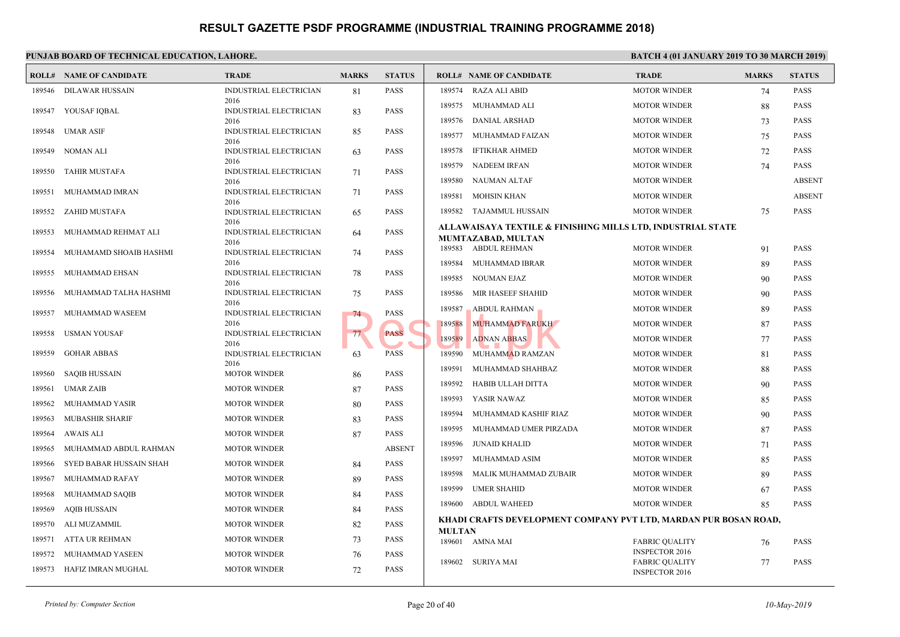# RESULT GAZETTE PSDF PROGRAMME (INDUSTRIAL TRAINING PROGRAMME 2018)

**PUNJAB BOARD OF TECHNICAL EDUCATION, LAHORE.**

**BATCH 4 (01 JANUARY 2019 TO 30 MARCH 2019)**

| ROLL# | NAME OF CANDIDATE | TRADE | MARKS | STATUS |
|---|---|---|---|---|
| 189546 | DILAWAR HUSSAIN | INDUSTRIAL ELECTRICIAN 2016 | 81 | PASS |
| 189547 | YOUSAF IQBAL | INDUSTRIAL ELECTRICIAN 2016 | 83 | PASS |
| 189548 | UMAR ASIF | INDUSTRIAL ELECTRICIAN 2016 | 85 | PASS |
| 189549 | NOMAN ALI | INDUSTRIAL ELECTRICIAN 2016 | 63 | PASS |
| 189550 | TAHIR MUSTAFA | INDUSTRIAL ELECTRICIAN 2016 | 71 | PASS |
| 189551 | MUHAMMAD IMRAN | INDUSTRIAL ELECTRICIAN 2016 | 71 | PASS |
| 189552 | ZAHID MUSTAFA | INDUSTRIAL ELECTRICIAN 2016 | 65 | PASS |
| 189553 | MUHAMMAD REHMAT ALI | INDUSTRIAL ELECTRICIAN 2016 | 64 | PASS |
| 189554 | MUHAMAMD SHOAIB HASHMI | INDUSTRIAL ELECTRICIAN 2016 | 74 | PASS |
| 189555 | MUHAMMAD EHSAN | INDUSTRIAL ELECTRICIAN 2016 | 78 | PASS |
| 189556 | MUHAMMAD TALHA HASHMI | INDUSTRIAL ELECTRICIAN 2016 | 75 | PASS |
| 189557 | MUHAMMAD WASEEM | INDUSTRIAL ELECTRICIAN 2016 | 74 | PASS |
| 189558 | USMAN YOUSAF | INDUSTRIAL ELECTRICIAN 2016 | 77 | PASS |
| 189559 | GOHAR ABBAS | INDUSTRIAL ELECTRICIAN 2016 | 63 | PASS |
| 189560 | SAQIB HUSSAIN | MOTOR WINDER | 86 | PASS |
| 189561 | UMAR ZAIB | MOTOR WINDER | 87 | PASS |
| 189562 | MUHAMMAD YASIR | MOTOR WINDER | 80 | PASS |
| 189563 | MUBASHIR SHARIF | MOTOR WINDER | 83 | PASS |
| 189564 | AWAIS ALI | MOTOR WINDER | 87 | PASS |
| 189565 | MUHAMMAD ABDUL RAHMAN | MOTOR WINDER | | ABSENT |
| 189566 | SYED BABAR HUSSAIN SHAH | MOTOR WINDER | 84 | PASS |
| 189567 | MUHAMMAD RAFAY | MOTOR WINDER | 89 | PASS |
| 189568 | MUHAMMAD SAQIB | MOTOR WINDER | 84 | PASS |
| 189569 | AQIB HUSSAIN | MOTOR WINDER | 84 | PASS |
| 189570 | ALI MUZAMMIL | MOTOR WINDER | 82 | PASS |
| 189571 | ATTA UR REHMAN | MOTOR WINDER | 73 | PASS |
| 189572 | MUHAMMAD YASEEN | MOTOR WINDER | 76 | PASS |
| 189573 | HAFIZ IMRAN MUGHAL | MOTOR WINDER | 72 | PASS |
| 189574 | RAZA ALI ABID | MOTOR WINDER | 74 | PASS |
| 189575 | MUHAMMAD ALI | MOTOR WINDER | 88 | PASS |
| 189576 | DANIAL ARSHAD | MOTOR WINDER | 73 | PASS |
| 189577 | MUHAMMAD FAIZAN | MOTOR WINDER | 75 | PASS |
| 189578 | IFTIKHAR AHMED | MOTOR WINDER | 72 | PASS |
| 189579 | NADEEM IRFAN | MOTOR WINDER | 74 | PASS |
| 189580 | NAUMAN ALTAF | MOTOR WINDER | | ABSENT |
| 189581 | MOHSIN KHAN | MOTOR WINDER | | ABSENT |
| 189582 | TAJAMMUL HUSSAIN | MOTOR WINDER | 75 | PASS |

**ALLAWAISAYA TEXTILE & FINISHING MILLS LTD, INDUSTRIAL STATE MUMTAZABAD, MULTAN**

| ROLL# | NAME OF CANDIDATE | TRADE | MARKS | STATUS |
|---|---|---|---|---|
| 189583 | ABDUL REHMAN | MOTOR WINDER | 91 | PASS |
| 189584 | MUHAMMAD IBRAR | MOTOR WINDER | 89 | PASS |
| 189585 | NOUMAN EJAZ | MOTOR WINDER | 90 | PASS |
| 189586 | MIR HASEEF SHAHID | MOTOR WINDER | 90 | PASS |
| 189587 | ABDUL RAHMAN | MOTOR WINDER | 89 | PASS |
| 189588 | MUHAMMAD FARUKH | MOTOR WINDER | 87 | PASS |
| 189589 | ADNAN ABBAS | MOTOR WINDER | 77 | PASS |
| 189590 | MUHAMMAD RAMZAN | MOTOR WINDER | 81 | PASS |
| 189591 | MUHAMMAD SHAHBAZ | MOTOR WINDER | 88 | PASS |
| 189592 | HABIB ULLAH DITTA | MOTOR WINDER | 90 | PASS |
| 189593 | YASIR NAWAZ | MOTOR WINDER | 85 | PASS |
| 189594 | MUHAMMAD KASHIF RIAZ | MOTOR WINDER | 90 | PASS |
| 189595 | MUHAMMAD UMER PIRZADA | MOTOR WINDER | 87 | PASS |
| 189596 | JUNAID KHALID | MOTOR WINDER | 71 | PASS |
| 189597 | MUHAMMAD ASIM | MOTOR WINDER | 85 | PASS |
| 189598 | MALIK MUHAMMAD ZUBAIR | MOTOR WINDER | 89 | PASS |
| 189599 | UMER SHAHID | MOTOR WINDER | 67 | PASS |
| 189600 | ABDUL WAHEED | MOTOR WINDER | 85 | PASS |

**KHADI CRAFTS DEVELOPMENT COMPANY PVT LTD, MARDAN PUR BOSAN ROAD, MULTAN**

| ROLL# | NAME OF CANDIDATE | TRADE | MARKS | STATUS |
|---|---|---|---|---|
| 189601 | AMNA MAI | FABRIC QUALITY INSPECTOR 2016 | 76 | PASS |
| 189602 | SURIYA MAI | FABRIC QUALITY INSPECTOR 2016 | 77 | PASS |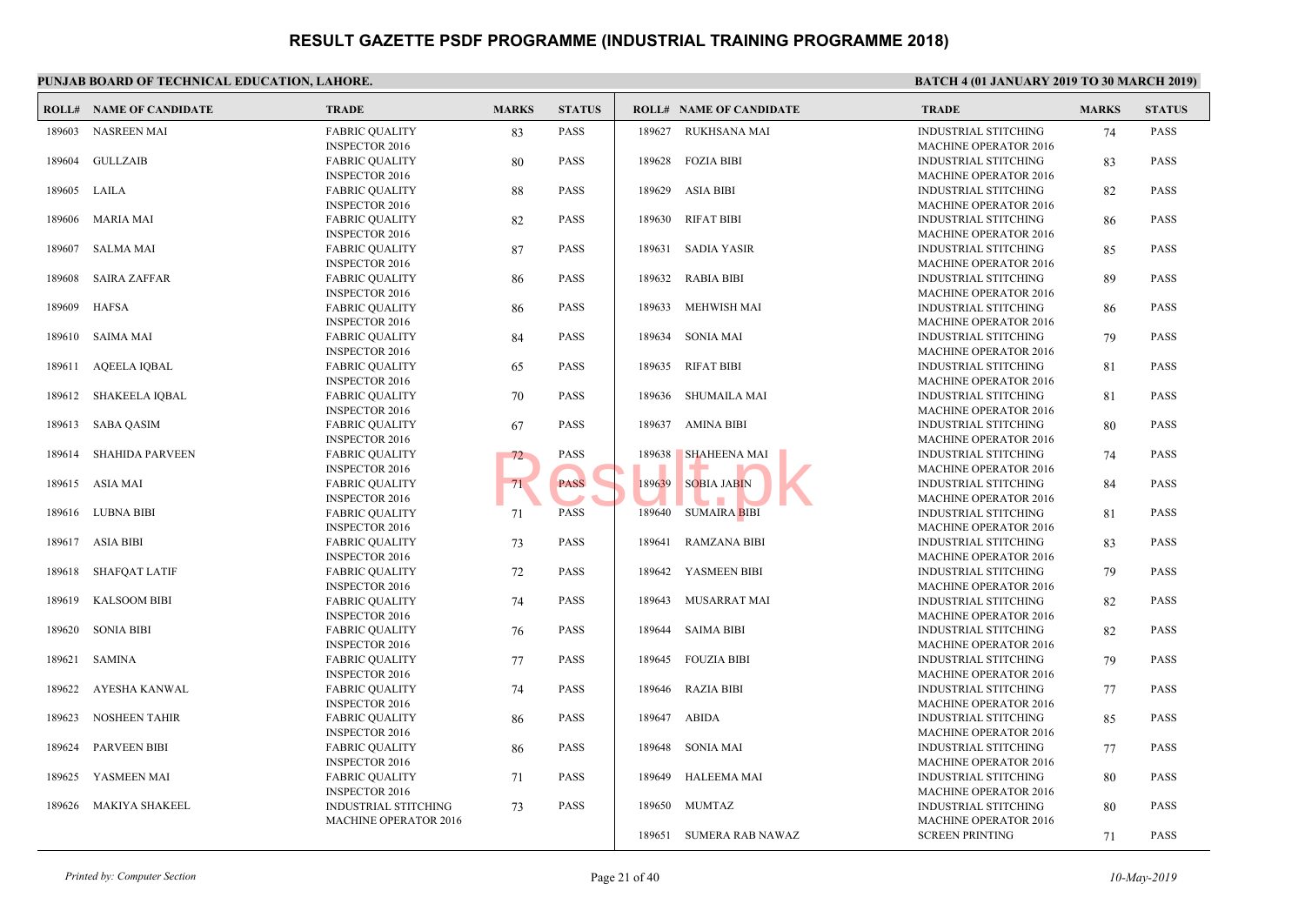# RESULT GAZETTE PSDF PROGRAMME (INDUSTRIAL TRAINING PROGRAMME 2018)

**PUNJAB BOARD OF TECHNICAL EDUCATION, LAHORE.**

**BATCH 4 (01 JANUARY 2019 TO 30 MARCH 2019)**

| ROLL# | NAME OF CANDIDATE | TRADE | MARKS | STATUS |
|---|---|---|---|---|
| 189603 | NASREEN MAI | FABRIC QUALITY INSPECTOR 2016 | 83 | PASS |
| 189604 | GULLZAIB | FABRIC QUALITY INSPECTOR 2016 | 80 | PASS |
| 189605 | LAILA | FABRIC QUALITY INSPECTOR 2016 | 88 | PASS |
| 189606 | MARIA MAI | FABRIC QUALITY INSPECTOR 2016 | 82 | PASS |
| 189607 | SALMA MAI | FABRIC QUALITY INSPECTOR 2016 | 87 | PASS |
| 189608 | SAIRA ZAFFAR | FABRIC QUALITY INSPECTOR 2016 | 86 | PASS |
| 189609 | HAFSA | FABRIC QUALITY INSPECTOR 2016 | 86 | PASS |
| 189610 | SAIMA MAI | FABRIC QUALITY INSPECTOR 2016 | 84 | PASS |
| 189611 | AQEELA IQBAL | FABRIC QUALITY INSPECTOR 2016 | 65 | PASS |
| 189612 | SHAKEELA IQBAL | FABRIC QUALITY INSPECTOR 2016 | 70 | PASS |
| 189613 | SABA QASIM | FABRIC QUALITY INSPECTOR 2016 | 67 | PASS |
| 189614 | SHAHIDA PARVEEN | FABRIC QUALITY INSPECTOR 2016 | 72 | PASS |
| 189615 | ASIA MAI | FABRIC QUALITY INSPECTOR 2016 | 71 | PASS |
| 189616 | LUBNA BIBI | FABRIC QUALITY INSPECTOR 2016 | 71 | PASS |
| 189617 | ASIA BIBI | FABRIC QUALITY INSPECTOR 2016 | 73 | PASS |
| 189618 | SHAFQAT LATIF | FABRIC QUALITY INSPECTOR 2016 | 72 | PASS |
| 189619 | KALSOOM BIBI | FABRIC QUALITY INSPECTOR 2016 | 74 | PASS |
| 189620 | SONIA BIBI | FABRIC QUALITY INSPECTOR 2016 | 76 | PASS |
| 189621 | SAMINA | FABRIC QUALITY INSPECTOR 2016 | 77 | PASS |
| 189622 | AYESHA KANWAL | FABRIC QUALITY INSPECTOR 2016 | 74 | PASS |
| 189623 | NOSHEEN TAHIR | FABRIC QUALITY INSPECTOR 2016 | 86 | PASS |
| 189624 | PARVEEN BIBI | FABRIC QUALITY INSPECTOR 2016 | 86 | PASS |
| 189625 | YASMEEN MAI | FABRIC QUALITY INSPECTOR 2016 | 71 | PASS |
| 189626 | MAKIYA SHAKEEL | INDUSTRIAL STITCHING MACHINE OPERATOR 2016 | 73 | PASS |
| 189627 | RUKHSANA MAI | INDUSTRIAL STITCHING MACHINE OPERATOR 2016 | 74 | PASS |
| 189628 | FOZIA BIBI | INDUSTRIAL STITCHING MACHINE OPERATOR 2016 | 83 | PASS |
| 189629 | ASIA BIBI | INDUSTRIAL STITCHING MACHINE OPERATOR 2016 | 82 | PASS |
| 189630 | RIFAT BIBI | INDUSTRIAL STITCHING MACHINE OPERATOR 2016 | 86 | PASS |
| 189631 | SADIA YASIR | INDUSTRIAL STITCHING MACHINE OPERATOR 2016 | 85 | PASS |
| 189632 | RABIA BIBI | INDUSTRIAL STITCHING MACHINE OPERATOR 2016 | 89 | PASS |
| 189633 | MEHWISH MAI | INDUSTRIAL STITCHING MACHINE OPERATOR 2016 | 86 | PASS |
| 189634 | SONIA MAI | INDUSTRIAL STITCHING MACHINE OPERATOR 2016 | 79 | PASS |
| 189635 | RIFAT BIBI | INDUSTRIAL STITCHING MACHINE OPERATOR 2016 | 81 | PASS |
| 189636 | SHUMAILA MAI | INDUSTRIAL STITCHING MACHINE OPERATOR 2016 | 81 | PASS |
| 189637 | AMINA BIBI | INDUSTRIAL STITCHING MACHINE OPERATOR 2016 | 80 | PASS |
| 189638 | SHAHEENA MAI | INDUSTRIAL STITCHING MACHINE OPERATOR 2016 | 74 | PASS |
| 189639 | SOBIA JABIN | INDUSTRIAL STITCHING MACHINE OPERATOR 2016 | 84 | PASS |
| 189640 | SUMAIRA BIBI | INDUSTRIAL STITCHING MACHINE OPERATOR 2016 | 81 | PASS |
| 189641 | RAMZANA BIBI | INDUSTRIAL STITCHING MACHINE OPERATOR 2016 | 83 | PASS |
| 189642 | YASMEEN BIBI | INDUSTRIAL STITCHING MACHINE OPERATOR 2016 | 79 | PASS |
| 189643 | MUSARRAT MAI | INDUSTRIAL STITCHING MACHINE OPERATOR 2016 | 82 | PASS |
| 189644 | SAIMA BIBI | INDUSTRIAL STITCHING MACHINE OPERATOR 2016 | 82 | PASS |
| 189645 | FOUZIA BIBI | INDUSTRIAL STITCHING MACHINE OPERATOR 2016 | 79 | PASS |
| 189646 | RAZIA BIBI | INDUSTRIAL STITCHING MACHINE OPERATOR 2016 | 77 | PASS |
| 189647 | ABIDA | INDUSTRIAL STITCHING MACHINE OPERATOR 2016 | 85 | PASS |
| 189648 | SONIA MAI | INDUSTRIAL STITCHING MACHINE OPERATOR 2016 | 77 | PASS |
| 189649 | HALEEMA MAI | INDUSTRIAL STITCHING MACHINE OPERATOR 2016 | 80 | PASS |
| 189650 | MUMTAZ | INDUSTRIAL STITCHING MACHINE OPERATOR 2016 | 80 | PASS |
| 189651 | SUMERA RAB NAWAZ | SCREEN PRINTING | 71 | PASS |

*Printed by: Computer Section* *10-May-2019*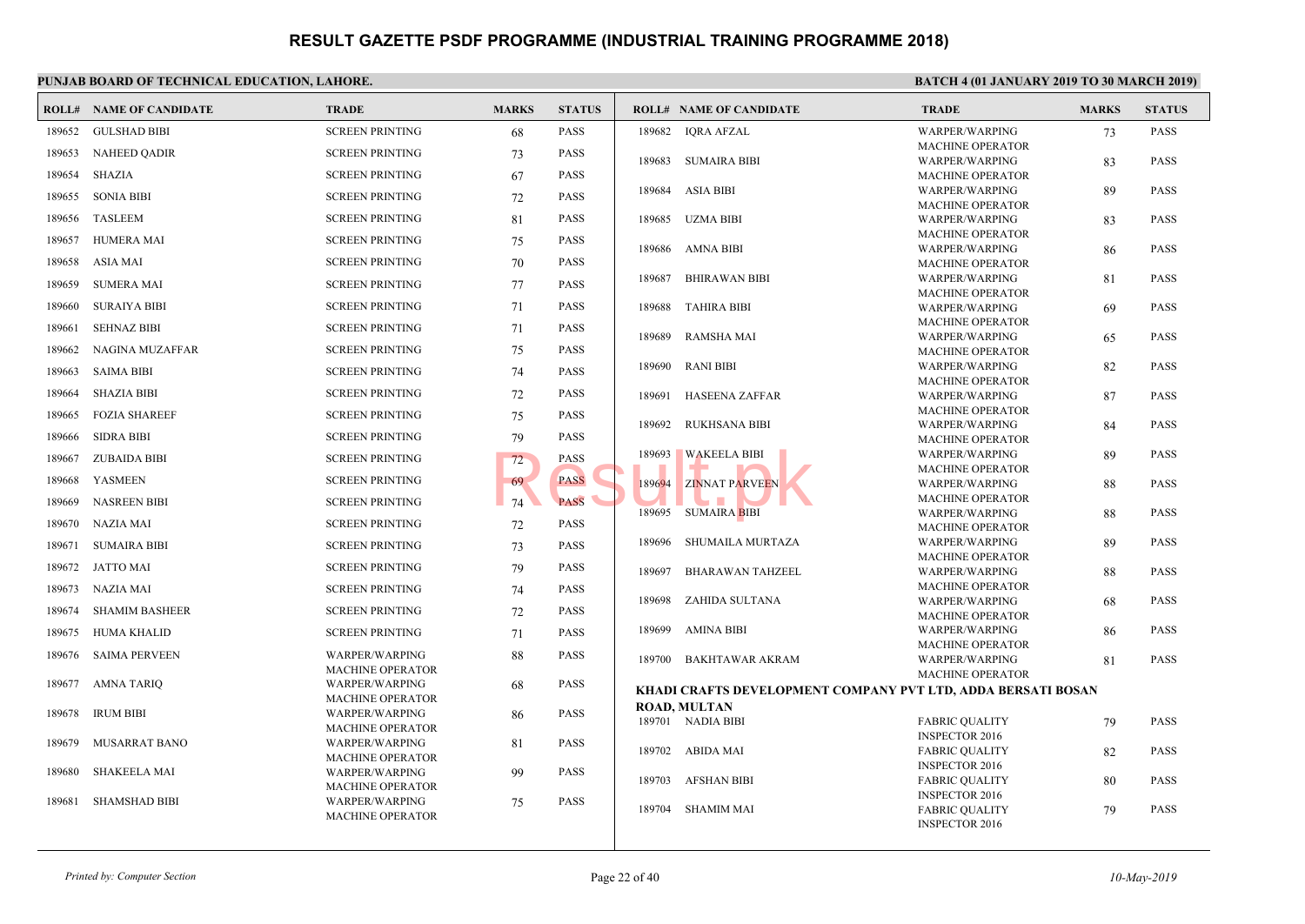# RESULT GAZETTE PSDF PROGRAMME (INDUSTRIAL TRAINING PROGRAMME 2018)

**PUNJAB BOARD OF TECHNICAL EDUCATION, LAHORE.** **BATCH 4 (01 JANUARY 2019 TO 30 MARCH 2019)**

| ROLL# | NAME OF CANDIDATE | TRADE | MARKS | STATUS |
|---|---|---|---|---|
| 189652 | GULSHAD BIBI | SCREEN PRINTING | 68 | PASS |
| 189653 | NAHEED QADIR | SCREEN PRINTING | 73 | PASS |
| 189654 | SHAZIA | SCREEN PRINTING | 67 | PASS |
| 189655 | SONIA BIBI | SCREEN PRINTING | 72 | PASS |
| 189656 | TASLEEM | SCREEN PRINTING | 81 | PASS |
| 189657 | HUMERA MAI | SCREEN PRINTING | 75 | PASS |
| 189658 | ASIA MAI | SCREEN PRINTING | 70 | PASS |
| 189659 | SUMERA MAI | SCREEN PRINTING | 77 | PASS |
| 189660 | SURAIYA BIBI | SCREEN PRINTING | 71 | PASS |
| 189661 | SEHNAZ BIBI | SCREEN PRINTING | 71 | PASS |
| 189662 | NAGINA MUZAFFAR | SCREEN PRINTING | 75 | PASS |
| 189663 | SAIMA BIBI | SCREEN PRINTING | 74 | PASS |
| 189664 | SHAZIA BIBI | SCREEN PRINTING | 72 | PASS |
| 189665 | FOZIA SHAREEF | SCREEN PRINTING | 75 | PASS |
| 189666 | SIDRA BIBI | SCREEN PRINTING | 79 | PASS |
| 189667 | ZUBAIDA BIBI | SCREEN PRINTING | 72 | PASS |
| 189668 | YASMEEN | SCREEN PRINTING | 69 | PASS |
| 189669 | NASREEN BIBI | SCREEN PRINTING | 74 | PASS |
| 189670 | NAZIA MAI | SCREEN PRINTING | 72 | PASS |
| 189671 | SUMAIRA BIBI | SCREEN PRINTING | 73 | PASS |
| 189672 | JATTO MAI | SCREEN PRINTING | 79 | PASS |
| 189673 | NAZIA MAI | SCREEN PRINTING | 74 | PASS |
| 189674 | SHAMIM BASHEER | SCREEN PRINTING | 72 | PASS |
| 189675 | HUMA KHALID | SCREEN PRINTING | 71 | PASS |
| 189676 | SAIMA PERVEEN | WARPER/WARPING MACHINE OPERATOR | 88 | PASS |
| 189677 | AMNA TARIQ | WARPER/WARPING MACHINE OPERATOR | 68 | PASS |
| 189678 | IRUM BIBI | WARPER/WARPING MACHINE OPERATOR | 86 | PASS |
| 189679 | MUSARRAT BANO | WARPER/WARPING MACHINE OPERATOR | 81 | PASS |
| 189680 | SHAKEELA MAI | WARPER/WARPING MACHINE OPERATOR | 99 | PASS |
| 189681 | SHAMSHAD BIBI | WARPER/WARPING MACHINE OPERATOR | 75 | PASS |
| 189682 | IQRA AFZAL | WARPER/WARPING MACHINE OPERATOR | 73 | PASS |
| 189683 | SUMAIRA BIBI | WARPER/WARPING MACHINE OPERATOR | 83 | PASS |
| 189684 | ASIA BIBI | WARPER/WARPING MACHINE OPERATOR | 89 | PASS |
| 189685 | UZMA BIBI | WARPER/WARPING MACHINE OPERATOR | 83 | PASS |
| 189686 | AMNA BIBI | WARPER/WARPING MACHINE OPERATOR | 86 | PASS |
| 189687 | BHIRAWAN BIBI | WARPER/WARPING MACHINE OPERATOR | 81 | PASS |
| 189688 | TAHIRA BIBI | WARPER/WARPING MACHINE OPERATOR | 69 | PASS |
| 189689 | RAMSHA MAI | WARPER/WARPING MACHINE OPERATOR | 65 | PASS |
| 189690 | RANI BIBI | WARPER/WARPING MACHINE OPERATOR | 82 | PASS |
| 189691 | HASEENA ZAFFAR | WARPER/WARPING MACHINE OPERATOR | 87 | PASS |
| 189692 | RUKHSANA BIBI | WARPER/WARPING MACHINE OPERATOR | 84 | PASS |
| 189693 | WAKEELA BIBI | WARPER/WARPING MACHINE OPERATOR | 89 | PASS |
| 189694 | ZINNAT PARVEEN | WARPER/WARPING MACHINE OPERATOR | 88 | PASS |
| 189695 | SUMAIRA BIBI | WARPER/WARPING MACHINE OPERATOR | 88 | PASS |
| 189696 | SHUMAILA MURTAZA | WARPER/WARPING MACHINE OPERATOR | 89 | PASS |
| 189697 | BHARAWAN TAHZEEL | WARPER/WARPING MACHINE OPERATOR | 88 | PASS |
| 189698 | ZAHIDA SULTANA | WARPER/WARPING MACHINE OPERATOR | 68 | PASS |
| 189699 | AMINA BIBI | WARPER/WARPING MACHINE OPERATOR | 86 | PASS |
| 189700 | BAKHTAWAR AKRAM | WARPER/WARPING MACHINE OPERATOR | 81 | PASS |

**KHADI CRAFTS DEVELOPMENT COMPANY PVT LTD, ADDA BERSATI BOSAN ROAD, MULTAN**

| ROLL# | NAME OF CANDIDATE | TRADE | MARKS | STATUS |
|---|---|---|---|---|
| 189701 | NADIA BIBI | FABRIC QUALITY INSPECTOR 2016 | 79 | PASS |
| 189702 | ABIDA MAI | FABRIC QUALITY INSPECTOR 2016 | 82 | PASS |
| 189703 | AFSHAN BIBI | FABRIC QUALITY INSPECTOR 2016 | 80 | PASS |
| 189704 | SHAMIM MAI | FABRIC QUALITY INSPECTOR 2016 | 79 | PASS |

*Printed by: Computer Section* *10-May-2019*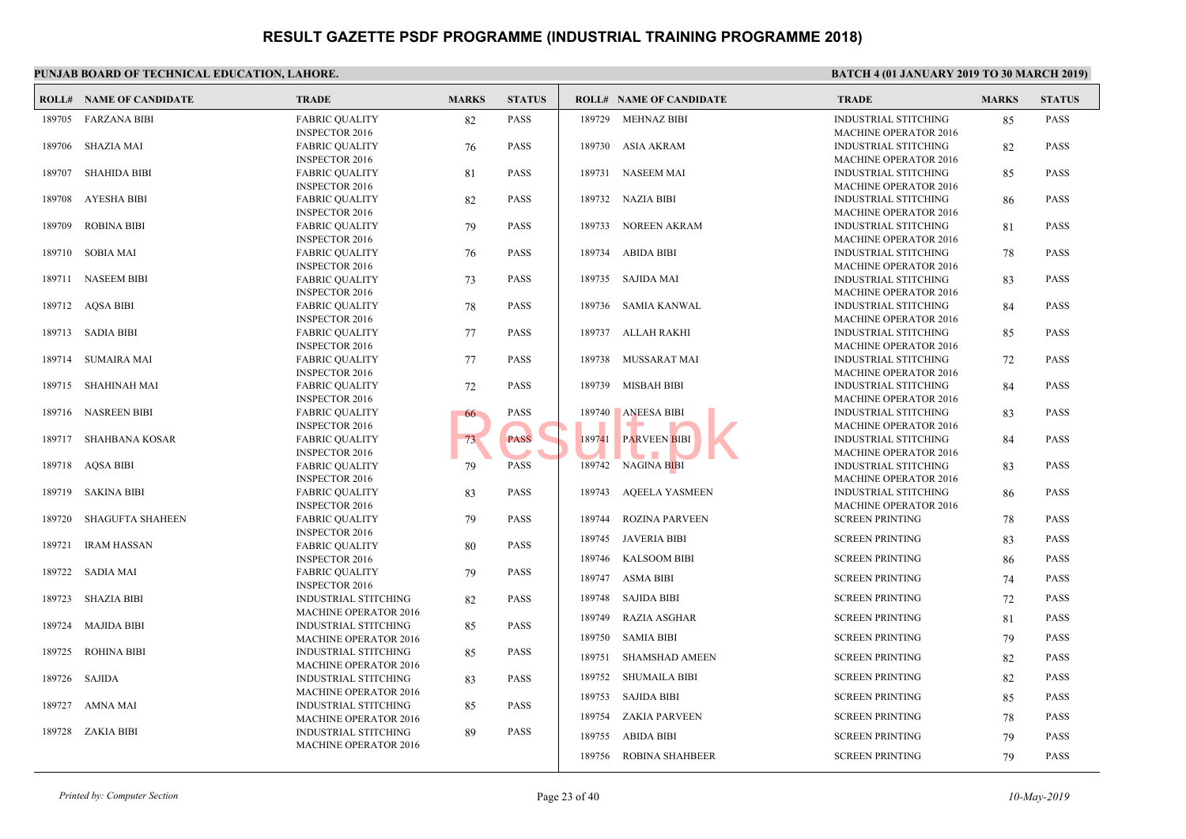# RESULT GAZETTE PSDF PROGRAMME (INDUSTRIAL TRAINING PROGRAMME 2018)

**PUNJAB BOARD OF TECHNICAL EDUCATION, LAHORE.**

**BATCH 4 (01 JANUARY 2019 TO 30 MARCH 2019)**

| ROLL# | NAME OF CANDIDATE | TRADE | MARKS | STATUS |
|---|---|---|---|---|
| 189705 | FARZANA BIBI | FABRIC QUALITY INSPECTOR 2016 | 82 | PASS |
| 189706 | SHAZIA MAI | FABRIC QUALITY INSPECTOR 2016 | 76 | PASS |
| 189707 | SHAHIDA BIBI | FABRIC QUALITY INSPECTOR 2016 | 81 | PASS |
| 189708 | AYESHA BIBI | FABRIC QUALITY INSPECTOR 2016 | 82 | PASS |
| 189709 | ROBINA BIBI | FABRIC QUALITY INSPECTOR 2016 | 79 | PASS |
| 189710 | SOBIA MAI | FABRIC QUALITY INSPECTOR 2016 | 76 | PASS |
| 189711 | NASEEM BIBI | FABRIC QUALITY INSPECTOR 2016 | 73 | PASS |
| 189712 | AQSA BIBI | FABRIC QUALITY INSPECTOR 2016 | 78 | PASS |
| 189713 | SADIA BIBI | FABRIC QUALITY INSPECTOR 2016 | 77 | PASS |
| 189714 | SUMAIRA MAI | FABRIC QUALITY INSPECTOR 2016 | 77 | PASS |
| 189715 | SHAHINAH MAI | FABRIC QUALITY INSPECTOR 2016 | 72 | PASS |
| 189716 | NASREEN BIBI | FABRIC QUALITY INSPECTOR 2016 | 66 | PASS |
| 189717 | SHAHBANA KOSAR | FABRIC QUALITY INSPECTOR 2016 | 73 | PASS |
| 189718 | AQSA BIBI | FABRIC QUALITY INSPECTOR 2016 | 79 | PASS |
| 189719 | SAKINA BIBI | FABRIC QUALITY INSPECTOR 2016 | 83 | PASS |
| 189720 | SHAGUFTA SHAHEEN | FABRIC QUALITY INSPECTOR 2016 | 79 | PASS |
| 189721 | IRAM HASSAN | FABRIC QUALITY INSPECTOR 2016 | 80 | PASS |
| 189722 | SADIA MAI | FABRIC QUALITY INSPECTOR 2016 | 79 | PASS |
| 189723 | SHAZIA BIBI | INDUSTRIAL STITCHING MACHINE OPERATOR 2016 | 82 | PASS |
| 189724 | MAJIDA BIBI | INDUSTRIAL STITCHING MACHINE OPERATOR 2016 | 85 | PASS |
| 189725 | ROHINA BIBI | INDUSTRIAL STITCHING MACHINE OPERATOR 2016 | 85 | PASS |
| 189726 | SAJIDA | INDUSTRIAL STITCHING MACHINE OPERATOR 2016 | 83 | PASS |
| 189727 | AMNA MAI | INDUSTRIAL STITCHING MACHINE OPERATOR 2016 | 85 | PASS |
| 189728 | ZAKIA BIBI | INDUSTRIAL STITCHING MACHINE OPERATOR 2016 | 89 | PASS |
| 189729 | MEHNAZ BIBI | INDUSTRIAL STITCHING MACHINE OPERATOR 2016 | 85 | PASS |
| 189730 | ASIA AKRAM | INDUSTRIAL STITCHING MACHINE OPERATOR 2016 | 82 | PASS |
| 189731 | NASEEM MAI | INDUSTRIAL STITCHING MACHINE OPERATOR 2016 | 85 | PASS |
| 189732 | NAZIA BIBI | INDUSTRIAL STITCHING MACHINE OPERATOR 2016 | 86 | PASS |
| 189733 | NOREEN AKRAM | INDUSTRIAL STITCHING MACHINE OPERATOR 2016 | 81 | PASS |
| 189734 | ABIDA BIBI | INDUSTRIAL STITCHING MACHINE OPERATOR 2016 | 78 | PASS |
| 189735 | SAJIDA MAI | INDUSTRIAL STITCHING MACHINE OPERATOR 2016 | 83 | PASS |
| 189736 | SAMIA KANWAL | INDUSTRIAL STITCHING MACHINE OPERATOR 2016 | 84 | PASS |
| 189737 | ALLAH RAKHI | INDUSTRIAL STITCHING MACHINE OPERATOR 2016 | 85 | PASS |
| 189738 | MUSSARAT MAI | INDUSTRIAL STITCHING MACHINE OPERATOR 2016 | 72 | PASS |
| 189739 | MISBAH BIBI | INDUSTRIAL STITCHING MACHINE OPERATOR 2016 | 84 | PASS |
| 189740 | ANEESA BIBI | INDUSTRIAL STITCHING MACHINE OPERATOR 2016 | 83 | PASS |
| 189741 | PARVEEN BIBI | INDUSTRIAL STITCHING MACHINE OPERATOR 2016 | 84 | PASS |
| 189742 | NAGINA BIBI | INDUSTRIAL STITCHING MACHINE OPERATOR 2016 | 83 | PASS |
| 189743 | AQEELA YASMEEN | INDUSTRIAL STITCHING MACHINE OPERATOR 2016 | 86 | PASS |
| 189744 | ROZINA PARVEEN | SCREEN PRINTING | 78 | PASS |
| 189745 | JAVERIA BIBI | SCREEN PRINTING | 83 | PASS |
| 189746 | KALSOOM BIBI | SCREEN PRINTING | 86 | PASS |
| 189747 | ASMA BIBI | SCREEN PRINTING | 74 | PASS |
| 189748 | SAJIDA BIBI | SCREEN PRINTING | 72 | PASS |
| 189749 | RAZIA ASGHAR | SCREEN PRINTING | 81 | PASS |
| 189750 | SAMIA BIBI | SCREEN PRINTING | 79 | PASS |
| 189751 | SHAMSHAD AMEEN | SCREEN PRINTING | 82 | PASS |
| 189752 | SHUMAILA BIBI | SCREEN PRINTING | 82 | PASS |
| 189753 | SAJIDA BIBI | SCREEN PRINTING | 85 | PASS |
| 189754 | ZAKIA PARVEEN | SCREEN PRINTING | 78 | PASS |
| 189755 | ABIDA BIBI | SCREEN PRINTING | 79 | PASS |
| 189756 | ROBINA SHAHBEER | SCREEN PRINTING | 79 | PASS |

*Printed by: Computer Section* — *10-May-2019*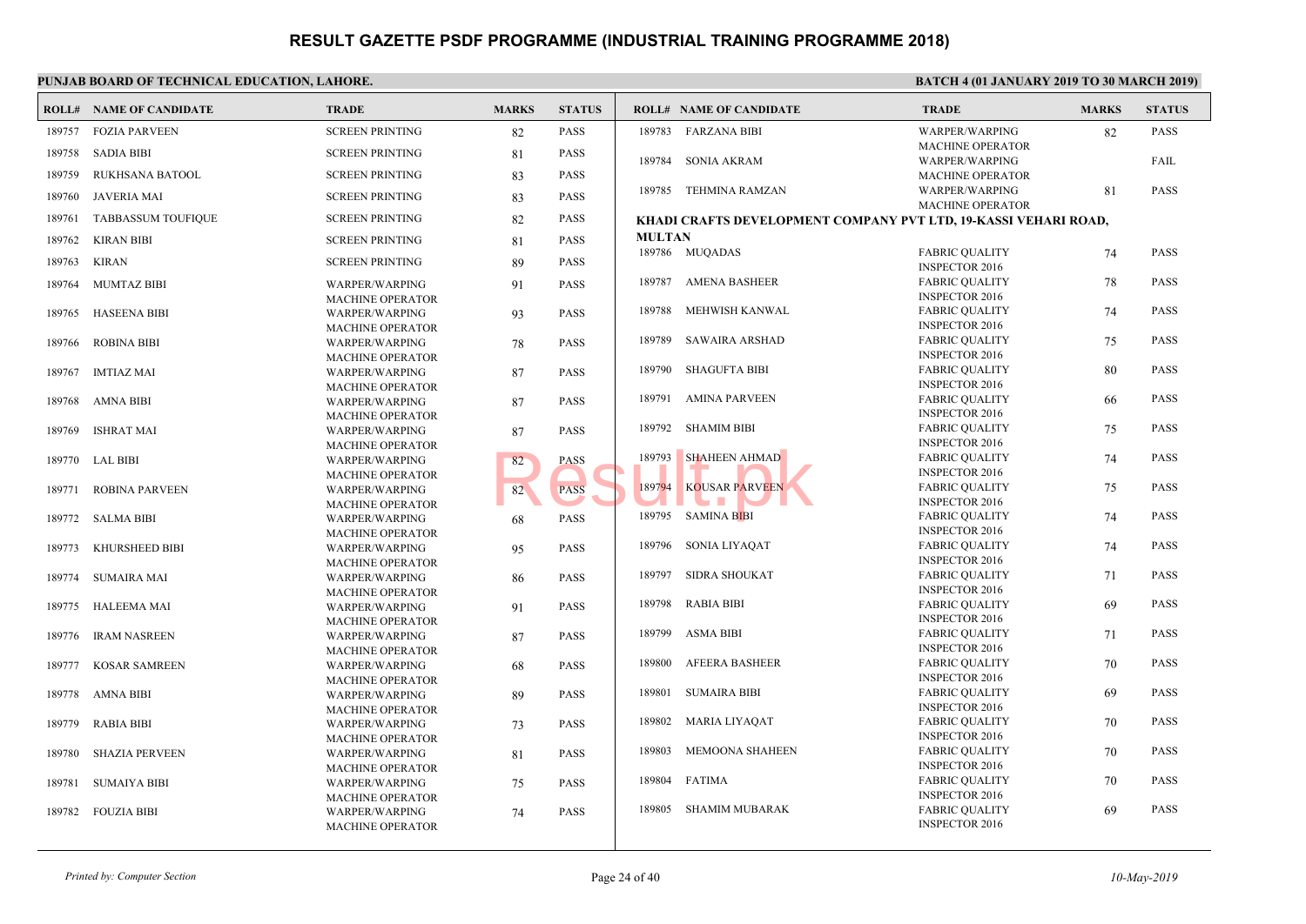# RESULT GAZETTE PSDF PROGRAMME (INDUSTRIAL TRAINING PROGRAMME 2018)

**PUNJAB BOARD OF TECHNICAL EDUCATION, LAHORE.**

**BATCH 4 (01 JANUARY 2019 TO 30 MARCH 2019)**

| ROLL# | NAME OF CANDIDATE | TRADE | MARKS | STATUS |
|---|---|---|---|---|
| 189757 | FOZIA PARVEEN | SCREEN PRINTING | 82 | PASS |
| 189758 | SADIA BIBI | SCREEN PRINTING | 81 | PASS |
| 189759 | RUKHSANA BATOOL | SCREEN PRINTING | 83 | PASS |
| 189760 | JAVERIA MAI | SCREEN PRINTING | 83 | PASS |
| 189761 | TABBASSUM TOUFIQUE | SCREEN PRINTING | 82 | PASS |
| 189762 | KIRAN BIBI | SCREEN PRINTING | 81 | PASS |
| 189763 | KIRAN | SCREEN PRINTING | 89 | PASS |
| 189764 | MUMTAZ BIBI | WARPER/WARPING MACHINE OPERATOR | 91 | PASS |
| 189765 | HASEENA BIBI | WARPER/WARPING MACHINE OPERATOR | 93 | PASS |
| 189766 | ROBINA BIBI | WARPER/WARPING MACHINE OPERATOR | 78 | PASS |
| 189767 | IMTIAZ MAI | WARPER/WARPING MACHINE OPERATOR | 87 | PASS |
| 189768 | AMNA BIBI | WARPER/WARPING MACHINE OPERATOR | 87 | PASS |
| 189769 | ISHRAT MAI | WARPER/WARPING MACHINE OPERATOR | 87 | PASS |
| 189770 | LAL BIBI | WARPER/WARPING MACHINE OPERATOR | 82 | PASS |
| 189771 | ROBINA PARVEEN | WARPER/WARPING MACHINE OPERATOR | 82 | PASS |
| 189772 | SALMA BIBI | WARPER/WARPING MACHINE OPERATOR | 68 | PASS |
| 189773 | KHURSHEED BIBI | WARPER/WARPING MACHINE OPERATOR | 95 | PASS |
| 189774 | SUMAIRA MAI | WARPER/WARPING MACHINE OPERATOR | 86 | PASS |
| 189775 | HALEEMA MAI | WARPER/WARPING MACHINE OPERATOR | 91 | PASS |
| 189776 | IRAM NASREEN | WARPER/WARPING MACHINE OPERATOR | 87 | PASS |
| 189777 | KOSAR SAMREEN | WARPER/WARPING MACHINE OPERATOR | 68 | PASS |
| 189778 | AMNA BIBI | WARPER/WARPING MACHINE OPERATOR | 89 | PASS |
| 189779 | RABIA BIBI | WARPER/WARPING MACHINE OPERATOR | 73 | PASS |
| 189780 | SHAZIA PERVEEN | WARPER/WARPING MACHINE OPERATOR | 81 | PASS |
| 189781 | SUMAIYA BIBI | WARPER/WARPING MACHINE OPERATOR | 75 | PASS |
| 189782 | FOUZIA BIBI | WARPER/WARPING MACHINE OPERATOR | 74 | PASS |
| 189783 | FARZANA BIBI | WARPER/WARPING MACHINE OPERATOR | 82 | PASS |
| 189784 | SONIA AKRAM | WARPER/WARPING MACHINE OPERATOR | | FAIL |
| 189785 | TEHMINA RAMZAN | WARPER/WARPING MACHINE OPERATOR | 81 | PASS |

**KHADI CRAFTS DEVELOPMENT COMPANY PVT LTD, 19-KASSI VEHARI ROAD, MULTAN**

| ROLL# | NAME OF CANDIDATE | TRADE | MARKS | STATUS |
|---|---|---|---|---|
| 189786 | MUQADAS | FABRIC QUALITY INSPECTOR 2016 | 74 | PASS |
| 189787 | AMENA BASHEER | FABRIC QUALITY INSPECTOR 2016 | 78 | PASS |
| 189788 | MEHWISH KANWAL | FABRIC QUALITY INSPECTOR 2016 | 74 | PASS |
| 189789 | SAWAIRA ARSHAD | FABRIC QUALITY INSPECTOR 2016 | 75 | PASS |
| 189790 | SHAGUFTA BIBI | FABRIC QUALITY INSPECTOR 2016 | 80 | PASS |
| 189791 | AMINA PARVEEN | FABRIC QUALITY INSPECTOR 2016 | 66 | PASS |
| 189792 | SHAMIM BIBI | FABRIC QUALITY INSPECTOR 2016 | 75 | PASS |
| 189793 | SHAHEEN AHMAD | FABRIC QUALITY INSPECTOR 2016 | 74 | PASS |
| 189794 | KOUSAR PARVEEN | FABRIC QUALITY INSPECTOR 2016 | 75 | PASS |
| 189795 | SAMINA BIBI | FABRIC QUALITY INSPECTOR 2016 | 74 | PASS |
| 189796 | SONIA LIYAQAT | FABRIC QUALITY INSPECTOR 2016 | 74 | PASS |
| 189797 | SIDRA SHOUKAT | FABRIC QUALITY INSPECTOR 2016 | 71 | PASS |
| 189798 | RABIA BIBI | FABRIC QUALITY INSPECTOR 2016 | 69 | PASS |
| 189799 | ASMA BIBI | FABRIC QUALITY INSPECTOR 2016 | 71 | PASS |
| 189800 | AFEERA BASHEER | FABRIC QUALITY INSPECTOR 2016 | 70 | PASS |
| 189801 | SUMAIRA BIBI | FABRIC QUALITY INSPECTOR 2016 | 69 | PASS |
| 189802 | MARIA LIYAQAT | FABRIC QUALITY INSPECTOR 2016 | 70 | PASS |
| 189803 | MEMOONA SHAHEEN | FABRIC QUALITY INSPECTOR 2016 | 70 | PASS |
| 189804 | FATIMA | FABRIC QUALITY INSPECTOR 2016 | 70 | PASS |
| 189805 | SHAMIM MUBARAK | FABRIC QUALITY INSPECTOR 2016 | 69 | PASS |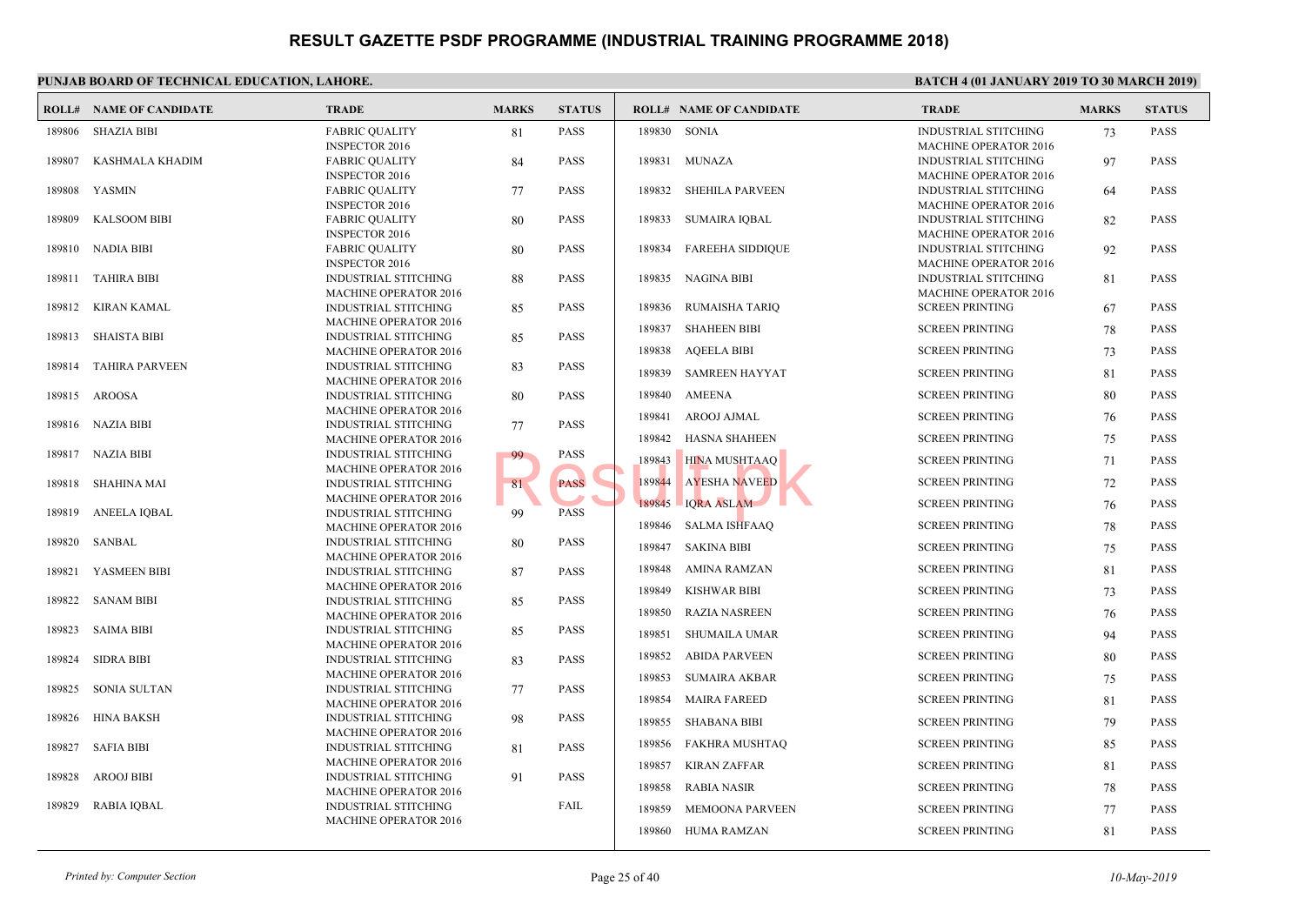# RESULT GAZETTE PSDF PROGRAMME (INDUSTRIAL TRAINING PROGRAMME 2018)

**PUNJAB BOARD OF TECHNICAL EDUCATION, LAHORE.**

**BATCH 4 (01 JANUARY 2019 TO 30 MARCH 2019)**

| ROLL# | NAME OF CANDIDATE | TRADE | MARKS | STATUS |
|---|---|---|---|---|
| 189806 | SHAZIA BIBI | FABRIC QUALITY INSPECTOR 2016 | 81 | PASS |
| 189807 | KASHMALA KHADIM | FABRIC QUALITY INSPECTOR 2016 | 84 | PASS |
| 189808 | YASMIN | FABRIC QUALITY INSPECTOR 2016 | 77 | PASS |
| 189809 | KALSOOM BIBI | FABRIC QUALITY INSPECTOR 2016 | 80 | PASS |
| 189810 | NADIA BIBI | FABRIC QUALITY INSPECTOR 2016 | 80 | PASS |
| 189811 | TAHIRA BIBI | INDUSTRIAL STITCHING MACHINE OPERATOR 2016 | 88 | PASS |
| 189812 | KIRAN KAMAL | INDUSTRIAL STITCHING MACHINE OPERATOR 2016 | 85 | PASS |
| 189813 | SHAISTA BIBI | INDUSTRIAL STITCHING MACHINE OPERATOR 2016 | 85 | PASS |
| 189814 | TAHIRA PARVEEN | INDUSTRIAL STITCHING MACHINE OPERATOR 2016 | 83 | PASS |
| 189815 | AROOSA | INDUSTRIAL STITCHING MACHINE OPERATOR 2016 | 80 | PASS |
| 189816 | NAZIA BIBI | INDUSTRIAL STITCHING MACHINE OPERATOR 2016 | 77 | PASS |
| 189817 | NAZIA BIBI | INDUSTRIAL STITCHING MACHINE OPERATOR 2016 | 99 | PASS |
| 189818 | SHAHINA MAI | INDUSTRIAL STITCHING MACHINE OPERATOR 2016 | 81 | PASS |
| 189819 | ANEELA IQBAL | INDUSTRIAL STITCHING MACHINE OPERATOR 2016 | 99 | PASS |
| 189820 | SANBAL | INDUSTRIAL STITCHING MACHINE OPERATOR 2016 | 80 | PASS |
| 189821 | YASMEEN BIBI | INDUSTRIAL STITCHING MACHINE OPERATOR 2016 | 87 | PASS |
| 189822 | SANAM BIBI | INDUSTRIAL STITCHING MACHINE OPERATOR 2016 | 85 | PASS |
| 189823 | SAIMA BIBI | INDUSTRIAL STITCHING MACHINE OPERATOR 2016 | 85 | PASS |
| 189824 | SIDRA BIBI | INDUSTRIAL STITCHING MACHINE OPERATOR 2016 | 83 | PASS |
| 189825 | SONIA SULTAN | INDUSTRIAL STITCHING MACHINE OPERATOR 2016 | 77 | PASS |
| 189826 | HINA BAKSH | INDUSTRIAL STITCHING MACHINE OPERATOR 2016 | 98 | PASS |
| 189827 | SAFIA BIBI | INDUSTRIAL STITCHING MACHINE OPERATOR 2016 | 81 | PASS |
| 189828 | AROOJ BIBI | INDUSTRIAL STITCHING MACHINE OPERATOR 2016 | 91 | PASS |
| 189829 | RABIA IQBAL | INDUSTRIAL STITCHING MACHINE OPERATOR 2016 | | FAIL |
| 189830 | SONIA | INDUSTRIAL STITCHING MACHINE OPERATOR 2016 | 73 | PASS |
| 189831 | MUNAZA | INDUSTRIAL STITCHING MACHINE OPERATOR 2016 | 97 | PASS |
| 189832 | SHEHILA PARVEEN | INDUSTRIAL STITCHING MACHINE OPERATOR 2016 | 64 | PASS |
| 189833 | SUMAIRA IQBAL | INDUSTRIAL STITCHING MACHINE OPERATOR 2016 | 82 | PASS |
| 189834 | FAREEHA SIDDIQUE | INDUSTRIAL STITCHING MACHINE OPERATOR 2016 | 92 | PASS |
| 189835 | NAGINA BIBI | INDUSTRIAL STITCHING MACHINE OPERATOR 2016 | 81 | PASS |
| 189836 | RUMAISHA TARIQ | SCREEN PRINTING | 67 | PASS |
| 189837 | SHAHEEN BIBI | SCREEN PRINTING | 78 | PASS |
| 189838 | AQEELA BIBI | SCREEN PRINTING | 73 | PASS |
| 189839 | SAMREEN HAYYAT | SCREEN PRINTING | 81 | PASS |
| 189840 | AMEENA | SCREEN PRINTING | 80 | PASS |
| 189841 | AROOJ AJMAL | SCREEN PRINTING | 76 | PASS |
| 189842 | HASNA SHAHEEN | SCREEN PRINTING | 75 | PASS |
| 189843 | HINA MUSHTAAQ | SCREEN PRINTING | 71 | PASS |
| 189844 | AYESHA NAVEED | SCREEN PRINTING | 72 | PASS |
| 189845 | IQRA ASLAM | SCREEN PRINTING | 76 | PASS |
| 189846 | SALMA ISHFAAQ | SCREEN PRINTING | 78 | PASS |
| 189847 | SAKINA BIBI | SCREEN PRINTING | 75 | PASS |
| 189848 | AMINA RAMZAN | SCREEN PRINTING | 81 | PASS |
| 189849 | KISHWAR BIBI | SCREEN PRINTING | 73 | PASS |
| 189850 | RAZIA NASREEN | SCREEN PRINTING | 76 | PASS |
| 189851 | SHUMAILA UMAR | SCREEN PRINTING | 94 | PASS |
| 189852 | ABIDA PARVEEN | SCREEN PRINTING | 80 | PASS |
| 189853 | SUMAIRA AKBAR | SCREEN PRINTING | 75 | PASS |
| 189854 | MAIRA FAREED | SCREEN PRINTING | 81 | PASS |
| 189855 | SHABANA BIBI | SCREEN PRINTING | 79 | PASS |
| 189856 | FAKHRA MUSHTAQ | SCREEN PRINTING | 85 | PASS |
| 189857 | KIRAN ZAFFAR | SCREEN PRINTING | 81 | PASS |
| 189858 | RABIA NASIR | SCREEN PRINTING | 78 | PASS |
| 189859 | MEMOONA PARVEEN | SCREEN PRINTING | 77 | PASS |
| 189860 | HUMA RAMZAN | SCREEN PRINTING | 81 | PASS |

*Printed by: Computer Section*

*10-May-2019*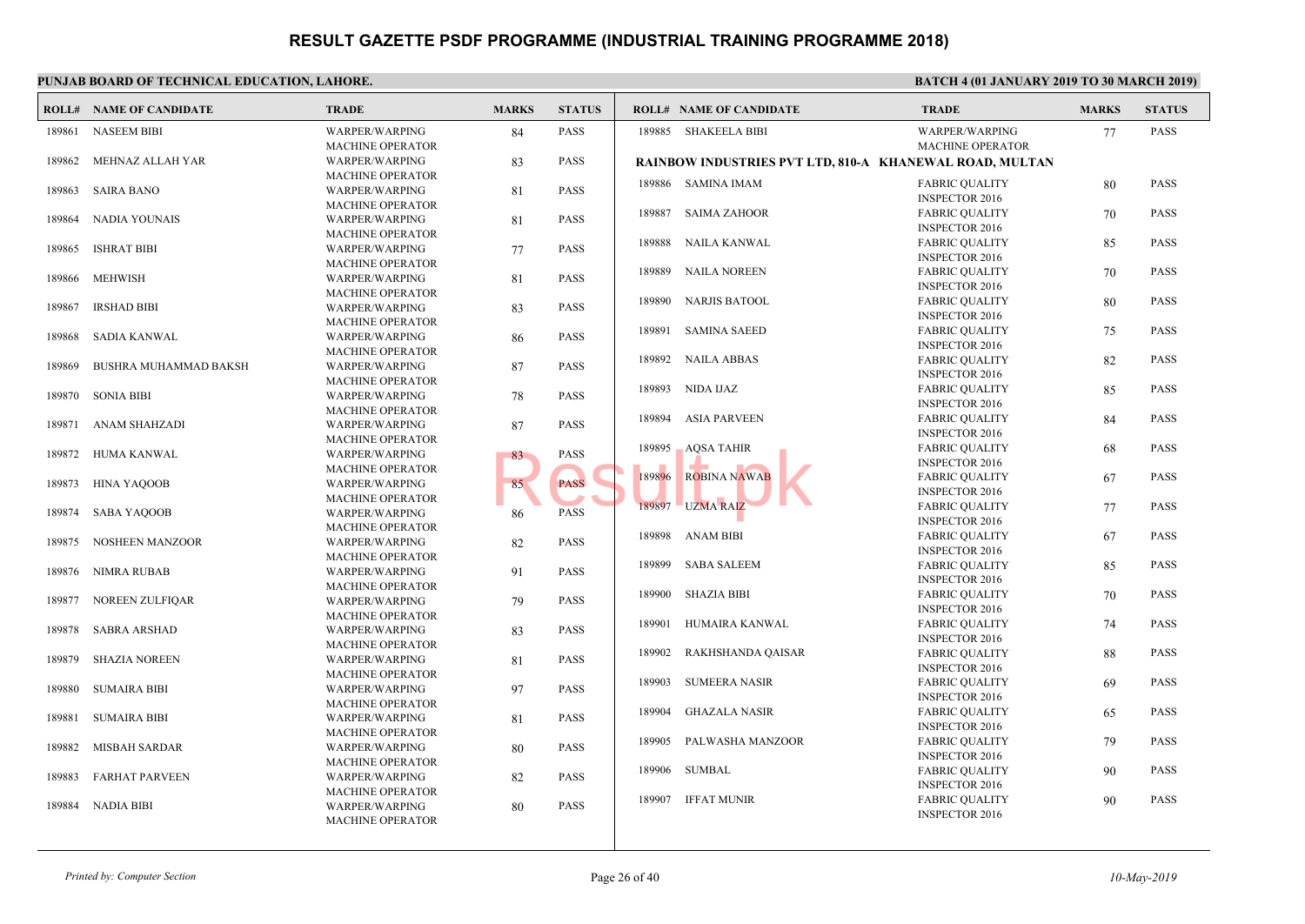# RESULT GAZETTE PSDF PROGRAMME (INDUSTRIAL TRAINING PROGRAMME 2018)

**PUNJAB BOARD OF TECHNICAL EDUCATION, LAHORE.**

**BATCH 4 (01 JANUARY 2019 TO 30 MARCH 2019)**

| ROLL# | NAME OF CANDIDATE | TRADE | MARKS | STATUS |
|---|---|---|---|---|
| 189861 | NASEEM BIBI | WARPER/WARPING MACHINE OPERATOR | 84 | PASS |
| 189862 | MEHNAZ ALLAH YAR | WARPER/WARPING MACHINE OPERATOR | 83 | PASS |
| 189863 | SAIRA BANO | WARPER/WARPING MACHINE OPERATOR | 81 | PASS |
| 189864 | NADIA YOUNAIS | WARPER/WARPING MACHINE OPERATOR | 81 | PASS |
| 189865 | ISHRAT BIBI | WARPER/WARPING MACHINE OPERATOR | 77 | PASS |
| 189866 | MEHWISH | WARPER/WARPING MACHINE OPERATOR | 81 | PASS |
| 189867 | IRSHAD BIBI | WARPER/WARPING MACHINE OPERATOR | 83 | PASS |
| 189868 | SADIA KANWAL | WARPER/WARPING MACHINE OPERATOR | 86 | PASS |
| 189869 | BUSHRA MUHAMMAD BAKSH | WARPER/WARPING MACHINE OPERATOR | 87 | PASS |
| 189870 | SONIA BIBI | WARPER/WARPING MACHINE OPERATOR | 78 | PASS |
| 189871 | ANAM SHAHZADI | WARPER/WARPING MACHINE OPERATOR | 87 | PASS |
| 189872 | HUMA KANWAL | WARPER/WARPING MACHINE OPERATOR | 83 | PASS |
| 189873 | HINA YAQOOB | WARPER/WARPING MACHINE OPERATOR | 85 | PASS |
| 189874 | SABA YAQOOB | WARPER/WARPING MACHINE OPERATOR | 86 | PASS |
| 189875 | NOSHEEN MANZOOR | WARPER/WARPING MACHINE OPERATOR | 82 | PASS |
| 189876 | NIMRA RUBAB | WARPER/WARPING MACHINE OPERATOR | 91 | PASS |
| 189877 | NOREEN ZULFIQAR | WARPER/WARPING MACHINE OPERATOR | 79 | PASS |
| 189878 | SABRA ARSHAD | WARPER/WARPING MACHINE OPERATOR | 83 | PASS |
| 189879 | SHAZIA NOREEN | WARPER/WARPING MACHINE OPERATOR | 81 | PASS |
| 189880 | SUMAIRA BIBI | WARPER/WARPING MACHINE OPERATOR | 97 | PASS |
| 189881 | SUMAIRA BIBI | WARPER/WARPING MACHINE OPERATOR | 81 | PASS |
| 189882 | MISBAH SARDAR | WARPER/WARPING MACHINE OPERATOR | 80 | PASS |
| 189883 | FARHAT PARVEEN | WARPER/WARPING MACHINE OPERATOR | 82 | PASS |
| 189884 | NADIA BIBI | WARPER/WARPING MACHINE OPERATOR | 80 | PASS |
| 189885 | SHAKEELA BIBI | WARPER/WARPING MACHINE OPERATOR | 77 | PASS |

**RAINBOW INDUSTRIES PVT LTD, 810-A KHANEWAL ROAD, MULTAN**

| ROLL# | NAME OF CANDIDATE | TRADE | MARKS | STATUS |
|---|---|---|---|---|
| 189886 | SAMINA IMAM | FABRIC QUALITY INSPECTOR 2016 | 80 | PASS |
| 189887 | SAIMA ZAHOOR | FABRIC QUALITY INSPECTOR 2016 | 70 | PASS |
| 189888 | NAILA KANWAL | FABRIC QUALITY INSPECTOR 2016 | 85 | PASS |
| 189889 | NAILA NOREEN | FABRIC QUALITY INSPECTOR 2016 | 70 | PASS |
| 189890 | NARJIS BATOOL | FABRIC QUALITY INSPECTOR 2016 | 80 | PASS |
| 189891 | SAMINA SAEED | FABRIC QUALITY INSPECTOR 2016 | 75 | PASS |
| 189892 | NAILA ABBAS | FABRIC QUALITY INSPECTOR 2016 | 82 | PASS |
| 189893 | NIDA IJAZ | FABRIC QUALITY INSPECTOR 2016 | 85 | PASS |
| 189894 | ASIA PARVEEN | FABRIC QUALITY INSPECTOR 2016 | 84 | PASS |
| 189895 | AQSA TAHIR | FABRIC QUALITY INSPECTOR 2016 | 68 | PASS |
| 189896 | ROBINA NAWAB | FABRIC QUALITY INSPECTOR 2016 | 67 | PASS |
| 189897 | UZMA RAIZ | FABRIC QUALITY INSPECTOR 2016 | 77 | PASS |
| 189898 | ANAM BIBI | FABRIC QUALITY INSPECTOR 2016 | 67 | PASS |
| 189899 | SABA SALEEM | FABRIC QUALITY INSPECTOR 2016 | 85 | PASS |
| 189900 | SHAZIA BIBI | FABRIC QUALITY INSPECTOR 2016 | 70 | PASS |
| 189901 | HUMAIRA KANWAL | FABRIC QUALITY INSPECTOR 2016 | 74 | PASS |
| 189902 | RAKHSHANDA QAISAR | FABRIC QUALITY INSPECTOR 2016 | 88 | PASS |
| 189903 | SUMEERA NASIR | FABRIC QUALITY INSPECTOR 2016 | 69 | PASS |
| 189904 | GHAZALA NASIR | FABRIC QUALITY INSPECTOR 2016 | 65 | PASS |
| 189905 | PALWASHA MANZOOR | FABRIC QUALITY INSPECTOR 2016 | 79 | PASS |
| 189906 | SUMBAL | FABRIC QUALITY INSPECTOR 2016 | 90 | PASS |
| 189907 | IFFAT MUNIR | FABRIC QUALITY INSPECTOR 2016 | 90 | PASS |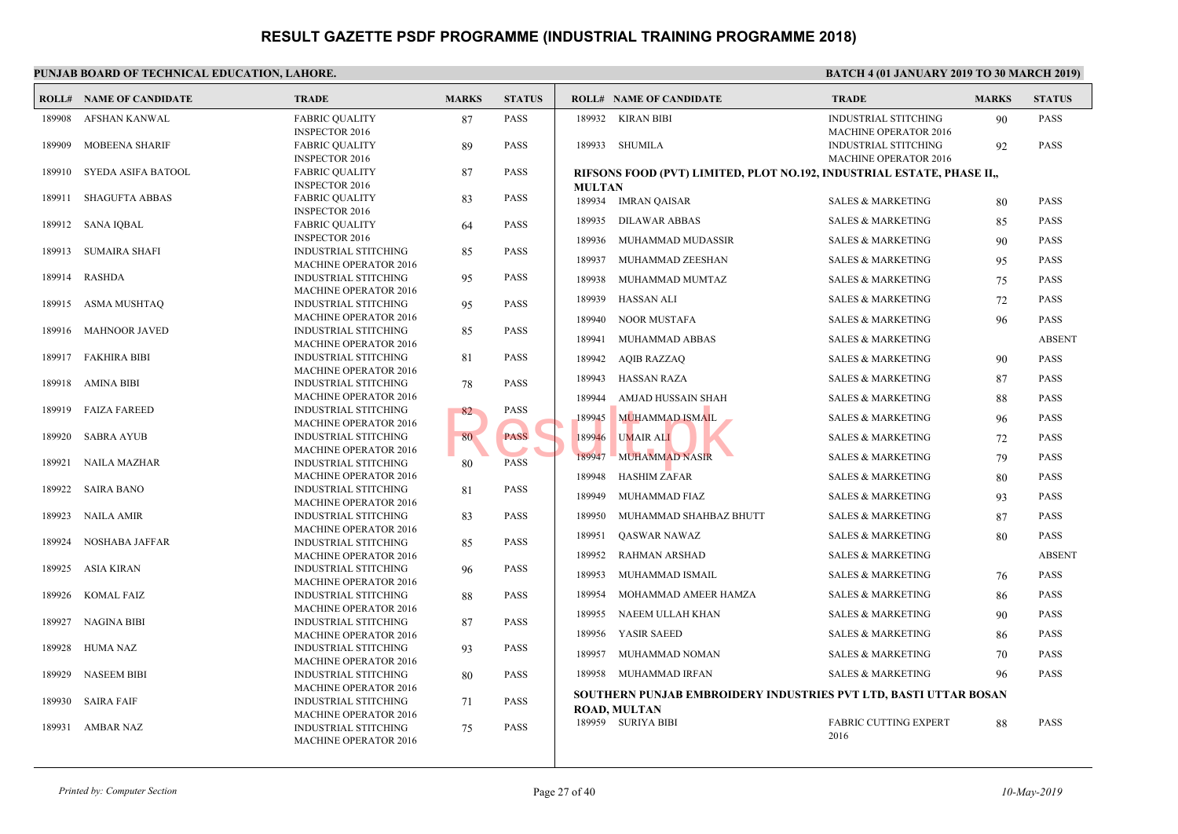# RESULT GAZETTE PSDF PROGRAMME (INDUSTRIAL TRAINING PROGRAMME 2018)

**PUNJAB BOARD OF TECHNICAL EDUCATION, LAHORE.**

**BATCH 4 (01 JANUARY 2019 TO 30 MARCH 2019)**

| ROLL# | NAME OF CANDIDATE | TRADE | MARKS | STATUS |
|---|---|---|---|---|
| 189908 | AFSHAN KANWAL | FABRIC QUALITY INSPECTOR 2016 | 87 | PASS |
| 189909 | MOBEENA SHARIF | FABRIC QUALITY INSPECTOR 2016 | 89 | PASS |
| 189910 | SYEDA ASIFA BATOOL | FABRIC QUALITY INSPECTOR 2016 | 87 | PASS |
| 189911 | SHAGUFTA ABBAS | FABRIC QUALITY INSPECTOR 2016 | 83 | PASS |
| 189912 | SANA IQBAL | FABRIC QUALITY INSPECTOR 2016 | 64 | PASS |
| 189913 | SUMAIRA SHAFI | INDUSTRIAL STITCHING MACHINE OPERATOR 2016 | 85 | PASS |
| 189914 | RASHDA | INDUSTRIAL STITCHING MACHINE OPERATOR 2016 | 95 | PASS |
| 189915 | ASMA MUSHTAQ | INDUSTRIAL STITCHING MACHINE OPERATOR 2016 | 95 | PASS |
| 189916 | MAHNOOR JAVED | INDUSTRIAL STITCHING MACHINE OPERATOR 2016 | 85 | PASS |
| 189917 | FAKHIRA BIBI | INDUSTRIAL STITCHING MACHINE OPERATOR 2016 | 81 | PASS |
| 189918 | AMINA BIBI | INDUSTRIAL STITCHING MACHINE OPERATOR 2016 | 78 | PASS |
| 189919 | FAIZA FAREED | INDUSTRIAL STITCHING MACHINE OPERATOR 2016 | 82 | PASS |
| 189920 | SABRA AYUB | INDUSTRIAL STITCHING MACHINE OPERATOR 2016 | 80 | PASS |
| 189921 | NAILA MAZHAR | INDUSTRIAL STITCHING MACHINE OPERATOR 2016 | 80 | PASS |
| 189922 | SAIRA BANO | INDUSTRIAL STITCHING MACHINE OPERATOR 2016 | 81 | PASS |
| 189923 | NAILA AMIR | INDUSTRIAL STITCHING MACHINE OPERATOR 2016 | 83 | PASS |
| 189924 | NOSHABA JAFFAR | INDUSTRIAL STITCHING MACHINE OPERATOR 2016 | 85 | PASS |
| 189925 | ASIA KIRAN | INDUSTRIAL STITCHING MACHINE OPERATOR 2016 | 96 | PASS |
| 189926 | KOMAL FAIZ | INDUSTRIAL STITCHING MACHINE OPERATOR 2016 | 88 | PASS |
| 189927 | NAGINA BIBI | INDUSTRIAL STITCHING MACHINE OPERATOR 2016 | 87 | PASS |
| 189928 | HUMA NAZ | INDUSTRIAL STITCHING MACHINE OPERATOR 2016 | 93 | PASS |
| 189929 | NASEEM BIBI | INDUSTRIAL STITCHING MACHINE OPERATOR 2016 | 80 | PASS |
| 189930 | SAIRA FAIF | INDUSTRIAL STITCHING MACHINE OPERATOR 2016 | 71 | PASS |
| 189931 | AMBAR NAZ | INDUSTRIAL STITCHING MACHINE OPERATOR 2016 | 75 | PASS |
| 189932 | KIRAN BIBI | INDUSTRIAL STITCHING MACHINE OPERATOR 2016 | 90 | PASS |
| 189933 | SHUMILA | INDUSTRIAL STITCHING MACHINE OPERATOR 2016 | 92 | PASS |

**RIFSONS FOOD (PVT) LIMITED, PLOT NO.192, INDUSTRIAL ESTATE, PHASE II,, MULTAN**

| ROLL# | NAME OF CANDIDATE | TRADE | MARKS | STATUS |
|---|---|---|---|---|
| 189934 | IMRAN QAISAR | SALES & MARKETING | 80 | PASS |
| 189935 | DILAWAR ABBAS | SALES & MARKETING | 85 | PASS |
| 189936 | MUHAMMAD MUDASSIR | SALES & MARKETING | 90 | PASS |
| 189937 | MUHAMMAD ZEESHAN | SALES & MARKETING | 95 | PASS |
| 189938 | MUHAMMAD MUMTAZ | SALES & MARKETING | 75 | PASS |
| 189939 | HASSAN ALI | SALES & MARKETING | 72 | PASS |
| 189940 | NOOR MUSTAFA | SALES & MARKETING | 96 | PASS |
| 189941 | MUHAMMAD ABBAS | SALES & MARKETING | | ABSENT |
| 189942 | AQIB RAZZAQ | SALES & MARKETING | 90 | PASS |
| 189943 | HASSAN RAZA | SALES & MARKETING | 87 | PASS |
| 189944 | AMJAD HUSSAIN SHAH | SALES & MARKETING | 88 | PASS |
| 189945 | MUHAMMAD ISMAIL | SALES & MARKETING | 96 | PASS |
| 189946 | UMAIR ALI | SALES & MARKETING | 72 | PASS |
| 189947 | MUHAMMAD NASIR | SALES & MARKETING | 79 | PASS |
| 189948 | HASHIM ZAFAR | SALES & MARKETING | 80 | PASS |
| 189949 | MUHAMMAD FIAZ | SALES & MARKETING | 93 | PASS |
| 189950 | MUHAMMAD SHAHBAZ BHUTT | SALES & MARKETING | 87 | PASS |
| 189951 | QASWAR NAWAZ | SALES & MARKETING | 80 | PASS |
| 189952 | RAHMAN ARSHAD | SALES & MARKETING | | ABSENT |
| 189953 | MUHAMMAD ISMAIL | SALES & MARKETING | 76 | PASS |
| 189954 | MOHAMMAD AMEER HAMZA | SALES & MARKETING | 86 | PASS |
| 189955 | NAEEM ULLAH KHAN | SALES & MARKETING | 90 | PASS |
| 189956 | YASIR SAEED | SALES & MARKETING | 86 | PASS |
| 189957 | MUHAMMAD NOMAN | SALES & MARKETING | 70 | PASS |
| 189958 | MUHAMMAD IRFAN | SALES & MARKETING | 96 | PASS |

**SOUTHERN PUNJAB EMBROIDERY INDUSTRIES PVT LTD, BASTI UTTAR BOSAN ROAD, MULTAN**

| ROLL# | NAME OF CANDIDATE | TRADE | MARKS | STATUS |
|---|---|---|---|---|
| 189959 | SURIYA BIBI | FABRIC CUTTING EXPERT 2016 | 88 | PASS |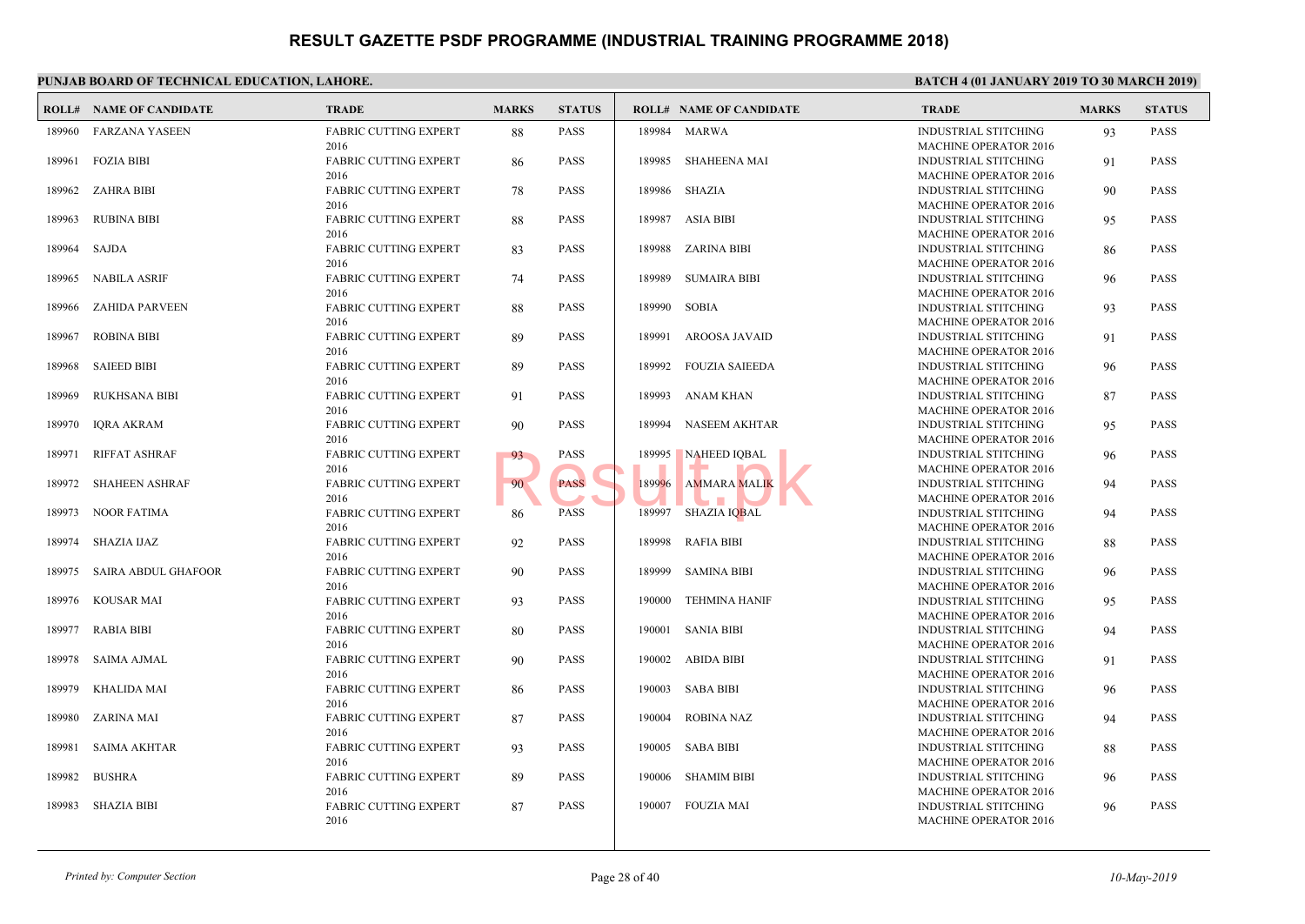# RESULT GAZETTE PSDF PROGRAMME (INDUSTRIAL TRAINING PROGRAMME 2018)

**PUNJAB BOARD OF TECHNICAL EDUCATION, LAHORE.**

**BATCH 4 (01 JANUARY 2019 TO 30 MARCH 2019)**

| ROLL# | NAME OF CANDIDATE | TRADE | MARKS | STATUS |
|---|---|---|---|---|
| 189960 | FARZANA YASEEN | FABRIC CUTTING EXPERT 2016 | 88 | PASS |
| 189961 | FOZIA BIBI | FABRIC CUTTING EXPERT 2016 | 86 | PASS |
| 189962 | ZAHRA BIBI | FABRIC CUTTING EXPERT 2016 | 78 | PASS |
| 189963 | RUBINA BIBI | FABRIC CUTTING EXPERT 2016 | 88 | PASS |
| 189964 | SAJDA | FABRIC CUTTING EXPERT 2016 | 83 | PASS |
| 189965 | NABILA ASRIF | FABRIC CUTTING EXPERT 2016 | 74 | PASS |
| 189966 | ZAHIDA PARVEEN | FABRIC CUTTING EXPERT 2016 | 88 | PASS |
| 189967 | ROBINA BIBI | FABRIC CUTTING EXPERT 2016 | 89 | PASS |
| 189968 | SAIEED BIBI | FABRIC CUTTING EXPERT 2016 | 89 | PASS |
| 189969 | RUKHSANA BIBI | FABRIC CUTTING EXPERT 2016 | 91 | PASS |
| 189970 | IQRA AKRAM | FABRIC CUTTING EXPERT 2016 | 90 | PASS |
| 189971 | RIFFAT ASHRAF | FABRIC CUTTING EXPERT 2016 | 93 | PASS |
| 189972 | SHAHEEN ASHRAF | FABRIC CUTTING EXPERT 2016 | 90 | PASS |
| 189973 | NOOR FATIMA | FABRIC CUTTING EXPERT 2016 | 86 | PASS |
| 189974 | SHAZIA IJAZ | FABRIC CUTTING EXPERT 2016 | 92 | PASS |
| 189975 | SAIRA ABDUL GHAFOOR | FABRIC CUTTING EXPERT 2016 | 90 | PASS |
| 189976 | KOUSAR MAI | FABRIC CUTTING EXPERT 2016 | 93 | PASS |
| 189977 | RABIA BIBI | FABRIC CUTTING EXPERT 2016 | 80 | PASS |
| 189978 | SAIMA AJMAL | FABRIC CUTTING EXPERT 2016 | 90 | PASS |
| 189979 | KHALIDA MAI | FABRIC CUTTING EXPERT 2016 | 86 | PASS |
| 189980 | ZARINA MAI | FABRIC CUTTING EXPERT 2016 | 87 | PASS |
| 189981 | SAIMA AKHTAR | FABRIC CUTTING EXPERT 2016 | 93 | PASS |
| 189982 | BUSHRA | FABRIC CUTTING EXPERT 2016 | 89 | PASS |
| 189983 | SHAZIA BIBI | FABRIC CUTTING EXPERT 2016 | 87 | PASS |
| 189984 | MARWA | INDUSTRIAL STITCHING MACHINE OPERATOR 2016 | 93 | PASS |
| 189985 | SHAHEENA MAI | INDUSTRIAL STITCHING MACHINE OPERATOR 2016 | 91 | PASS |
| 189986 | SHAZIA | INDUSTRIAL STITCHING MACHINE OPERATOR 2016 | 90 | PASS |
| 189987 | ASIA BIBI | INDUSTRIAL STITCHING MACHINE OPERATOR 2016 | 95 | PASS |
| 189988 | ZARINA BIBI | INDUSTRIAL STITCHING MACHINE OPERATOR 2016 | 86 | PASS |
| 189989 | SUMAIRA BIBI | INDUSTRIAL STITCHING MACHINE OPERATOR 2016 | 96 | PASS |
| 189990 | SOBIA | INDUSTRIAL STITCHING MACHINE OPERATOR 2016 | 93 | PASS |
| 189991 | AROOSA JAVAID | INDUSTRIAL STITCHING MACHINE OPERATOR 2016 | 91 | PASS |
| 189992 | FOUZIA SAIEEDA | INDUSTRIAL STITCHING MACHINE OPERATOR 2016 | 96 | PASS |
| 189993 | ANAM KHAN | INDUSTRIAL STITCHING MACHINE OPERATOR 2016 | 87 | PASS |
| 189994 | NASEEM AKHTAR | INDUSTRIAL STITCHING MACHINE OPERATOR 2016 | 95 | PASS |
| 189995 | NAHEED IQBAL | INDUSTRIAL STITCHING MACHINE OPERATOR 2016 | 96 | PASS |
| 189996 | AMMARA MALIK | INDUSTRIAL STITCHING MACHINE OPERATOR 2016 | 94 | PASS |
| 189997 | SHAZIA IQBAL | INDUSTRIAL STITCHING MACHINE OPERATOR 2016 | 94 | PASS |
| 189998 | RAFIA BIBI | INDUSTRIAL STITCHING MACHINE OPERATOR 2016 | 88 | PASS |
| 189999 | SAMINA BIBI | INDUSTRIAL STITCHING MACHINE OPERATOR 2016 | 96 | PASS |
| 190000 | TEHMINA HANIF | INDUSTRIAL STITCHING MACHINE OPERATOR 2016 | 95 | PASS |
| 190001 | SANIA BIBI | INDUSTRIAL STITCHING MACHINE OPERATOR 2016 | 94 | PASS |
| 190002 | ABIDA BIBI | INDUSTRIAL STITCHING MACHINE OPERATOR 2016 | 91 | PASS |
| 190003 | SABA BIBI | INDUSTRIAL STITCHING MACHINE OPERATOR 2016 | 96 | PASS |
| 190004 | ROBINA NAZ | INDUSTRIAL STITCHING MACHINE OPERATOR 2016 | 94 | PASS |
| 190005 | SABA BIBI | INDUSTRIAL STITCHING MACHINE OPERATOR 2016 | 88 | PASS |
| 190006 | SHAMIM BIBI | INDUSTRIAL STITCHING MACHINE OPERATOR 2016 | 96 | PASS |
| 190007 | FOUZIA MAI | INDUSTRIAL STITCHING MACHINE OPERATOR 2016 | 96 | PASS |

*Printed by: Computer Section*

*10-May-2019*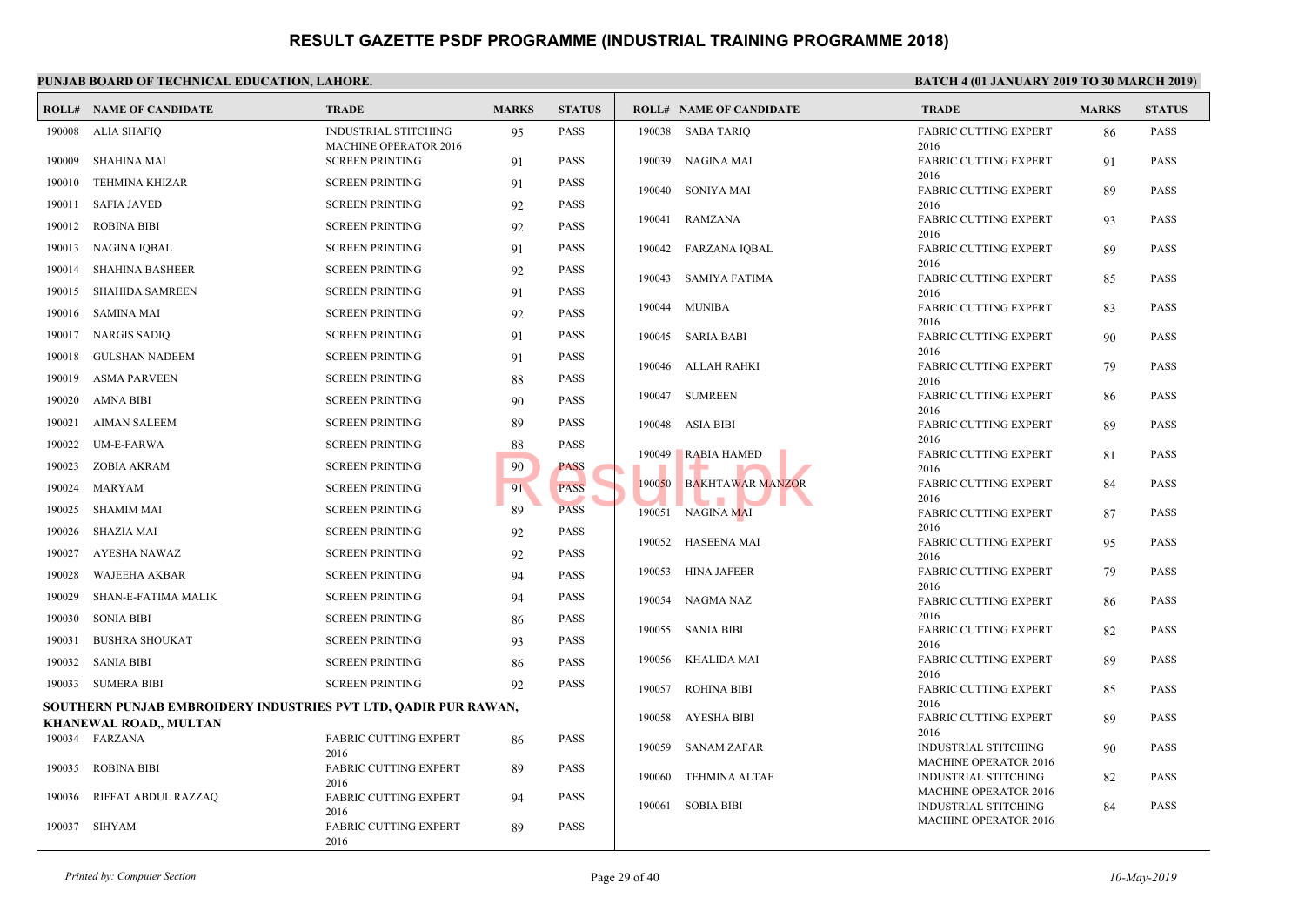# RESULT GAZETTE PSDF PROGRAMME (INDUSTRIAL TRAINING PROGRAMME 2018)

**PUNJAB BOARD OF TECHNICAL EDUCATION, LAHORE.**

**BATCH 4 (01 JANUARY 2019 TO 30 MARCH 2019)**

| ROLL# | NAME OF CANDIDATE | TRADE | MARKS | STATUS |
|---|---|---|---|---|
| 190008 | ALIA SHAFIQ | INDUSTRIAL STITCHING MACHINE OPERATOR 2016 | 95 | PASS |
| 190009 | SHAHINA MAI | SCREEN PRINTING | 91 | PASS |
| 190010 | TEHMINA KHIZAR | SCREEN PRINTING | 91 | PASS |
| 190011 | SAFIA JAVED | SCREEN PRINTING | 92 | PASS |
| 190012 | ROBINA BIBI | SCREEN PRINTING | 92 | PASS |
| 190013 | NAGINA IQBAL | SCREEN PRINTING | 91 | PASS |
| 190014 | SHAHINA BASHEER | SCREEN PRINTING | 92 | PASS |
| 190015 | SHAHIDA SAMREEN | SCREEN PRINTING | 91 | PASS |
| 190016 | SAMINA MAI | SCREEN PRINTING | 92 | PASS |
| 190017 | NARGIS SADIQ | SCREEN PRINTING | 91 | PASS |
| 190018 | GULSHAN NADEEM | SCREEN PRINTING | 91 | PASS |
| 190019 | ASMA PARVEEN | SCREEN PRINTING | 88 | PASS |
| 190020 | AMNA BIBI | SCREEN PRINTING | 90 | PASS |
| 190021 | AIMAN SALEEM | SCREEN PRINTING | 89 | PASS |
| 190022 | UM-E-FARWA | SCREEN PRINTING | 88 | PASS |
| 190023 | ZOBIA AKRAM | SCREEN PRINTING | 90 | PASS |
| 190024 | MARYAM | SCREEN PRINTING | 91 | PASS |
| 190025 | SHAMIM MAI | SCREEN PRINTING | 89 | PASS |
| 190026 | SHAZIA MAI | SCREEN PRINTING | 92 | PASS |
| 190027 | AYESHA NAWAZ | SCREEN PRINTING | 92 | PASS |
| 190028 | WAJEEHA AKBAR | SCREEN PRINTING | 94 | PASS |
| 190029 | SHAN-E-FATIMA MALIK | SCREEN PRINTING | 94 | PASS |
| 190030 | SONIA BIBI | SCREEN PRINTING | 86 | PASS |
| 190031 | BUSHRA SHOUKAT | SCREEN PRINTING | 93 | PASS |
| 190032 | SANIA BIBI | SCREEN PRINTING | 86 | PASS |
| 190033 | SUMERA BIBI | SCREEN PRINTING | 92 | PASS |

**SOUTHERN PUNJAB EMBROIDERY INDUSTRIES PVT LTD, QADIR PUR RAWAN, KHANEWAL ROAD,, MULTAN**

| ROLL# | NAME OF CANDIDATE | TRADE | MARKS | STATUS |
|---|---|---|---|---|
| 190034 | FARZANA | FABRIC CUTTING EXPERT 2016 | 86 | PASS |
| 190035 | ROBINA BIBI | FABRIC CUTTING EXPERT 2016 | 89 | PASS |
| 190036 | RIFFAT ABDUL RAZZAQ | FABRIC CUTTING EXPERT 2016 | 94 | PASS |
| 190037 | SIHYAM | FABRIC CUTTING EXPERT 2016 | 89 | PASS |
| 190038 | SABA TARIQ | FABRIC CUTTING EXPERT 2016 | 86 | PASS |
| 190039 | NAGINA MAI | FABRIC CUTTING EXPERT 2016 | 91 | PASS |
| 190040 | SONIYA MAI | FABRIC CUTTING EXPERT 2016 | 89 | PASS |
| 190041 | RAMZANA | FABRIC CUTTING EXPERT 2016 | 93 | PASS |
| 190042 | FARZANA IQBAL | FABRIC CUTTING EXPERT 2016 | 89 | PASS |
| 190043 | SAMIYA FATIMA | FABRIC CUTTING EXPERT 2016 | 85 | PASS |
| 190044 | MUNIBA | FABRIC CUTTING EXPERT 2016 | 83 | PASS |
| 190045 | SARIA BABI | FABRIC CUTTING EXPERT 2016 | 90 | PASS |
| 190046 | ALLAH RAHKI | FABRIC CUTTING EXPERT 2016 | 79 | PASS |
| 190047 | SUMREEN | FABRIC CUTTING EXPERT 2016 | 86 | PASS |
| 190048 | ASIA BIBI | FABRIC CUTTING EXPERT 2016 | 89 | PASS |
| 190049 | RABIA HAMED | FABRIC CUTTING EXPERT 2016 | 81 | PASS |
| 190050 | BAKHTAWAR MANZOR | FABRIC CUTTING EXPERT 2016 | 84 | PASS |
| 190051 | NAGINA MAI | FABRIC CUTTING EXPERT 2016 | 87 | PASS |
| 190052 | HASEENA MAI | FABRIC CUTTING EXPERT 2016 | 95 | PASS |
| 190053 | HINA JAFEER | FABRIC CUTTING EXPERT 2016 | 79 | PASS |
| 190054 | NAGMA NAZ | FABRIC CUTTING EXPERT 2016 | 86 | PASS |
| 190055 | SANIA BIBI | FABRIC CUTTING EXPERT 2016 | 82 | PASS |
| 190056 | KHALIDA MAI | FABRIC CUTTING EXPERT 2016 | 89 | PASS |
| 190057 | ROHINA BIBI | FABRIC CUTTING EXPERT 2016 | 85 | PASS |
| 190058 | AYESHA BIBI | FABRIC CUTTING EXPERT 2016 | 89 | PASS |
| 190059 | SANAM ZAFAR | INDUSTRIAL STITCHING MACHINE OPERATOR 2016 | 90 | PASS |
| 190060 | TEHMINA ALTAF | INDUSTRIAL STITCHING MACHINE OPERATOR 2016 | 82 | PASS |
| 190061 | SOBIA BIBI | INDUSTRIAL STITCHING MACHINE OPERATOR 2016 | 84 | PASS |

*Printed by: Computer Section* 10-May-2019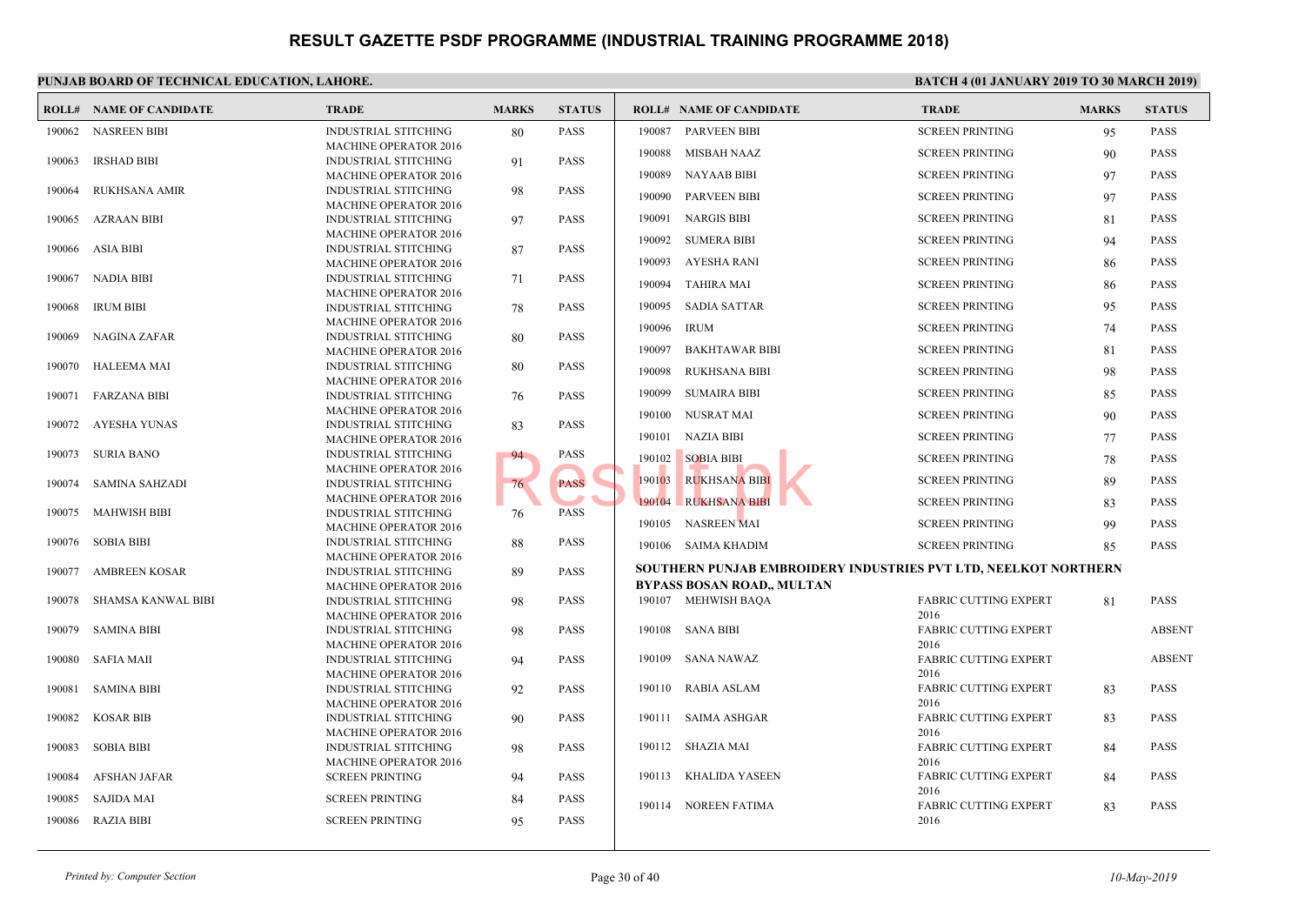# RESULT GAZETTE PSDF PROGRAMME (INDUSTRIAL TRAINING PROGRAMME 2018)

**PUNJAB BOARD OF TECHNICAL EDUCATION, LAHORE.**

**BATCH 4 (01 JANUARY 2019 TO 30 MARCH 2019)**

| ROLL# | NAME OF CANDIDATE | TRADE | MARKS | STATUS |
|---|---|---|---|---|
| 190062 | NASREEN BIBI | INDUSTRIAL STITCHING MACHINE OPERATOR 2016 | 80 | PASS |
| 190063 | IRSHAD BIBI | INDUSTRIAL STITCHING MACHINE OPERATOR 2016 | 91 | PASS |
| 190064 | RUKHSANA AMIR | INDUSTRIAL STITCHING MACHINE OPERATOR 2016 | 98 | PASS |
| 190065 | AZRAAN BIBI | INDUSTRIAL STITCHING MACHINE OPERATOR 2016 | 97 | PASS |
| 190066 | ASIA BIBI | INDUSTRIAL STITCHING MACHINE OPERATOR 2016 | 87 | PASS |
| 190067 | NADIA BIBI | INDUSTRIAL STITCHING MACHINE OPERATOR 2016 | 71 | PASS |
| 190068 | IRUM BIBI | INDUSTRIAL STITCHING MACHINE OPERATOR 2016 | 78 | PASS |
| 190069 | NAGINA ZAFAR | INDUSTRIAL STITCHING MACHINE OPERATOR 2016 | 80 | PASS |
| 190070 | HALEEMA MAI | INDUSTRIAL STITCHING MACHINE OPERATOR 2016 | 80 | PASS |
| 190071 | FARZANA BIBI | INDUSTRIAL STITCHING MACHINE OPERATOR 2016 | 76 | PASS |
| 190072 | AYESHA YUNAS | INDUSTRIAL STITCHING MACHINE OPERATOR 2016 | 83 | PASS |
| 190073 | SURIA BANO | INDUSTRIAL STITCHING MACHINE OPERATOR 2016 | 94 | PASS |
| 190074 | SAMINA SAHZADI | INDUSTRIAL STITCHING MACHINE OPERATOR 2016 | 76 | PASS |
| 190075 | MAHWISH BIBI | INDUSTRIAL STITCHING MACHINE OPERATOR 2016 | 76 | PASS |
| 190076 | SOBIA BIBI | INDUSTRIAL STITCHING MACHINE OPERATOR 2016 | 88 | PASS |
| 190077 | AMBREEN KOSAR | INDUSTRIAL STITCHING MACHINE OPERATOR 2016 | 89 | PASS |
| 190078 | SHAMSA KANWAL BIBI | INDUSTRIAL STITCHING MACHINE OPERATOR 2016 | 98 | PASS |
| 190079 | SAMINA BIBI | INDUSTRIAL STITCHING MACHINE OPERATOR 2016 | 98 | PASS |
| 190080 | SAFIA MAII | INDUSTRIAL STITCHING MACHINE OPERATOR 2016 | 94 | PASS |
| 190081 | SAMINA BIBI | INDUSTRIAL STITCHING MACHINE OPERATOR 2016 | 92 | PASS |
| 190082 | KOSAR BIB | INDUSTRIAL STITCHING MACHINE OPERATOR 2016 | 90 | PASS |
| 190083 | SOBIA BIBI | INDUSTRIAL STITCHING MACHINE OPERATOR 2016 | 98 | PASS |
| 190084 | AFSHAN JAFAR | SCREEN PRINTING | 94 | PASS |
| 190085 | SAJIDA MAI | SCREEN PRINTING | 84 | PASS |
| 190086 | RAZIA BIBI | SCREEN PRINTING | 95 | PASS |
| 190087 | PARVEEN BIBI | SCREEN PRINTING | 95 | PASS |
| 190088 | MISBAH NAAZ | SCREEN PRINTING | 90 | PASS |
| 190089 | NAYAAB BIBI | SCREEN PRINTING | 97 | PASS |
| 190090 | PARVEEN BIBI | SCREEN PRINTING | 97 | PASS |
| 190091 | NARGIS BIBI | SCREEN PRINTING | 81 | PASS |
| 190092 | SUMERA BIBI | SCREEN PRINTING | 94 | PASS |
| 190093 | AYESHA RANI | SCREEN PRINTING | 86 | PASS |
| 190094 | TAHIRA MAI | SCREEN PRINTING | 86 | PASS |
| 190095 | SADIA SATTAR | SCREEN PRINTING | 95 | PASS |
| 190096 | IRUM | SCREEN PRINTING | 74 | PASS |
| 190097 | BAKHTAWAR BIBI | SCREEN PRINTING | 81 | PASS |
| 190098 | RUKHSANA BIBI | SCREEN PRINTING | 98 | PASS |
| 190099 | SUMAIRA BIBI | SCREEN PRINTING | 85 | PASS |
| 190100 | NUSRAT MAI | SCREEN PRINTING | 90 | PASS |
| 190101 | NAZIA BIBI | SCREEN PRINTING | 77 | PASS |
| 190102 | SOBIA BIBI | SCREEN PRINTING | 78 | PASS |
| 190103 | RUKHSANA BIBI | SCREEN PRINTING | 89 | PASS |
| 190104 | RUKHSANA BIBI | SCREEN PRINTING | 83 | PASS |
| 190105 | NASREEN MAI | SCREEN PRINTING | 99 | PASS |
| 190106 | SAIMA KHADIM | SCREEN PRINTING | 85 | PASS |

**SOUTHERN PUNJAB EMBROIDERY INDUSTRIES PVT LTD, NEELKOT NORTHERN BYPASS BOSAN ROAD,, MULTAN**

| ROLL# | NAME OF CANDIDATE | TRADE | MARKS | STATUS |
|---|---|---|---|---|
| 190107 | MEHWISH BAQA | FABRIC CUTTING EXPERT 2016 | 81 | PASS |
| 190108 | SANA BIBI | FABRIC CUTTING EXPERT 2016 | | ABSENT |
| 190109 | SANA NAWAZ | FABRIC CUTTING EXPERT 2016 | | ABSENT |
| 190110 | RABIA ASLAM | FABRIC CUTTING EXPERT 2016 | 83 | PASS |
| 190111 | SAIMA ASHGAR | FABRIC CUTTING EXPERT 2016 | 83 | PASS |
| 190112 | SHAZIA MAI | FABRIC CUTTING EXPERT 2016 | 84 | PASS |
| 190113 | KHALIDA YASEEN | FABRIC CUTTING EXPERT 2016 | 84 | PASS |
| 190114 | NOREEN FATIMA | FABRIC CUTTING EXPERT 2016 | 83 | PASS |

*Printed by: Computer Section* 10-May-2019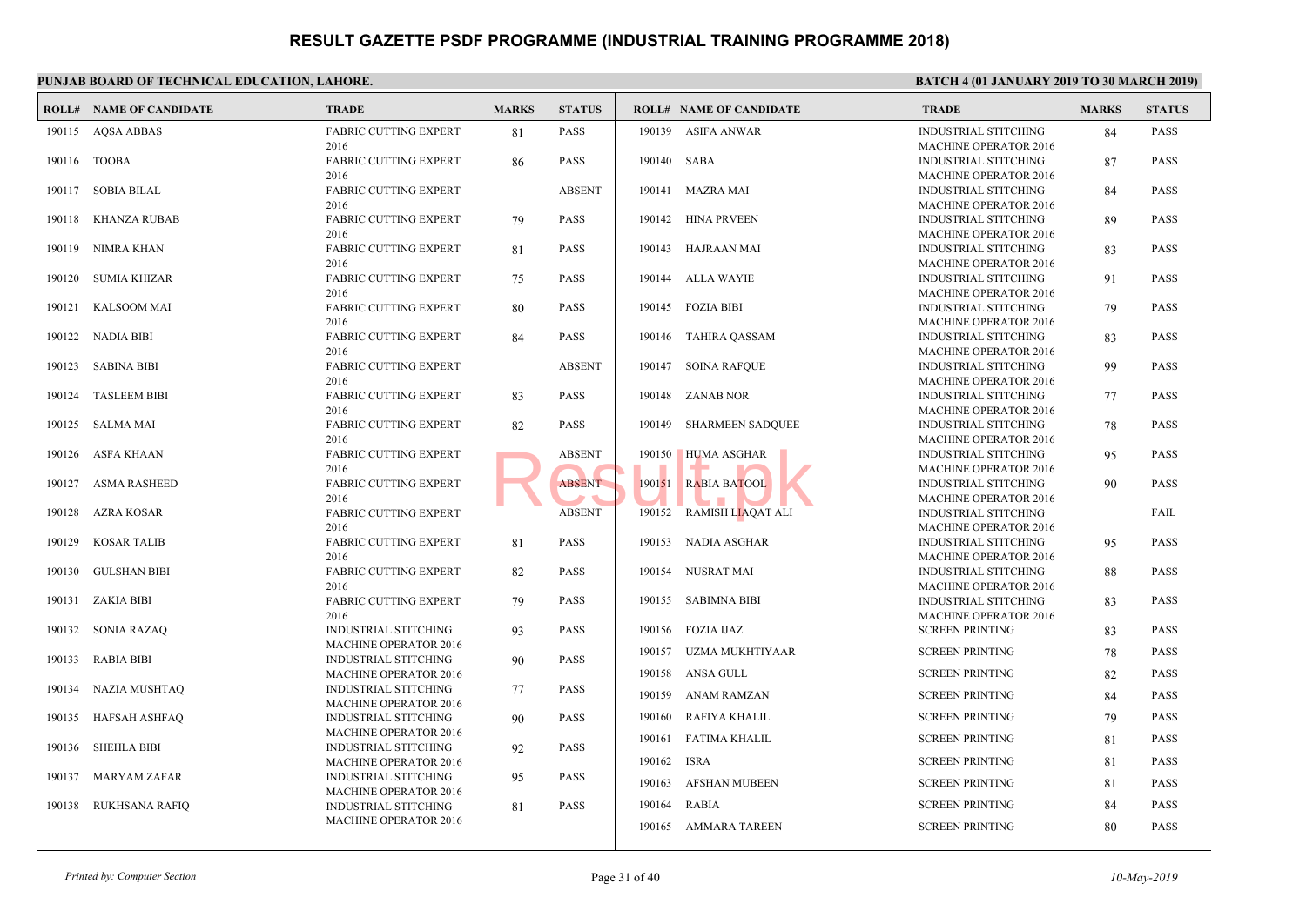# RESULT GAZETTE PSDF PROGRAMME (INDUSTRIAL TRAINING PROGRAMME 2018)

**PUNJAB BOARD OF TECHNICAL EDUCATION, LAHORE.**

**BATCH 4 (01 JANUARY 2019 TO 30 MARCH 2019)**

| ROLL# | NAME OF CANDIDATE | TRADE | MARKS | STATUS |
|---|---|---|---|---|
| 190115 | AQSA ABBAS | FABRIC CUTTING EXPERT 2016 | 81 | PASS |
| 190116 | TOOBA | FABRIC CUTTING EXPERT 2016 | 86 | PASS |
| 190117 | SOBIA BILAL | FABRIC CUTTING EXPERT 2016 | | ABSENT |
| 190118 | KHANZA RUBAB | FABRIC CUTTING EXPERT 2016 | 79 | PASS |
| 190119 | NIMRA KHAN | FABRIC CUTTING EXPERT 2016 | 81 | PASS |
| 190120 | SUMIA KHIZAR | FABRIC CUTTING EXPERT 2016 | 75 | PASS |
| 190121 | KALSOOM MAI | FABRIC CUTTING EXPERT 2016 | 80 | PASS |
| 190122 | NADIA BIBI | FABRIC CUTTING EXPERT 2016 | 84 | PASS |
| 190123 | SABINA BIBI | FABRIC CUTTING EXPERT 2016 | | ABSENT |
| 190124 | TASLEEM BIBI | FABRIC CUTTING EXPERT 2016 | 83 | PASS |
| 190125 | SALMA MAI | FABRIC CUTTING EXPERT 2016 | 82 | PASS |
| 190126 | ASFA KHAAN | FABRIC CUTTING EXPERT 2016 | | ABSENT |
| 190127 | ASMA RASHEED | FABRIC CUTTING EXPERT 2016 | | ABSENT |
| 190128 | AZRA KOSAR | FABRIC CUTTING EXPERT 2016 | | ABSENT |
| 190129 | KOSAR TALIB | FABRIC CUTTING EXPERT 2016 | 81 | PASS |
| 190130 | GULSHAN BIBI | FABRIC CUTTING EXPERT 2016 | 82 | PASS |
| 190131 | ZAKIA BIBI | FABRIC CUTTING EXPERT 2016 | 79 | PASS |
| 190132 | SONIA RAZAQ | INDUSTRIAL STITCHING MACHINE OPERATOR 2016 | 93 | PASS |
| 190133 | RABIA BIBI | INDUSTRIAL STITCHING MACHINE OPERATOR 2016 | 90 | PASS |
| 190134 | NAZIA MUSHTAQ | INDUSTRIAL STITCHING MACHINE OPERATOR 2016 | 77 | PASS |
| 190135 | HAFSAH ASHFAQ | INDUSTRIAL STITCHING MACHINE OPERATOR 2016 | 90 | PASS |
| 190136 | SHEHLA BIBI | INDUSTRIAL STITCHING MACHINE OPERATOR 2016 | 92 | PASS |
| 190137 | MARYAM ZAFAR | INDUSTRIAL STITCHING MACHINE OPERATOR 2016 | 95 | PASS |
| 190138 | RUKHSANA RAFIQ | INDUSTRIAL STITCHING MACHINE OPERATOR 2016 | 81 | PASS |
| 190139 | ASIFA ANWAR | INDUSTRIAL STITCHING MACHINE OPERATOR 2016 | 84 | PASS |
| 190140 | SABA | INDUSTRIAL STITCHING MACHINE OPERATOR 2016 | 87 | PASS |
| 190141 | MAZRA MAI | INDUSTRIAL STITCHING MACHINE OPERATOR 2016 | 84 | PASS |
| 190142 | HINA PRVEEN | INDUSTRIAL STITCHING MACHINE OPERATOR 2016 | 89 | PASS |
| 190143 | HAJRAAN MAI | INDUSTRIAL STITCHING MACHINE OPERATOR 2016 | 83 | PASS |
| 190144 | ALLA WAYIE | INDUSTRIAL STITCHING MACHINE OPERATOR 2016 | 91 | PASS |
| 190145 | FOZIA BIBI | INDUSTRIAL STITCHING MACHINE OPERATOR 2016 | 79 | PASS |
| 190146 | TAHIRA QASSAM | INDUSTRIAL STITCHING MACHINE OPERATOR 2016 | 83 | PASS |
| 190147 | SOINA RAFQUE | INDUSTRIAL STITCHING MACHINE OPERATOR 2016 | 99 | PASS |
| 190148 | ZANAB NOR | INDUSTRIAL STITCHING MACHINE OPERATOR 2016 | 77 | PASS |
| 190149 | SHARMEEN SADQUEE | INDUSTRIAL STITCHING MACHINE OPERATOR 2016 | 78 | PASS |
| 190150 | HUMA ASGHAR | INDUSTRIAL STITCHING MACHINE OPERATOR 2016 | 95 | PASS |
| 190151 | RABIA BATOOL | INDUSTRIAL STITCHING MACHINE OPERATOR 2016 | 90 | PASS |
| 190152 | RAMISH LIAQAT ALI | INDUSTRIAL STITCHING MACHINE OPERATOR 2016 | | FAIL |
| 190153 | NADIA ASGHAR | INDUSTRIAL STITCHING MACHINE OPERATOR 2016 | 95 | PASS |
| 190154 | NUSRAT MAI | INDUSTRIAL STITCHING MACHINE OPERATOR 2016 | 88 | PASS |
| 190155 | SABIMNA BIBI | INDUSTRIAL STITCHING MACHINE OPERATOR 2016 | 83 | PASS |
| 190156 | FOZIA IJAZ | SCREEN PRINTING | 83 | PASS |
| 190157 | UZMA MUKHTIYAAR | SCREEN PRINTING | 78 | PASS |
| 190158 | ANSA GULL | SCREEN PRINTING | 82 | PASS |
| 190159 | ANAM RAMZAN | SCREEN PRINTING | 84 | PASS |
| 190160 | RAFIYA KHALIL | SCREEN PRINTING | 79 | PASS |
| 190161 | FATIMA KHALIL | SCREEN PRINTING | 81 | PASS |
| 190162 | ISRA | SCREEN PRINTING | 81 | PASS |
| 190163 | AFSHAN MUBEEN | SCREEN PRINTING | 81 | PASS |
| 190164 | RABIA | SCREEN PRINTING | 84 | PASS |
| 190165 | AMMARA TAREEN | SCREEN PRINTING | 80 | PASS |

*Printed by: Computer Section* | *10-May-2019*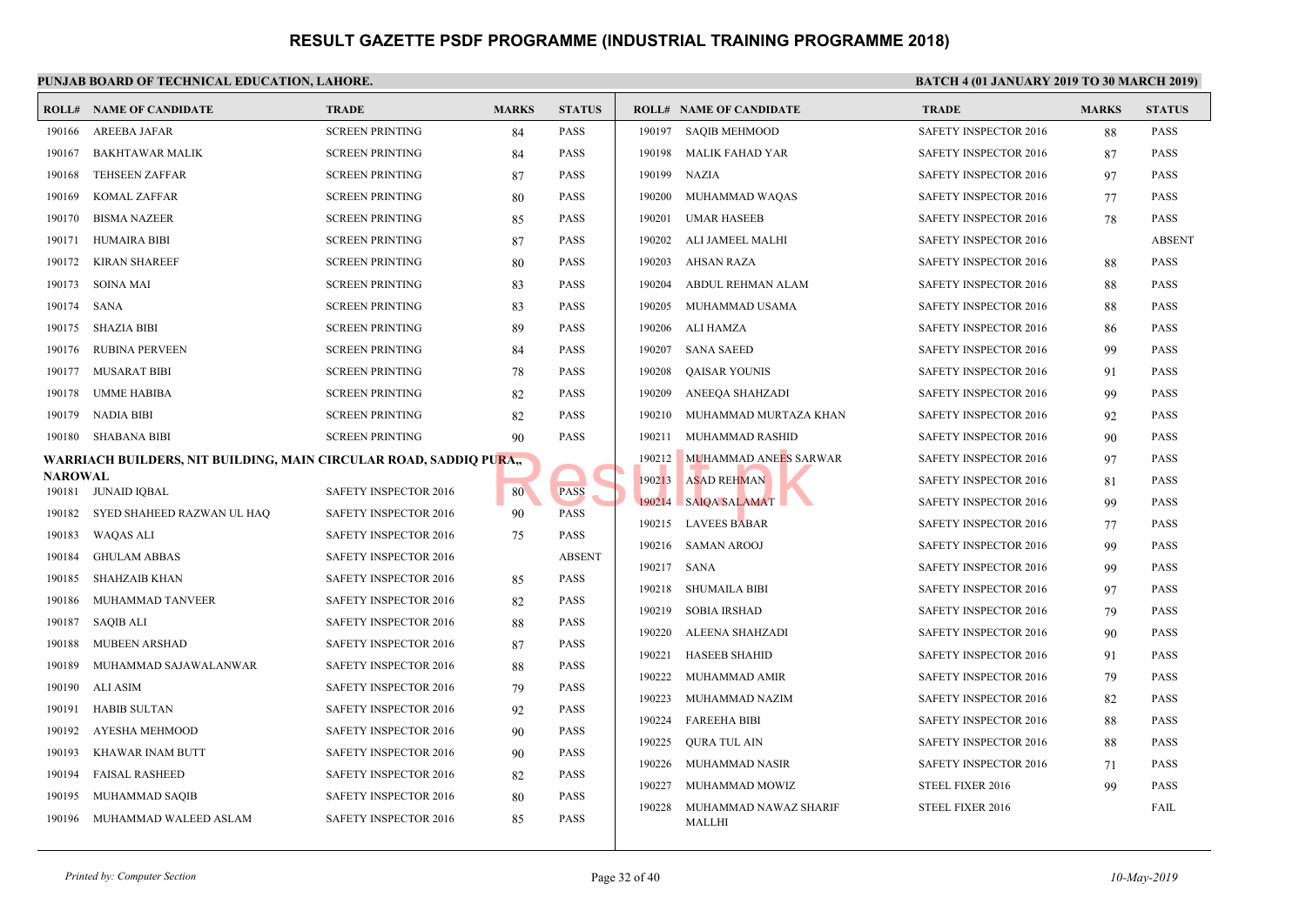# RESULT GAZETTE PSDF PROGRAMME (INDUSTRIAL TRAINING PROGRAMME 2018)

**PUNJAB BOARD OF TECHNICAL EDUCATION, LAHORE.**

**BATCH 4 (01 JANUARY 2019 TO 30 MARCH 2019)**

| ROLL# | NAME OF CANDIDATE | TRADE | MARKS | STATUS |
|---|---|---|---|---|
| 190166 | AREEBA JAFAR | SCREEN PRINTING | 84 | PASS |
| 190167 | BAKHTAWAR MALIK | SCREEN PRINTING | 84 | PASS |
| 190168 | TEHSEEN ZAFFAR | SCREEN PRINTING | 87 | PASS |
| 190169 | KOMAL ZAFFAR | SCREEN PRINTING | 80 | PASS |
| 190170 | BISMA NAZEER | SCREEN PRINTING | 85 | PASS |
| 190171 | HUMAIRA BIBI | SCREEN PRINTING | 87 | PASS |
| 190172 | KIRAN SHAREEF | SCREEN PRINTING | 80 | PASS |
| 190173 | SOINA MAI | SCREEN PRINTING | 83 | PASS |
| 190174 | SANA | SCREEN PRINTING | 83 | PASS |
| 190175 | SHAZIA BIBI | SCREEN PRINTING | 89 | PASS |
| 190176 | RUBINA PERVEEN | SCREEN PRINTING | 84 | PASS |
| 190177 | MUSARAT BIBI | SCREEN PRINTING | 78 | PASS |
| 190178 | UMME HABIBA | SCREEN PRINTING | 82 | PASS |
| 190179 | NADIA BIBI | SCREEN PRINTING | 82 | PASS |
| 190180 | SHABANA BIBI | SCREEN PRINTING | 90 | PASS |

**WARRIACH BUILDERS, NIT BUILDING, MAIN CIRCULAR ROAD, SADDIQ PURA,, NAROWAL**

| ROLL# | NAME OF CANDIDATE | TRADE | MARKS | STATUS |
|---|---|---|---|---|
| 190181 | JUNAID IQBAL | SAFETY INSPECTOR 2016 | 80 | PASS |
| 190182 | SYED SHAHEED RAZWAN UL HAQ | SAFETY INSPECTOR 2016 | 90 | PASS |
| 190183 | WAQAS ALI | SAFETY INSPECTOR 2016 | 75 | PASS |
| 190184 | GHULAM ABBAS | SAFETY INSPECTOR 2016 | | ABSENT |
| 190185 | SHAHZAIB KHAN | SAFETY INSPECTOR 2016 | 85 | PASS |
| 190186 | MUHAMMAD TANVEER | SAFETY INSPECTOR 2016 | 82 | PASS |
| 190187 | SAQIB ALI | SAFETY INSPECTOR 2016 | 88 | PASS |
| 190188 | MUBEEN ARSHAD | SAFETY INSPECTOR 2016 | 87 | PASS |
| 190189 | MUHAMMAD SAJAWALANWAR | SAFETY INSPECTOR 2016 | 88 | PASS |
| 190190 | ALI ASIM | SAFETY INSPECTOR 2016 | 79 | PASS |
| 190191 | HABIB SULTAN | SAFETY INSPECTOR 2016 | 92 | PASS |
| 190192 | AYESHA MEHMOOD | SAFETY INSPECTOR 2016 | 90 | PASS |
| 190193 | KHAWAR INAM BUTT | SAFETY INSPECTOR 2016 | 90 | PASS |
| 190194 | FAISAL RASHEED | SAFETY INSPECTOR 2016 | 82 | PASS |
| 190195 | MUHAMMAD SAQIB | SAFETY INSPECTOR 2016 | 80 | PASS |
| 190196 | MUHAMMAD WALEED ASLAM | SAFETY INSPECTOR 2016 | 85 | PASS |
| 190197 | SAQIB MEHMOOD | SAFETY INSPECTOR 2016 | 88 | PASS |
| 190198 | MALIK FAHAD YAR | SAFETY INSPECTOR 2016 | 87 | PASS |
| 190199 | NAZIA | SAFETY INSPECTOR 2016 | 97 | PASS |
| 190200 | MUHAMMAD WAQAS | SAFETY INSPECTOR 2016 | 77 | PASS |
| 190201 | UMAR HASEEB | SAFETY INSPECTOR 2016 | 78 | PASS |
| 190202 | ALI JAMEEL MALHI | SAFETY INSPECTOR 2016 | | ABSENT |
| 190203 | AHSAN RAZA | SAFETY INSPECTOR 2016 | 88 | PASS |
| 190204 | ABDUL REHMAN ALAM | SAFETY INSPECTOR 2016 | 88 | PASS |
| 190205 | MUHAMMAD USAMA | SAFETY INSPECTOR 2016 | 88 | PASS |
| 190206 | ALI HAMZA | SAFETY INSPECTOR 2016 | 86 | PASS |
| 190207 | SANA SAEED | SAFETY INSPECTOR 2016 | 99 | PASS |
| 190208 | QAISAR YOUNIS | SAFETY INSPECTOR 2016 | 91 | PASS |
| 190209 | ANEEQA SHAHZADI | SAFETY INSPECTOR 2016 | 99 | PASS |
| 190210 | MUHAMMAD MURTAZA KHAN | SAFETY INSPECTOR 2016 | 92 | PASS |
| 190211 | MUHAMMAD RASHID | SAFETY INSPECTOR 2016 | 90 | PASS |
| 190212 | MUHAMMAD ANEES SARWAR | SAFETY INSPECTOR 2016 | 97 | PASS |
| 190213 | ASAD REHMAN | SAFETY INSPECTOR 2016 | 81 | PASS |
| 190214 | SAIQA SALAMAT | SAFETY INSPECTOR 2016 | 99 | PASS |
| 190215 | LAVEES BABAR | SAFETY INSPECTOR 2016 | 77 | PASS |
| 190216 | SAMAN AROOJ | SAFETY INSPECTOR 2016 | 99 | PASS |
| 190217 | SANA | SAFETY INSPECTOR 2016 | 99 | PASS |
| 190218 | SHUMAILA BIBI | SAFETY INSPECTOR 2016 | 97 | PASS |
| 190219 | SOBIA IRSHAD | SAFETY INSPECTOR 2016 | 79 | PASS |
| 190220 | ALEENA SHAHZADI | SAFETY INSPECTOR 2016 | 90 | PASS |
| 190221 | HASEEB SHAHID | SAFETY INSPECTOR 2016 | 91 | PASS |
| 190222 | MUHAMMAD AMIR | SAFETY INSPECTOR 2016 | 79 | PASS |
| 190223 | MUHAMMAD NAZIM | SAFETY INSPECTOR 2016 | 82 | PASS |
| 190224 | FAREEHA BIBI | SAFETY INSPECTOR 2016 | 88 | PASS |
| 190225 | QURA TUL AIN | SAFETY INSPECTOR 2016 | 88 | PASS |
| 190226 | MUHAMMAD NASIR | SAFETY INSPECTOR 2016 | 71 | PASS |
| 190227 | MUHAMMAD MOWIZ | STEEL FIXER 2016 | 99 | PASS |
| 190228 | MUHAMMAD NAWAZ SHARIF MALLHI | STEEL FIXER 2016 | | FAIL |

*Printed by: Computer Section*

*10-May-2019*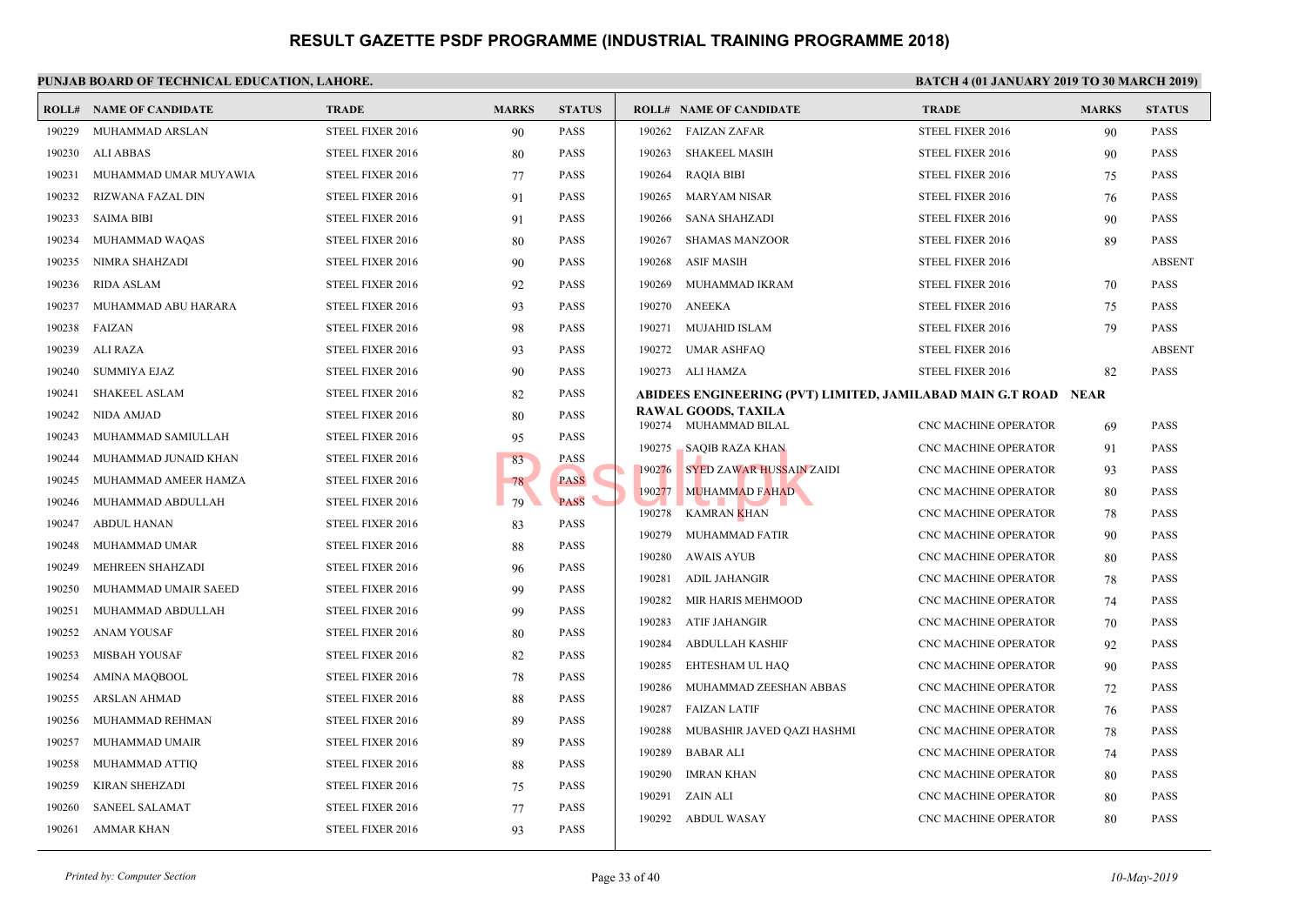# RESULT GAZETTE PSDF PROGRAMME (INDUSTRIAL TRAINING PROGRAMME 2018)

**PUNJAB BOARD OF TECHNICAL EDUCATION, LAHORE.**

**BATCH 4 (01 JANUARY 2019 TO 30 MARCH 2019)**

| ROLL# | NAME OF CANDIDATE | TRADE | MARKS | STATUS |
|---|---|---|---|---|
| 190229 | MUHAMMAD ARSLAN | STEEL FIXER 2016 | 90 | PASS |
| 190230 | ALI ABBAS | STEEL FIXER 2016 | 80 | PASS |
| 190231 | MUHAMMAD UMAR MUYAWIA | STEEL FIXER 2016 | 77 | PASS |
| 190232 | RIZWANA FAZAL DIN | STEEL FIXER 2016 | 91 | PASS |
| 190233 | SAIMA BIBI | STEEL FIXER 2016 | 91 | PASS |
| 190234 | MUHAMMAD WAQAS | STEEL FIXER 2016 | 80 | PASS |
| 190235 | NIMRA SHAHZADI | STEEL FIXER 2016 | 90 | PASS |
| 190236 | RIDA ASLAM | STEEL FIXER 2016 | 92 | PASS |
| 190237 | MUHAMMAD ABU HARARA | STEEL FIXER 2016 | 93 | PASS |
| 190238 | FAIZAN | STEEL FIXER 2016 | 98 | PASS |
| 190239 | ALI RAZA | STEEL FIXER 2016 | 93 | PASS |
| 190240 | SUMMIYA EJAZ | STEEL FIXER 2016 | 90 | PASS |
| 190241 | SHAKEEL ASLAM | STEEL FIXER 2016 | 82 | PASS |
| 190242 | NIDA AMJAD | STEEL FIXER 2016 | 80 | PASS |
| 190243 | MUHAMMAD SAMIULLAH | STEEL FIXER 2016 | 95 | PASS |
| 190244 | MUHAMMAD JUNAID KHAN | STEEL FIXER 2016 | 83 | PASS |
| 190245 | MUHAMMAD AMEER HAMZA | STEEL FIXER 2016 | 78 | PASS |
| 190246 | MUHAMMAD ABDULLAH | STEEL FIXER 2016 | 79 | PASS |
| 190247 | ABDUL HANAN | STEEL FIXER 2016 | 83 | PASS |
| 190248 | MUHAMMAD UMAR | STEEL FIXER 2016 | 88 | PASS |
| 190249 | MEHREEN SHAHZADI | STEEL FIXER 2016 | 96 | PASS |
| 190250 | MUHAMMAD UMAIR SAEED | STEEL FIXER 2016 | 99 | PASS |
| 190251 | MUHAMMAD ABDULLAH | STEEL FIXER 2016 | 99 | PASS |
| 190252 | ANAM YOUSAF | STEEL FIXER 2016 | 80 | PASS |
| 190253 | MISBAH YOUSAF | STEEL FIXER 2016 | 82 | PASS |
| 190254 | AMINA MAQBOOL | STEEL FIXER 2016 | 78 | PASS |
| 190255 | ARSLAN AHMAD | STEEL FIXER 2016 | 88 | PASS |
| 190256 | MUHAMMAD REHMAN | STEEL FIXER 2016 | 89 | PASS |
| 190257 | MUHAMMAD UMAIR | STEEL FIXER 2016 | 89 | PASS |
| 190258 | MUHAMMAD ATTIQ | STEEL FIXER 2016 | 88 | PASS |
| 190259 | KIRAN SHEHZADI | STEEL FIXER 2016 | 75 | PASS |
| 190260 | SANEEL SALAMAT | STEEL FIXER 2016 | 77 | PASS |
| 190261 | AMMAR KHAN | STEEL FIXER 2016 | 93 | PASS |
| 190262 | FAIZAN ZAFAR | STEEL FIXER 2016 | 90 | PASS |
| 190263 | SHAKEEL MASIH | STEEL FIXER 2016 | 90 | PASS |
| 190264 | RAQIA BIBI | STEEL FIXER 2016 | 75 | PASS |
| 190265 | MARYAM NISAR | STEEL FIXER 2016 | 76 | PASS |
| 190266 | SANA SHAHZADI | STEEL FIXER 2016 | 90 | PASS |
| 190267 | SHAMAS MANZOOR | STEEL FIXER 2016 | 89 | PASS |
| 190268 | ASIF MASIH | STEEL FIXER 2016 | | ABSENT |
| 190269 | MUHAMMAD IKRAM | STEEL FIXER 2016 | 70 | PASS |
| 190270 | ANEEKA | STEEL FIXER 2016 | 75 | PASS |
| 190271 | MUJAHID ISLAM | STEEL FIXER 2016 | 79 | PASS |
| 190272 | UMAR ASHFAQ | STEEL FIXER 2016 | | ABSENT |
| 190273 | ALI HAMZA | STEEL FIXER 2016 | 82 | PASS |

**ABIDEES ENGINEERING (PVT) LIMITED, JAMILABAD MAIN G.T ROAD NEAR RAWAL GOODS, TAXILA**

| ROLL# | NAME OF CANDIDATE | TRADE | MARKS | STATUS |
|---|---|---|---|---|
| 190274 | MUHAMMAD BILAL | CNC MACHINE OPERATOR | 69 | PASS |
| 190275 | SAQIB RAZA KHAN | CNC MACHINE OPERATOR | 91 | PASS |
| 190276 | SYED ZAWAR HUSSAIN ZAIDI | CNC MACHINE OPERATOR | 93 | PASS |
| 190277 | MUHAMMAD FAHAD | CNC MACHINE OPERATOR | 80 | PASS |
| 190278 | KAMRAN KHAN | CNC MACHINE OPERATOR | 78 | PASS |
| 190279 | MUHAMMAD FATIR | CNC MACHINE OPERATOR | 90 | PASS |
| 190280 | AWAIS AYUB | CNC MACHINE OPERATOR | 80 | PASS |
| 190281 | ADIL JAHANGIR | CNC MACHINE OPERATOR | 78 | PASS |
| 190282 | MIR HARIS MEHMOOD | CNC MACHINE OPERATOR | 74 | PASS |
| 190283 | ATIF JAHANGIR | CNC MACHINE OPERATOR | 70 | PASS |
| 190284 | ABDULLAH KASHIF | CNC MACHINE OPERATOR | 92 | PASS |
| 190285 | EHTESHAM UL HAQ | CNC MACHINE OPERATOR | 90 | PASS |
| 190286 | MUHAMMAD ZEESHAN ABBAS | CNC MACHINE OPERATOR | 72 | PASS |
| 190287 | FAIZAN LATIF | CNC MACHINE OPERATOR | 76 | PASS |
| 190288 | MUBASHIR JAVED QAZI HASHMI | CNC MACHINE OPERATOR | 78 | PASS |
| 190289 | BABAR ALI | CNC MACHINE OPERATOR | 74 | PASS |
| 190290 | IMRAN KHAN | CNC MACHINE OPERATOR | 80 | PASS |
| 190291 | ZAIN ALI | CNC MACHINE OPERATOR | 80 | PASS |
| 190292 | ABDUL WASAY | CNC MACHINE OPERATOR | 80 | PASS |

*Printed by: Computer Section* — *10-May-2019*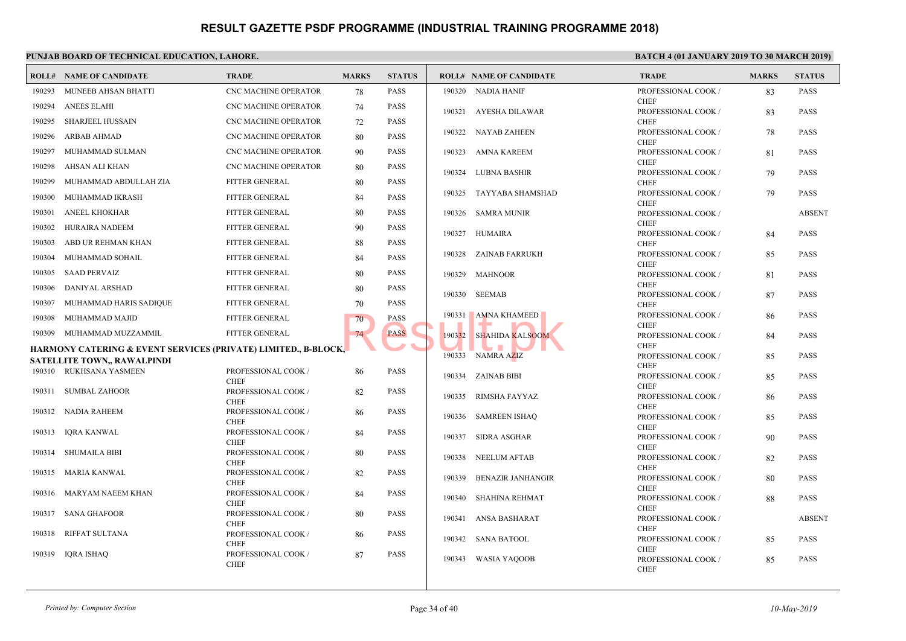# RESULT GAZETTE PSDF PROGRAMME (INDUSTRIAL TRAINING PROGRAMME 2018)

**PUNJAB BOARD OF TECHNICAL EDUCATION, LAHORE.**

**BATCH 4 (01 JANUARY 2019 TO 30 MARCH 2019)**

| ROLL# | NAME OF CANDIDATE | TRADE | MARKS | STATUS |
|---|---|---|---|---|
| 190293 | MUNEEB AHSAN BHATTI | CNC MACHINE OPERATOR | 78 | PASS |
| 190294 | ANEES ELAHI | CNC MACHINE OPERATOR | 74 | PASS |
| 190295 | SHARJEEL HUSSAIN | CNC MACHINE OPERATOR | 72 | PASS |
| 190296 | ARBAB AHMAD | CNC MACHINE OPERATOR | 80 | PASS |
| 190297 | MUHAMMAD SULMAN | CNC MACHINE OPERATOR | 90 | PASS |
| 190298 | AHSAN ALI KHAN | CNC MACHINE OPERATOR | 80 | PASS |
| 190299 | MUHAMMAD ABDULLAH ZIA | FITTER GENERAL | 80 | PASS |
| 190300 | MUHAMMAD IKRASH | FITTER GENERAL | 84 | PASS |
| 190301 | ANEEL KHOKHAR | FITTER GENERAL | 80 | PASS |
| 190302 | HURAIRA NADEEM | FITTER GENERAL | 90 | PASS |
| 190303 | ABD UR REHMAN KHAN | FITTER GENERAL | 88 | PASS |
| 190304 | MUHAMMAD SOHAIL | FITTER GENERAL | 84 | PASS |
| 190305 | SAAD PERVAIZ | FITTER GENERAL | 80 | PASS |
| 190306 | DANIYAL ARSHAD | FITTER GENERAL | 80 | PASS |
| 190307 | MUHAMMAD HARIS SADIQUE | FITTER GENERAL | 70 | PASS |
| 190308 | MUHAMMAD MAJID | FITTER GENERAL | 70 | PASS |
| 190309 | MUHAMMAD MUZZAMMIL | FITTER GENERAL | 74 | PASS |

**HARMONY CATERING & EVENT SERVICES (PRIVATE) LIMITED., B-BLOCK, SATELLITE TOWN,, RAWALPINDI**

| ROLL# | NAME OF CANDIDATE | TRADE | MARKS | STATUS |
|---|---|---|---|---|
| 190310 | RUKHSANA YASMEEN | PROFESSIONAL COOK / CHEF | 86 | PASS |
| 190311 | SUMBAL ZAHOOR | PROFESSIONAL COOK / CHEF | 82 | PASS |
| 190312 | NADIA RAHEEM | PROFESSIONAL COOK / CHEF | 86 | PASS |
| 190313 | IQRA KANWAL | PROFESSIONAL COOK / CHEF | 84 | PASS |
| 190314 | SHUMAILA BIBI | PROFESSIONAL COOK / CHEF | 80 | PASS |
| 190315 | MARIA KANWAL | PROFESSIONAL COOK / CHEF | 82 | PASS |
| 190316 | MARYAM NAEEM KHAN | PROFESSIONAL COOK / CHEF | 84 | PASS |
| 190317 | SANA GHAFOOR | PROFESSIONAL COOK / CHEF | 80 | PASS |
| 190318 | RIFFAT SULTANA | PROFESSIONAL COOK / CHEF | 86 | PASS |
| 190319 | IQRA ISHAQ | PROFESSIONAL COOK / CHEF | 87 | PASS |
| 190320 | NADIA HANIF | PROFESSIONAL COOK / CHEF | 83 | PASS |
| 190321 | AYESHA DILAWAR | PROFESSIONAL COOK / CHEF | 83 | PASS |
| 190322 | NAYAB ZAHEEN | PROFESSIONAL COOK / CHEF | 78 | PASS |
| 190323 | AMNA KAREEM | PROFESSIONAL COOK / CHEF | 81 | PASS |
| 190324 | LUBNA BASHIR | PROFESSIONAL COOK / CHEF | 79 | PASS |
| 190325 | TAYYABA SHAMSHAD | PROFESSIONAL COOK / CHEF | 79 | PASS |
| 190326 | SAMRA MUNIR | PROFESSIONAL COOK / CHEF | | ABSENT |
| 190327 | HUMAIRA | PROFESSIONAL COOK / CHEF | 84 | PASS |
| 190328 | ZAINAB FARRUKH | PROFESSIONAL COOK / CHEF | 85 | PASS |
| 190329 | MAHNOOR | PROFESSIONAL COOK / CHEF | 81 | PASS |
| 190330 | SEEMAB | PROFESSIONAL COOK / CHEF | 87 | PASS |
| 190331 | AMNA KHAMEED | PROFESSIONAL COOK / CHEF | 86 | PASS |
| 190332 | SHAHIDA KALSOOM | PROFESSIONAL COOK / CHEF | 84 | PASS |
| 190333 | NAMRA AZIZ | PROFESSIONAL COOK / CHEF | 85 | PASS |
| 190334 | ZAINAB BIBI | PROFESSIONAL COOK / CHEF | 85 | PASS |
| 190335 | RIMSHA FAYYAZ | PROFESSIONAL COOK / CHEF | 86 | PASS |
| 190336 | SAMREEN ISHAQ | PROFESSIONAL COOK / CHEF | 85 | PASS |
| 190337 | SIDRA ASGHAR | PROFESSIONAL COOK / CHEF | 90 | PASS |
| 190338 | NEELUM AFTAB | PROFESSIONAL COOK / CHEF | 82 | PASS |
| 190339 | BENAZIR JANHANGIR | PROFESSIONAL COOK / CHEF | 80 | PASS |
| 190340 | SHAHINA REHMAT | PROFESSIONAL COOK / CHEF | 88 | PASS |
| 190341 | ANSA BASHARAT | PROFESSIONAL COOK / CHEF | | ABSENT |
| 190342 | SANA BATOOL | PROFESSIONAL COOK / CHEF | 85 | PASS |
| 190343 | WASIA YAQOOB | PROFESSIONAL COOK / CHEF | 85 | PASS |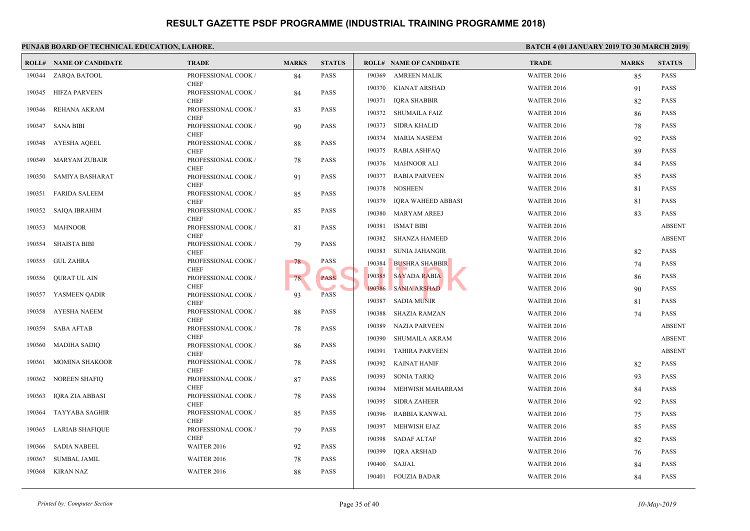# RESULT GAZETTE PSDF PROGRAMME (INDUSTRIAL TRAINING PROGRAMME 2018)

**PUNJAB BOARD OF TECHNICAL EDUCATION, LAHORE.**

**BATCH 4 (01 JANUARY 2019 TO 30 MARCH 2019)**

| ROLL# | NAME OF CANDIDATE | TRADE | MARKS | STATUS |
|---|---|---|---|---|
| 190344 | ZARQA BATOOL | PROFESSIONAL COOK / CHEF | 84 | PASS |
| 190345 | HIFZA PARVEEN | PROFESSIONAL COOK / CHEF | 84 | PASS |
| 190346 | REHANA AKRAM | PROFESSIONAL COOK / CHEF | 83 | PASS |
| 190347 | SANA BIBI | PROFESSIONAL COOK / CHEF | 90 | PASS |
| 190348 | AYESHA AQEEL | PROFESSIONAL COOK / CHEF | 88 | PASS |
| 190349 | MARYAM ZUBAIR | PROFESSIONAL COOK / CHEF | 78 | PASS |
| 190350 | SAMIYA BASHARAT | PROFESSIONAL COOK / CHEF | 91 | PASS |
| 190351 | FARIDA SALEEM | PROFESSIONAL COOK / CHEF | 85 | PASS |
| 190352 | SAIQA IBRAHIM | PROFESSIONAL COOK / CHEF | 85 | PASS |
| 190353 | MAHNOOR | PROFESSIONAL COOK / CHEF | 81 | PASS |
| 190354 | SHAISTA BIBI | PROFESSIONAL COOK / CHEF | 79 | PASS |
| 190355 | GUL ZAHRA | PROFESSIONAL COOK / CHEF | 78 | PASS |
| 190356 | QURAT UL AIN | PROFESSIONAL COOK / CHEF | 78 | PASS |
| 190357 | YASMEEN QADIR | PROFESSIONAL COOK / CHEF | 93 | PASS |
| 190358 | AYESHA NAEEM | PROFESSIONAL COOK / CHEF | 88 | PASS |
| 190359 | SABA AFTAB | PROFESSIONAL COOK / CHEF | 78 | PASS |
| 190360 | MADIHA SADIQ | PROFESSIONAL COOK / CHEF | 86 | PASS |
| 190361 | MOMINA SHAKOOR | PROFESSIONAL COOK / CHEF | 78 | PASS |
| 190362 | NOREEN SHAFIQ | PROFESSIONAL COOK / CHEF | 87 | PASS |
| 190363 | IQRA ZIA ABBASI | PROFESSIONAL COOK / CHEF | 78 | PASS |
| 190364 | TAYYABA SAGHIR | PROFESSIONAL COOK / CHEF | 85 | PASS |
| 190365 | LARIAB SHAFIQUE | PROFESSIONAL COOK / CHEF | 79 | PASS |
| 190366 | SADIA NABEEL | WAITER 2016 | 92 | PASS |
| 190367 | SUMBAL JAMIL | WAITER 2016 | 78 | PASS |
| 190368 | KIRAN NAZ | WAITER 2016 | 88 | PASS |
| 190369 | AMREEN MALIK | WAITER 2016 | 85 | PASS |
| 190370 | KIANAT ARSHAD | WAITER 2016 | 91 | PASS |
| 190371 | IQRA SHABBIR | WAITER 2016 | 82 | PASS |
| 190372 | SHUMAILA FAIZ | WAITER 2016 | 86 | PASS |
| 190373 | SIDRA KHALID | WAITER 2016 | 78 | PASS |
| 190374 | MARIA NASEEM | WAITER 2016 | 92 | PASS |
| 190375 | RABIA ASHFAQ | WAITER 2016 | 89 | PASS |
| 190376 | MAHNOOR ALI | WAITER 2016 | 84 | PASS |
| 190377 | RABIA PARVEEN | WAITER 2016 | 85 | PASS |
| 190378 | NOSHEEN | WAITER 2016 | 81 | PASS |
| 190379 | IQRA WAHEED ABBASI | WAITER 2016 | 81 | PASS |
| 190380 | MARYAM AREEJ | WAITER 2016 | 83 | PASS |
| 190381 | ISMAT BIBI | WAITER 2016 | | ABSENT |
| 190382 | SHANZA HAMEED | WAITER 2016 | | ABSENT |
| 190383 | SUNIA JAHANGIR | WAITER 2016 | 82 | PASS |
| 190384 | BUSHRA SHABBIR | WAITER 2016 | 74 | PASS |
| 190385 | SAYADA RABIA | WAITER 2016 | 86 | PASS |
| 190386 | SANIA ARSHAD | WAITER 2016 | 90 | PASS |
| 190387 | SADIA MUNIR | WAITER 2016 | 81 | PASS |
| 190388 | SHAZIA RAMZAN | WAITER 2016 | 74 | PASS |
| 190389 | NAZIA PARVEEN | WAITER 2016 | | ABSENT |
| 190390 | SHUMAILA AKRAM | WAITER 2016 | | ABSENT |
| 190391 | TAHIRA PARVEEN | WAITER 2016 | | ABSENT |
| 190392 | KAINAT HANIF | WAITER 2016 | 82 | PASS |
| 190393 | SONIA TARIQ | WAITER 2016 | 93 | PASS |
| 190394 | MEHWISH MAHARRAM | WAITER 2016 | 84 | PASS |
| 190395 | SIDRA ZAHEER | WAITER 2016 | 92 | PASS |
| 190396 | RABBIA KANWAL | WAITER 2016 | 75 | PASS |
| 190397 | MEHWISH EJAZ | WAITER 2016 | 85 | PASS |
| 190398 | SADAF ALTAF | WAITER 2016 | 82 | PASS |
| 190399 | IQRA ARSHAD | WAITER 2016 | 76 | PASS |
| 190400 | SAJJAL | WAITER 2016 | 84 | PASS |
| 190401 | FOUZIA BADAR | WAITER 2016 | 84 | PASS |

*Printed by: Computer Section* — *10-May-2019*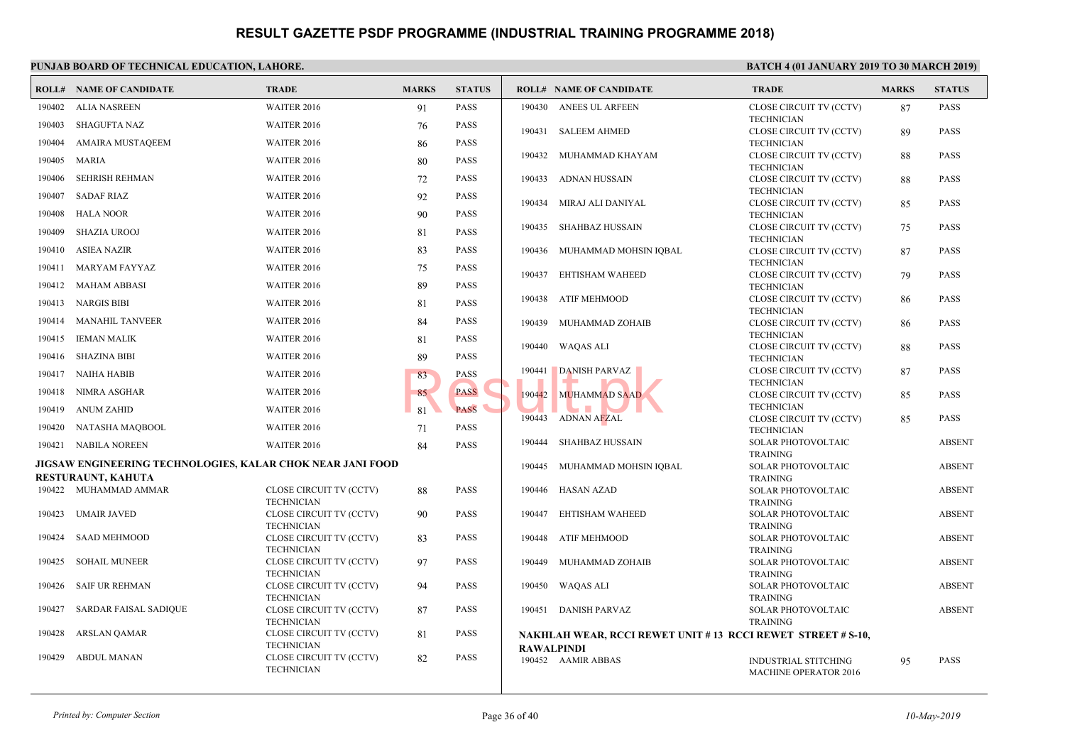# RESULT GAZETTE PSDF PROGRAMME (INDUSTRIAL TRAINING PROGRAMME 2018)

**PUNJAB BOARD OF TECHNICAL EDUCATION, LAHORE.**

**BATCH 4 (01 JANUARY 2019 TO 30 MARCH 2019)**

| ROLL# | NAME OF CANDIDATE | TRADE | MARKS | STATUS |
|---|---|---|---|---|
| 190402 | ALIA NASREEN | WAITER 2016 | 91 | PASS |
| 190403 | SHAGUFTA NAZ | WAITER 2016 | 76 | PASS |
| 190404 | AMAIRA MUSTAQEEM | WAITER 2016 | 86 | PASS |
| 190405 | MARIA | WAITER 2016 | 80 | PASS |
| 190406 | SEHRISH REHMAN | WAITER 2016 | 72 | PASS |
| 190407 | SADAF RIAZ | WAITER 2016 | 92 | PASS |
| 190408 | HALA NOOR | WAITER 2016 | 90 | PASS |
| 190409 | SHAZIA UROOJ | WAITER 2016 | 81 | PASS |
| 190410 | ASIEA NAZIR | WAITER 2016 | 83 | PASS |
| 190411 | MARYAM FAYYAZ | WAITER 2016 | 75 | PASS |
| 190412 | MAHAM ABBASI | WAITER 2016 | 89 | PASS |
| 190413 | NARGIS BIBI | WAITER 2016 | 81 | PASS |
| 190414 | MANAHIL TANVEER | WAITER 2016 | 84 | PASS |
| 190415 | IEMAN MALIK | WAITER 2016 | 81 | PASS |
| 190416 | SHAZINA BIBI | WAITER 2016 | 89 | PASS |
| 190417 | NAIHA HABIB | WAITER 2016 | 83 | PASS |
| 190418 | NIMRA ASGHAR | WAITER 2016 | 85 | PASS |
| 190419 | ANUM ZAHID | WAITER 2016 | 81 | PASS |
| 190420 | NATASHA MAQBOOL | WAITER 2016 | 71 | PASS |
| 190421 | NABILA NOREEN | WAITER 2016 | 84 | PASS |

**JIGSAW ENGINEERING TECHNOLOGIES, KALAR CHOK NEAR JANI FOOD RESTURAUNT, KAHUTA**

| ROLL# | NAME OF CANDIDATE | TRADE | MARKS | STATUS |
|---|---|---|---|---|
| 190422 | MUHAMMAD AMMAR | CLOSE CIRCUIT TV (CCTV) TECHNICIAN | 88 | PASS |
| 190423 | UMAIR JAVED | CLOSE CIRCUIT TV (CCTV) TECHNICIAN | 90 | PASS |
| 190424 | SAAD MEHMOOD | CLOSE CIRCUIT TV (CCTV) TECHNICIAN | 83 | PASS |
| 190425 | SOHAIL MUNEER | CLOSE CIRCUIT TV (CCTV) TECHNICIAN | 97 | PASS |
| 190426 | SAIF UR REHMAN | CLOSE CIRCUIT TV (CCTV) TECHNICIAN | 94 | PASS |
| 190427 | SARDAR FAISAL SADIQUE | CLOSE CIRCUIT TV (CCTV) TECHNICIAN | 87 | PASS |
| 190428 | ARSLAN QAMAR | CLOSE CIRCUIT TV (CCTV) TECHNICIAN | 81 | PASS |
| 190429 | ABDUL MANAN | CLOSE CIRCUIT TV (CCTV) TECHNICIAN | 82 | PASS |
| 190430 | ANEES UL ARFEEN | CLOSE CIRCUIT TV (CCTV) TECHNICIAN | 87 | PASS |
| 190431 | SALEEM AHMED | CLOSE CIRCUIT TV (CCTV) TECHNICIAN | 89 | PASS |
| 190432 | MUHAMMAD KHAYAM | CLOSE CIRCUIT TV (CCTV) TECHNICIAN | 88 | PASS |
| 190433 | ADNAN HUSSAIN | CLOSE CIRCUIT TV (CCTV) TECHNICIAN | 88 | PASS |
| 190434 | MIRAJ ALI DANIYAL | CLOSE CIRCUIT TV (CCTV) TECHNICIAN | 85 | PASS |
| 190435 | SHAHBAZ HUSSAIN | CLOSE CIRCUIT TV (CCTV) TECHNICIAN | 75 | PASS |
| 190436 | MUHAMMAD MOHSIN IQBAL | CLOSE CIRCUIT TV (CCTV) TECHNICIAN | 87 | PASS |
| 190437 | EHTISHAM WAHEED | CLOSE CIRCUIT TV (CCTV) TECHNICIAN | 79 | PASS |
| 190438 | ATIF MEHMOOD | CLOSE CIRCUIT TV (CCTV) TECHNICIAN | 86 | PASS |
| 190439 | MUHAMMAD ZOHAIB | CLOSE CIRCUIT TV (CCTV) TECHNICIAN | 86 | PASS |
| 190440 | WAQAS ALI | CLOSE CIRCUIT TV (CCTV) TECHNICIAN | 88 | PASS |
| 190441 | DANISH PARVAZ | CLOSE CIRCUIT TV (CCTV) TECHNICIAN | 87 | PASS |
| 190442 | MUHAMMAD SAAD | CLOSE CIRCUIT TV (CCTV) TECHNICIAN | 85 | PASS |
| 190443 | ADNAN AFZAL | CLOSE CIRCUIT TV (CCTV) TECHNICIAN | 85 | PASS |
| 190444 | SHAHBAZ HUSSAIN | SOLAR PHOTOVOLTAIC TRAINING | | ABSENT |
| 190445 | MUHAMMAD MOHSIN IQBAL | SOLAR PHOTOVOLTAIC TRAINING | | ABSENT |
| 190446 | HASAN AZAD | SOLAR PHOTOVOLTAIC TRAINING | | ABSENT |
| 190447 | EHTISHAM WAHEED | SOLAR PHOTOVOLTAIC TRAINING | | ABSENT |
| 190448 | ATIF MEHMOOD | SOLAR PHOTOVOLTAIC TRAINING | | ABSENT |
| 190449 | MUHAMMAD ZOHAIB | SOLAR PHOTOVOLTAIC TRAINING | | ABSENT |
| 190450 | WAQAS ALI | SOLAR PHOTOVOLTAIC TRAINING | | ABSENT |
| 190451 | DANISH PARVAZ | SOLAR PHOTOVOLTAIC TRAINING | | ABSENT |

**NAKHLAH WEAR, RCCI REWET UNIT # 13 RCCI REWET STREET # S-10, RAWALPINDI**

| ROLL# | NAME OF CANDIDATE | TRADE | MARKS | STATUS |
|---|---|---|---|---|
| 190452 | AAMIR ABBAS | INDUSTRIAL STITCHING MACHINE OPERATOR 2016 | 95 | PASS |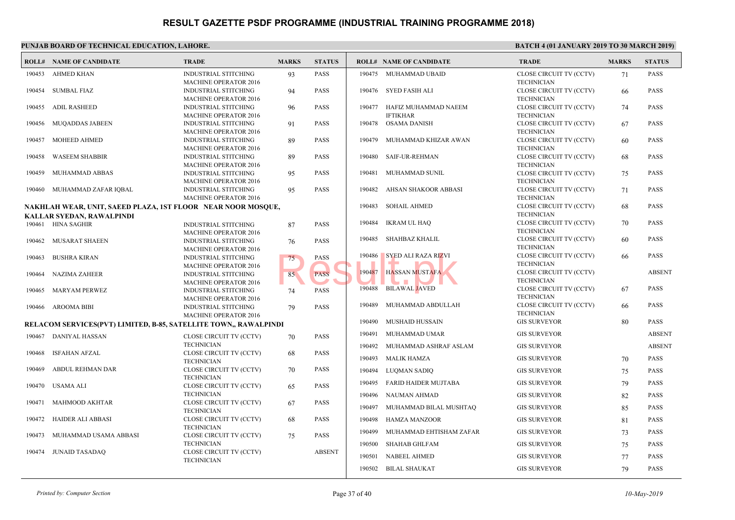# RESULT GAZETTE PSDF PROGRAMME (INDUSTRIAL TRAINING PROGRAMME 2018)

**PUNJAB BOARD OF TECHNICAL EDUCATION, LAHORE.**

**BATCH 4 (01 JANUARY 2019 TO 30 MARCH 2019)**

| ROLL# | NAME OF CANDIDATE | TRADE | MARKS | STATUS |
|---|---|---|---|---|
| 190453 | AHMED KHAN | INDUSTRIAL STITCHING MACHINE OPERATOR 2016 | 93 | PASS |
| 190454 | SUMBAL FIAZ | INDUSTRIAL STITCHING MACHINE OPERATOR 2016 | 94 | PASS |
| 190455 | ADIL RASHEED | INDUSTRIAL STITCHING MACHINE OPERATOR 2016 | 96 | PASS |
| 190456 | MUQADDAS JABEEN | INDUSTRIAL STITCHING MACHINE OPERATOR 2016 | 91 | PASS |
| 190457 | MOHEED AHMED | INDUSTRIAL STITCHING MACHINE OPERATOR 2016 | 89 | PASS |
| 190458 | WASEEM SHABBIR | INDUSTRIAL STITCHING MACHINE OPERATOR 2016 | 89 | PASS |
| 190459 | MUHAMMAD ABBAS | INDUSTRIAL STITCHING MACHINE OPERATOR 2016 | 95 | PASS |
| 190460 | MUHAMMAD ZAFAR IQBAL | INDUSTRIAL STITCHING MACHINE OPERATOR 2016 | 95 | PASS |

**NAKHLAH WEAR, UNIT, SAEED PLAZA, 1ST FLOOR NEAR NOOR MOSQUE, KALLAR SYEDAN, RAWALPINDI**

| ROLL# | NAME OF CANDIDATE | TRADE | MARKS | STATUS |
|---|---|---|---|---|
| 190461 | HINA SAGHIR | INDUSTRIAL STITCHING MACHINE OPERATOR 2016 | 87 | PASS |
| 190462 | MUSARAT SHAEEN | INDUSTRIAL STITCHING MACHINE OPERATOR 2016 | 76 | PASS |
| 190463 | BUSHRA KIRAN | INDUSTRIAL STITCHING MACHINE OPERATOR 2016 | 75 | PASS |
| 190464 | NAZIMA ZAHEER | INDUSTRIAL STITCHING MACHINE OPERATOR 2016 | 85 | PASS |
| 190465 | MARYAM PERWEZ | INDUSTRIAL STITCHING MACHINE OPERATOR 2016 | 74 | PASS |
| 190466 | AROOMA BIBI | INDUSTRIAL STITCHING MACHINE OPERATOR 2016 | 79 | PASS |

**RELACOM SERVICES(PVT) LIMITED, B-85, SATELLITE TOWN,, RAWALPINDI**

| ROLL# | NAME OF CANDIDATE | TRADE | MARKS | STATUS |
|---|---|---|---|---|
| 190467 | DANIYAL HASSAN | CLOSE CIRCUIT TV (CCTV) TECHNICIAN | 70 | PASS |
| 190468 | ISFAHAN AFZAL | CLOSE CIRCUIT TV (CCTV) TECHNICIAN | 68 | PASS |
| 190469 | ABDUL REHMAN DAR | CLOSE CIRCUIT TV (CCTV) TECHNICIAN | 70 | PASS |
| 190470 | USAMA ALI | CLOSE CIRCUIT TV (CCTV) TECHNICIAN | 65 | PASS |
| 190471 | MAHMOOD AKHTAR | CLOSE CIRCUIT TV (CCTV) TECHNICIAN | 67 | PASS |
| 190472 | HAIDER ALI ABBASI | CLOSE CIRCUIT TV (CCTV) TECHNICIAN | 68 | PASS |
| 190473 | MUHAMMAD USAMA ABBASI | CLOSE CIRCUIT TV (CCTV) TECHNICIAN | 75 | PASS |
| 190474 | JUNAID TASADAQ | CLOSE CIRCUIT TV (CCTV) TECHNICIAN | | ABSENT |
| 190475 | MUHAMMAD UBAID | CLOSE CIRCUIT TV (CCTV) TECHNICIAN | 71 | PASS |
| 190476 | SYED FASIH ALI | CLOSE CIRCUIT TV (CCTV) TECHNICIAN | 66 | PASS |
| 190477 | HAFIZ MUHAMMAD NAEEM IFTIKHAR | CLOSE CIRCUIT TV (CCTV) TECHNICIAN | 74 | PASS |
| 190478 | OSAMA DANISH | CLOSE CIRCUIT TV (CCTV) TECHNICIAN | 67 | PASS |
| 190479 | MUHAMMAD KHIZAR AWAN | CLOSE CIRCUIT TV (CCTV) TECHNICIAN | 60 | PASS |
| 190480 | SAIF-UR-REHMAN | CLOSE CIRCUIT TV (CCTV) TECHNICIAN | 68 | PASS |
| 190481 | MUHAMMAD SUNIL | CLOSE CIRCUIT TV (CCTV) TECHNICIAN | 75 | PASS |
| 190482 | AHSAN SHAKOOR ABBASI | CLOSE CIRCUIT TV (CCTV) TECHNICIAN | 71 | PASS |
| 190483 | SOHAIL AHMED | CLOSE CIRCUIT TV (CCTV) TECHNICIAN | 68 | PASS |
| 190484 | IKRAM UL HAQ | CLOSE CIRCUIT TV (CCTV) TECHNICIAN | 70 | PASS |
| 190485 | SHAHBAZ KHALIL | CLOSE CIRCUIT TV (CCTV) TECHNICIAN | 60 | PASS |
| 190486 | SYED ALI RAZA RIZVI | CLOSE CIRCUIT TV (CCTV) TECHNICIAN | 66 | PASS |
| 190487 | HASSAN MUSTAFA | CLOSE CIRCUIT TV (CCTV) TECHNICIAN | | ABSENT |
| 190488 | BILAWAL JAVED | CLOSE CIRCUIT TV (CCTV) TECHNICIAN | 67 | PASS |
| 190489 | MUHAMMAD ABDULLAH | CLOSE CIRCUIT TV (CCTV) TECHNICIAN | 66 | PASS |
| 190490 | MUSHAID HUSSAIN | GIS SURVEYOR | 80 | PASS |
| 190491 | MUHAMMAD UMAR | GIS SURVEYOR | | ABSENT |
| 190492 | MUHAMMAD ASHRAF ASLAM | GIS SURVEYOR | | ABSENT |
| 190493 | MALIK HAMZA | GIS SURVEYOR | 70 | PASS |
| 190494 | LUQMAN SADIQ | GIS SURVEYOR | 75 | PASS |
| 190495 | FARID HAIDER MUJTABA | GIS SURVEYOR | 79 | PASS |
| 190496 | NAUMAN AHMAD | GIS SURVEYOR | 82 | PASS |
| 190497 | MUHAMMAD BILAL MUSHTAQ | GIS SURVEYOR | 85 | PASS |
| 190498 | HAMZA MANZOOR | GIS SURVEYOR | 81 | PASS |
| 190499 | MUHAMMAD EHTISHAM ZAFAR | GIS SURVEYOR | 73 | PASS |
| 190500 | SHAHAB GHLFAM | GIS SURVEYOR | 75 | PASS |
| 190501 | NABEEL AHMED | GIS SURVEYOR | 77 | PASS |
| 190502 | BILAL SHAUKAT | GIS SURVEYOR | 79 | PASS |

*Printed by: Computer Section* | *10-May-2019*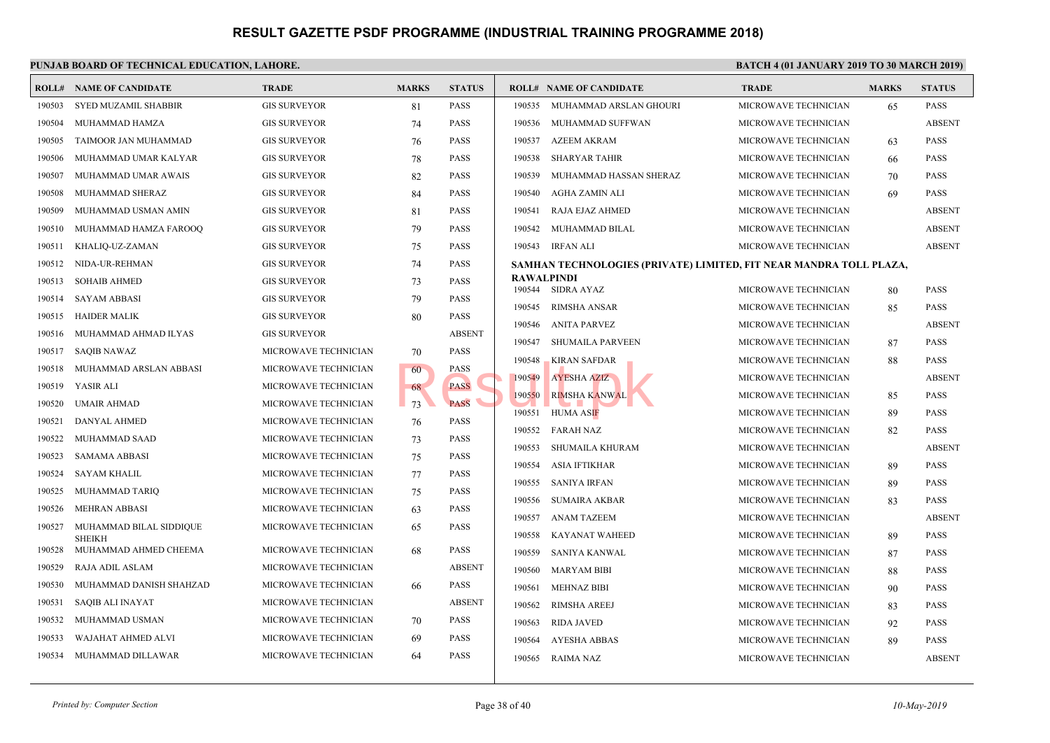# RESULT GAZETTE PSDF PROGRAMME (INDUSTRIAL TRAINING PROGRAMME 2018)

**PUNJAB BOARD OF TECHNICAL EDUCATION, LAHORE.**

**BATCH 4 (01 JANUARY 2019 TO 30 MARCH 2019)**

| ROLL# | NAME OF CANDIDATE | TRADE | MARKS | STATUS |
|---|---|---|---|---|
| 190503 | SYED MUZAMIL SHABBIR | GIS SURVEYOR | 81 | PASS |
| 190504 | MUHAMMAD HAMZA | GIS SURVEYOR | 74 | PASS |
| 190505 | TAIMOOR JAN MUHAMMAD | GIS SURVEYOR | 76 | PASS |
| 190506 | MUHAMMAD UMAR KALYAR | GIS SURVEYOR | 78 | PASS |
| 190507 | MUHAMMAD UMAR AWAIS | GIS SURVEYOR | 82 | PASS |
| 190508 | MUHAMMAD SHERAZ | GIS SURVEYOR | 84 | PASS |
| 190509 | MUHAMMAD USMAN AMIN | GIS SURVEYOR | 81 | PASS |
| 190510 | MUHAMMAD HAMZA FAROOQ | GIS SURVEYOR | 79 | PASS |
| 190511 | KHALIQ-UZ-ZAMAN | GIS SURVEYOR | 75 | PASS |
| 190512 | NIDA-UR-REHMAN | GIS SURVEYOR | 74 | PASS |
| 190513 | SOHAIB AHMED | GIS SURVEYOR | 73 | PASS |
| 190514 | SAYAM ABBASI | GIS SURVEYOR | 79 | PASS |
| 190515 | HAIDER MALIK | GIS SURVEYOR | 80 | PASS |
| 190516 | MUHAMMAD AHMAD ILYAS | GIS SURVEYOR | | ABSENT |
| 190517 | SAQIB NAWAZ | MICROWAVE TECHNICIAN | 70 | PASS |
| 190518 | MUHAMMAD ARSLAN ABBASI | MICROWAVE TECHNICIAN | 60 | PASS |
| 190519 | YASIR ALI | MICROWAVE TECHNICIAN | 68 | PASS |
| 190520 | UMAIR AHMAD | MICROWAVE TECHNICIAN | 73 | PASS |
| 190521 | DANYAL AHMED | MICROWAVE TECHNICIAN | 76 | PASS |
| 190522 | MUHAMMAD SAAD | MICROWAVE TECHNICIAN | 73 | PASS |
| 190523 | SAMAMA ABBASI | MICROWAVE TECHNICIAN | 75 | PASS |
| 190524 | SAYAM KHALIL | MICROWAVE TECHNICIAN | 77 | PASS |
| 190525 | MUHAMMAD TARIQ | MICROWAVE TECHNICIAN | 75 | PASS |
| 190526 | MEHRAN ABBASI | MICROWAVE TECHNICIAN | 63 | PASS |
| 190527 | MUHAMMAD BILAL SIDDIQUE SHEIKH | MICROWAVE TECHNICIAN | 65 | PASS |
| 190528 | MUHAMMAD AHMED CHEEMA | MICROWAVE TECHNICIAN | 68 | PASS |
| 190529 | RAJA ADIL ASLAM | MICROWAVE TECHNICIAN | | ABSENT |
| 190530 | MUHAMMAD DANISH SHAHZAD | MICROWAVE TECHNICIAN | 66 | PASS |
| 190531 | SAQIB ALI INAYAT | MICROWAVE TECHNICIAN | | ABSENT |
| 190532 | MUHAMMAD USMAN | MICROWAVE TECHNICIAN | 70 | PASS |
| 190533 | WAJAHAT AHMED ALVI | MICROWAVE TECHNICIAN | 69 | PASS |
| 190534 | MUHAMMAD DILLAWAR | MICROWAVE TECHNICIAN | 64 | PASS |
| 190535 | MUHAMMAD ARSLAN GHOURI | MICROWAVE TECHNICIAN | 65 | PASS |
| 190536 | MUHAMMAD SUFFWAN | MICROWAVE TECHNICIAN | | ABSENT |
| 190537 | AZEEM AKRAM | MICROWAVE TECHNICIAN | 63 | PASS |
| 190538 | SHARYAR TAHIR | MICROWAVE TECHNICIAN | 66 | PASS |
| 190539 | MUHAMMAD HASSAN SHERAZ | MICROWAVE TECHNICIAN | 70 | PASS |
| 190540 | AGHA ZAMIN ALI | MICROWAVE TECHNICIAN | 69 | PASS |
| 190541 | RAJA EJAZ AHMED | MICROWAVE TECHNICIAN | | ABSENT |
| 190542 | MUHAMMAD BILAL | MICROWAVE TECHNICIAN | | ABSENT |
| 190543 | IRFAN ALI | MICROWAVE TECHNICIAN | | ABSENT |

**SAMHAN TECHNOLOGIES (PRIVATE) LIMITED, FIT NEAR MANDRA TOLL PLAZA, RAWALPINDI**

| ROLL# | NAME OF CANDIDATE | TRADE | MARKS | STATUS |
|---|---|---|---|---|
| 190544 | SIDRA AYAZ | MICROWAVE TECHNICIAN | 80 | PASS |
| 190545 | RIMSHA ANSAR | MICROWAVE TECHNICIAN | 85 | PASS |
| 190546 | ANITA PARVEZ | MICROWAVE TECHNICIAN | | ABSENT |
| 190547 | SHUMAILA PARVEEN | MICROWAVE TECHNICIAN | 87 | PASS |
| 190548 | KIRAN SAFDAR | MICROWAVE TECHNICIAN | 88 | PASS |
| 190549 | AYESHA AZIZ | MICROWAVE TECHNICIAN | | ABSENT |
| 190550 | RIMSHA KANWAL | MICROWAVE TECHNICIAN | 85 | PASS |
| 190551 | HUMA ASIF | MICROWAVE TECHNICIAN | 89 | PASS |
| 190552 | FARAH NAZ | MICROWAVE TECHNICIAN | 82 | PASS |
| 190553 | SHUMAILA KHURAM | MICROWAVE TECHNICIAN | | ABSENT |
| 190554 | ASIA IFTIKHAR | MICROWAVE TECHNICIAN | 89 | PASS |
| 190555 | SANIYA IRFAN | MICROWAVE TECHNICIAN | 89 | PASS |
| 190556 | SUMAIRA AKBAR | MICROWAVE TECHNICIAN | 83 | PASS |
| 190557 | ANAM TAZEEM | MICROWAVE TECHNICIAN | | ABSENT |
| 190558 | KAYANAT WAHEED | MICROWAVE TECHNICIAN | 89 | PASS |
| 190559 | SANIYA KANWAL | MICROWAVE TECHNICIAN | 87 | PASS |
| 190560 | MARYAM BIBI | MICROWAVE TECHNICIAN | 88 | PASS |
| 190561 | MEHNAZ BIBI | MICROWAVE TECHNICIAN | 90 | PASS |
| 190562 | RIMSHA AREEJ | MICROWAVE TECHNICIAN | 83 | PASS |
| 190563 | RIDA JAVED | MICROWAVE TECHNICIAN | 92 | PASS |
| 190564 | AYESHA ABBAS | MICROWAVE TECHNICIAN | 89 | PASS |
| 190565 | RAIMA NAZ | MICROWAVE TECHNICIAN | | ABSENT |

*Printed by: Computer Section*

*10-May-2019*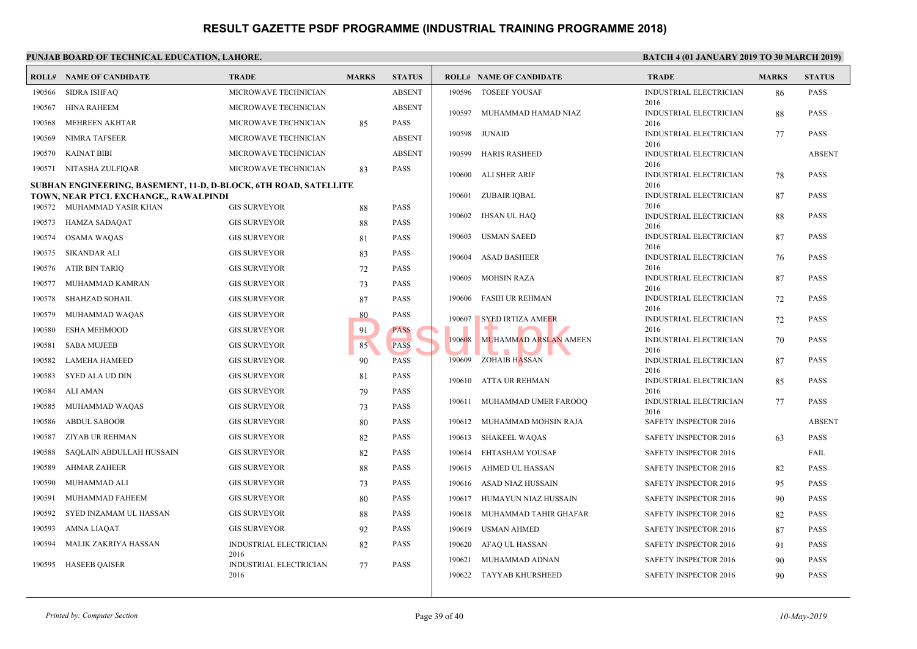# RESULT GAZETTE PSDF PROGRAMME (INDUSTRIAL TRAINING PROGRAMME 2018)

**PUNJAB BOARD OF TECHNICAL EDUCATION, LAHORE.**

**BATCH 4 (01 JANUARY 2019 TO 30 MARCH 2019)**

| ROLL# | NAME OF CANDIDATE | TRADE | MARKS | STATUS |
|---|---|---|---|---|
| 190566 | SIDRA ISHFAQ | MICROWAVE TECHNICIAN | | ABSENT |
| 190567 | HINA RAHEEM | MICROWAVE TECHNICIAN | | ABSENT |
| 190568 | MEHREEN AKHTAR | MICROWAVE TECHNICIAN | 85 | PASS |
| 190569 | NIMRA TAFSEER | MICROWAVE TECHNICIAN | | ABSENT |
| 190570 | KAINAT BIBI | MICROWAVE TECHNICIAN | | ABSENT |
| 190571 | NITASHA ZULFIQAR | MICROWAVE TECHNICIAN | 83 | PASS |

**SUBHAN ENGINEERING, BASEMENT, 11-D, D-BLOCK, 6TH ROAD, SATELLITE TOWN, NEAR PTCL EXCHANGE,, RAWALPINDI**

| ROLL# | NAME OF CANDIDATE | TRADE | MARKS | STATUS |
|---|---|---|---|---|
| 190572 | MUHAMMAD YASIR KHAN | GIS SURVEYOR | 88 | PASS |
| 190573 | HAMZA SADAQAT | GIS SURVEYOR | 88 | PASS |
| 190574 | OSAMA WAQAS | GIS SURVEYOR | 81 | PASS |
| 190575 | SIKANDAR ALI | GIS SURVEYOR | 83 | PASS |
| 190576 | ATIR BIN TARIQ | GIS SURVEYOR | 72 | PASS |
| 190577 | MUHAMMAD KAMRAN | GIS SURVEYOR | 73 | PASS |
| 190578 | SHAHZAD SOHAIL | GIS SURVEYOR | 87 | PASS |
| 190579 | MUHAMMAD WAQAS | GIS SURVEYOR | 80 | PASS |
| 190580 | ESHA MEHMOOD | GIS SURVEYOR | 91 | PASS |
| 190581 | SABA MUJEEB | GIS SURVEYOR | 85 | PASS |
| 190582 | LAMEHA HAMEED | GIS SURVEYOR | 90 | PASS |
| 190583 | SYED ALA UD DIN | GIS SURVEYOR | 81 | PASS |
| 190584 | ALI AMAN | GIS SURVEYOR | 79 | PASS |
| 190585 | MUHAMMAD WAQAS | GIS SURVEYOR | 73 | PASS |
| 190586 | ABDUL SABOOR | GIS SURVEYOR | 80 | PASS |
| 190587 | ZIYAB UR REHMAN | GIS SURVEYOR | 82 | PASS |
| 190588 | SAQLAIN ABDULLAH HUSSAIN | GIS SURVEYOR | 82 | PASS |
| 190589 | AHMAR ZAHEER | GIS SURVEYOR | 88 | PASS |
| 190590 | MUHAMMAD ALI | GIS SURVEYOR | 73 | PASS |
| 190591 | MUHAMMAD FAHEEM | GIS SURVEYOR | 80 | PASS |
| 190592 | SYED INZAMAM UL HASSAN | GIS SURVEYOR | 88 | PASS |
| 190593 | AMNA LIAQAT | GIS SURVEYOR | 92 | PASS |
| 190594 | MALIK ZAKRIYA HASSAN | INDUSTRIAL ELECTRICIAN 2016 | 82 | PASS |
| 190595 | HASEEB QAISER | INDUSTRIAL ELECTRICIAN 2016 | 77 | PASS |
| 190596 | TOSEEF YOUSAF | INDUSTRIAL ELECTRICIAN 2016 | 86 | PASS |
| 190597 | MUHAMMAD HAMAD NIAZ | INDUSTRIAL ELECTRICIAN 2016 | 88 | PASS |
| 190598 | JUNAID | INDUSTRIAL ELECTRICIAN 2016 | 77 | PASS |
| 190599 | HARIS RASHEED | INDUSTRIAL ELECTRICIAN 2016 | | ABSENT |
| 190600 | ALI SHER ARIF | INDUSTRIAL ELECTRICIAN 2016 | 78 | PASS |
| 190601 | ZUBAIR IQBAL | INDUSTRIAL ELECTRICIAN 2016 | 87 | PASS |
| 190602 | IHSAN UL HAQ | INDUSTRIAL ELECTRICIAN 2016 | 88 | PASS |
| 190603 | USMAN SAEED | INDUSTRIAL ELECTRICIAN 2016 | 87 | PASS |
| 190604 | ASAD BASHEER | INDUSTRIAL ELECTRICIAN 2016 | 76 | PASS |
| 190605 | MOHSIN RAZA | INDUSTRIAL ELECTRICIAN 2016 | 87 | PASS |
| 190606 | FASIH UR REHMAN | INDUSTRIAL ELECTRICIAN 2016 | 72 | PASS |
| 190607 | SYED IRTIZA AMEER | INDUSTRIAL ELECTRICIAN 2016 | 72 | PASS |
| 190608 | MUHAMMAD ARSLAN AMEEN | INDUSTRIAL ELECTRICIAN 2016 | 70 | PASS |
| 190609 | ZOHAIB HASSAN | INDUSTRIAL ELECTRICIAN 2016 | 87 | PASS |
| 190610 | ATTA UR REHMAN | INDUSTRIAL ELECTRICIAN 2016 | 85 | PASS |
| 190611 | MUHAMMAD UMER FAROOQ | INDUSTRIAL ELECTRICIAN 2016 | 77 | PASS |
| 190612 | MUHAMMAD MOHSIN RAJA | SAFETY INSPECTOR 2016 | | ABSENT |
| 190613 | SHAKEEL WAQAS | SAFETY INSPECTOR 2016 | 63 | PASS |
| 190614 | EHTASHAM YOUSAF | SAFETY INSPECTOR 2016 | | FAIL |
| 190615 | AHMED UL HASSAN | SAFETY INSPECTOR 2016 | 82 | PASS |
| 190616 | ASAD NIAZ HUSSAIN | SAFETY INSPECTOR 2016 | 95 | PASS |
| 190617 | HUMAYUN NIAZ HUSSAIN | SAFETY INSPECTOR 2016 | 90 | PASS |
| 190618 | MUHAMMAD TAHIR GHAFAR | SAFETY INSPECTOR 2016 | 82 | PASS |
| 190619 | USMAN AHMED | SAFETY INSPECTOR 2016 | 87 | PASS |
| 190620 | AFAQ UL HASSAN | SAFETY INSPECTOR 2016 | 91 | PASS |
| 190621 | MUHAMMAD ADNAN | SAFETY INSPECTOR 2016 | 90 | PASS |
| 190622 | TAYYAB KHURSHEED | SAFETY INSPECTOR 2016 | 90 | PASS |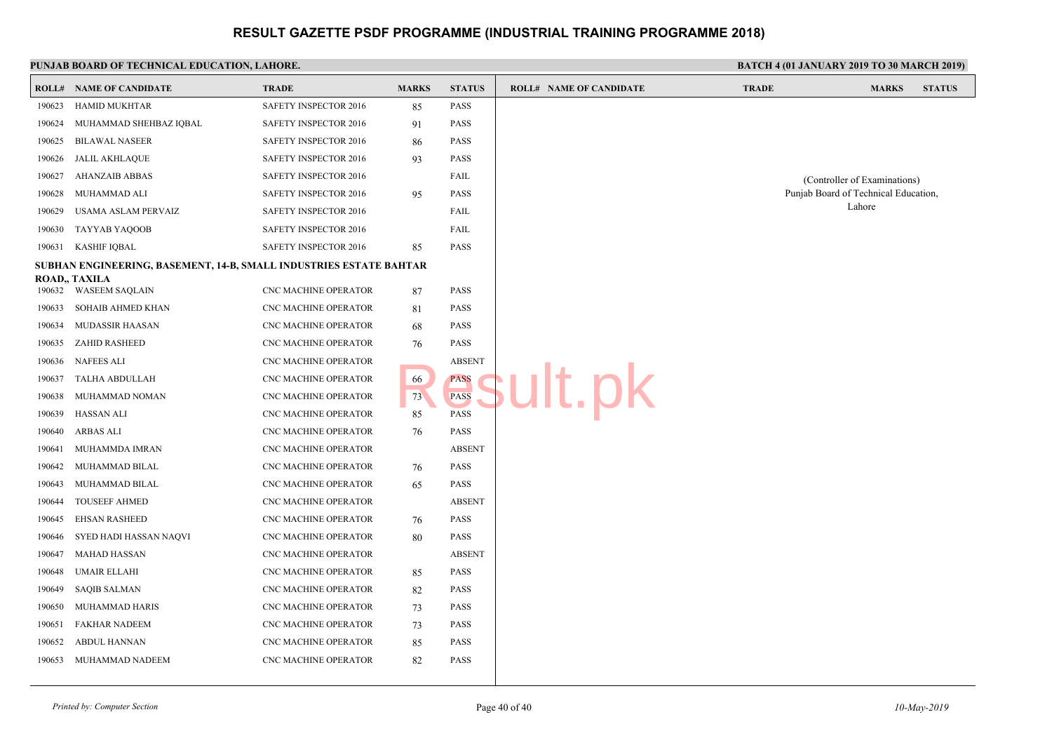# RESULT GAZETTE PSDF PROGRAMME (INDUSTRIAL TRAINING PROGRAMME 2018)

**PUNJAB BOARD OF TECHNICAL EDUCATION, LAHORE.**

**BATCH 4 (01 JANUARY 2019 TO 30 MARCH 2019)**

| ROLL# | NAME OF CANDIDATE | TRADE | MARKS | STATUS |
|---|---|---|---|---|
| 190623 | HAMID MUKHTAR | SAFETY INSPECTOR 2016 | 85 | PASS |
| 190624 | MUHAMMAD SHEHBAZ IQBAL | SAFETY INSPECTOR 2016 | 91 | PASS |
| 190625 | BILAWAL NASEER | SAFETY INSPECTOR 2016 | 86 | PASS |
| 190626 | JALIL AKHLAQUE | SAFETY INSPECTOR 2016 | 93 | PASS |
| 190627 | AHANZAIB ABBAS | SAFETY INSPECTOR 2016 | | FAIL |
| 190628 | MUHAMMAD ALI | SAFETY INSPECTOR 2016 | 95 | PASS |
| 190629 | USAMA ASLAM PERVAIZ | SAFETY INSPECTOR 2016 | | FAIL |
| 190630 | TAYYAB YAQOOB | SAFETY INSPECTOR 2016 | | FAIL |
| 190631 | KASHIF IQBAL | SAFETY INSPECTOR 2016 | 85 | PASS |
| **SUBHAN ENGINEERING, BASEMENT, 14-B, SMALL INDUSTRIES ESTATE BAHTAR ROAD,, TAXILA** | | | | |
| 190632 | WASEEM SAQLAIN | CNC MACHINE OPERATOR | 87 | PASS |
| 190633 | SOHAIB AHMED KHAN | CNC MACHINE OPERATOR | 81 | PASS |
| 190634 | MUDASSIR HAASAN | CNC MACHINE OPERATOR | 68 | PASS |
| 190635 | ZAHID RASHEED | CNC MACHINE OPERATOR | 76 | PASS |
| 190636 | NAFEES ALI | CNC MACHINE OPERATOR | | ABSENT |
| 190637 | TALHA ABDULLAH | CNC MACHINE OPERATOR | 66 | PASS |
| 190638 | MUHAMMAD NOMAN | CNC MACHINE OPERATOR | 73 | PASS |
| 190639 | HASSAN ALI | CNC MACHINE OPERATOR | 85 | PASS |
| 190640 | ARBAS ALI | CNC MACHINE OPERATOR | 76 | PASS |
| 190641 | MUHAMMDA IMRAN | CNC MACHINE OPERATOR | | ABSENT |
| 190642 | MUHAMMAD BILAL | CNC MACHINE OPERATOR | 76 | PASS |
| 190643 | MUHAMMAD BILAL | CNC MACHINE OPERATOR | 65 | PASS |
| 190644 | TOUSEEF AHMED | CNC MACHINE OPERATOR | | ABSENT |
| 190645 | EHSAN RASHEED | CNC MACHINE OPERATOR | 76 | PASS |
| 190646 | SYED HADI HASSAN NAQVI | CNC MACHINE OPERATOR | 80 | PASS |
| 190647 | MAHAD HASSAN | CNC MACHINE OPERATOR | | ABSENT |
| 190648 | UMAIR ELLAHI | CNC MACHINE OPERATOR | 85 | PASS |
| 190649 | SAQIB SALMAN | CNC MACHINE OPERATOR | 82 | PASS |
| 190650 | MUHAMMAD HARIS | CNC MACHINE OPERATOR | 73 | PASS |
| 190651 | FAKHAR NADEEM | CNC MACHINE OPERATOR | 73 | PASS |
| 190652 | ABDUL HANNAN | CNC MACHINE OPERATOR | 85 | PASS |
| 190653 | MUHAMMAD NADEEM | CNC MACHINE OPERATOR | 82 | PASS |

(Controller of Examinations)
Punjab Board of Technical Education,
Lahore